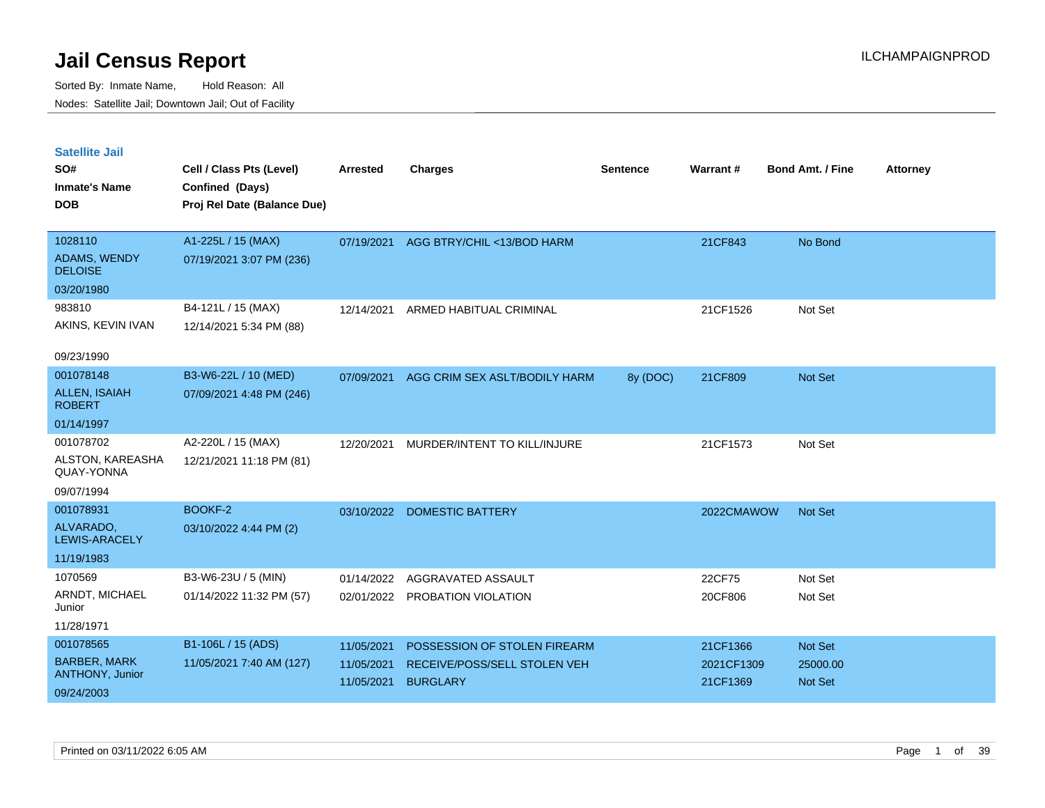# Jail Census Report

ILCHAMPAIGNPROD

Sorted By: Inmate Name, Hold Reason: All

Nodes: Satellite Jail; Downtown Jail; Out of Facility

## Satellite Jail

| SO# / Inmate's Name / DOB | Cell / Class Pts (Level) / Confined (Days) / Proj Rel Date (Balance Due) | Arrested | Charges | Sentence | Warrant # | Bond Amt. / Fine | Attorney |
|---|---|---|---|---|---|---|---|
| 1028110<br>ADAMS, WENDY DELOISE<br>03/20/1980 | A1-225L / 15 (MAX)<br>07/19/2021 3:07 PM (236) | 07/19/2021 | AGG BTRY/CHIL <13/BOD HARM | | 21CF843 | No Bond | |
| 983810<br>AKINS, KEVIN IVAN<br>09/23/1990 | B4-121L / 15 (MAX)<br>12/14/2021 5:34 PM (88) | 12/14/2021 | ARMED HABITUAL CRIMINAL | | 21CF1526 | Not Set | |
| 001078148<br>ALLEN, ISAIAH ROBERT<br>01/14/1997 | B3-W6-22L / 10 (MED)<br>07/09/2021 4:48 PM (246) | 07/09/2021 | AGG CRIM SEX ASLT/BODILY HARM | 8y (DOC) | 21CF809 | Not Set | |
| 001078702<br>ALSTON, KAREASHA QUAY-YONNA<br>09/07/1994 | A2-220L / 15 (MAX)<br>12/21/2021 11:18 PM (81) | 12/20/2021 | MURDER/INTENT TO KILL/INJURE | | 21CF1573 | Not Set | |
| 001078931<br>ALVARADO, LEWIS-ARACELY<br>11/19/1983 | BOOKF-2<br>03/10/2022 4:44 PM (2) | 03/10/2022 | DOMESTIC BATTERY | | 2022CMAWOW | Not Set | |
| 1070569<br>ARNDT, MICHAEL Junior<br>11/28/1971 | B3-W6-23U / 5 (MIN)<br>01/14/2022 11:32 PM (57) | 01/14/2022<br>02/01/2022 | AGGRAVATED ASSAULT<br>PROBATION VIOLATION | | 22CF75<br>20CF806 | Not Set<br>Not Set | |
| 001078565<br>BARBER, MARK ANTHONY, Junior<br>09/24/2003 | B1-106L / 15 (ADS)<br>11/05/2021 7:40 AM (127) | 11/05/2021<br>11/05/2021<br>11/05/2021 | POSSESSION OF STOLEN FIREARM<br>RECEIVE/POSS/SELL STOLEN VEH<br>BURGLARY | | 21CF1366<br>2021CF1309<br>21CF1369 | Not Set<br>25000.00<br>Not Set | |

Printed on 03/11/2022 6:05 AM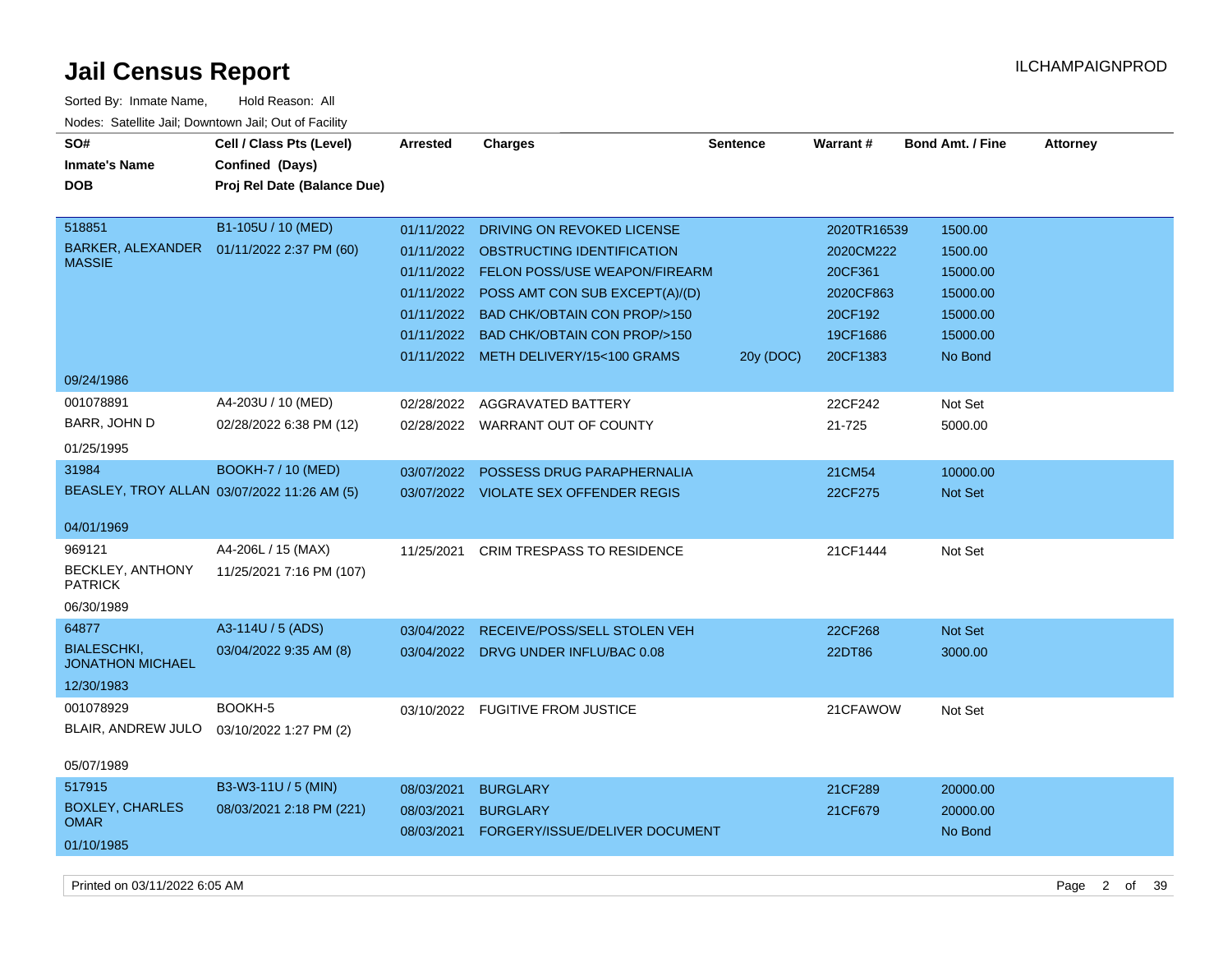# Jail Census Report

ILCHAMPAIGNPROD

Sorted By: Inmate Name, Hold Reason: All

Nodes: Satellite Jail; Downtown Jail; Out of Facility

| SO# / Inmate's Name / DOB | Cell / Class Pts (Level) / Confined (Days) / Proj Rel Date (Balance Due) | Arrested | Charges | Sentence | Warrant # | Bond Amt. / Fine | Attorney |
|---|---|---|---|---|---|---|---|
| 518851 | B1-105U / 10 (MED) | 01/11/2022 | DRIVING ON REVOKED LICENSE | | 2020TR16539 | 1500.00 | |
| BARKER, ALEXANDER MASSIE | 01/11/2022 2:37 PM (60) | 01/11/2022 | OBSTRUCTING IDENTIFICATION | | 2020CM222 | 1500.00 | |
| 09/24/1986 | | 01/11/2022 | FELON POSS/USE WEAPON/FIREARM | | 20CF361 | 15000.00 | |
| | | 01/11/2022 | POSS AMT CON SUB EXCEPT(A)/(D) | | 2020CF863 | 15000.00 | |
| | | 01/11/2022 | BAD CHK/OBTAIN CON PROP/>150 | | 20CF192 | 15000.00 | |
| | | 01/11/2022 | BAD CHK/OBTAIN CON PROP/>150 | | 19CF1686 | 15000.00 | |
| | | 01/11/2022 | METH DELIVERY/15<100 GRAMS | 20y (DOC) | 20CF1383 | No Bond | |
| 001078891 | A4-203U / 10 (MED) | 02/28/2022 | AGGRAVATED BATTERY | | 22CF242 | Not Set | |
| BARR, JOHN D | 02/28/2022 6:38 PM (12) | 02/28/2022 | WARRANT OUT OF COUNTY | | 21-725 | 5000.00 | |
| 01/25/1995 | | | | | | | |
| 31984 | BOOKH-7 / 10 (MED) | 03/07/2022 | POSSESS DRUG PARAPHERNALIA | | 21CM54 | 10000.00 | |
| BEASLEY, TROY ALLAN | 03/07/2022 11:26 AM (5) | 03/07/2022 | VIOLATE SEX OFFENDER REGIS | | 22CF275 | Not Set | |
| 04/01/1969 | | | | | | | |
| 969121 | A4-206L / 15 (MAX) | 11/25/2021 | CRIM TRESPASS TO RESIDENCE | | 21CF1444 | Not Set | |
| BECKLEY, ANTHONY PATRICK | 11/25/2021 7:16 PM (107) | | | | | | |
| 06/30/1989 | | | | | | | |
| 64877 | A3-114U / 5 (ADS) | 03/04/2022 | RECEIVE/POSS/SELL STOLEN VEH | | 22CF268 | Not Set | |
| BIALESCHKI, JONATHON MICHAEL | 03/04/2022 9:35 AM (8) | 03/04/2022 | DRVG UNDER INFLU/BAC 0.08 | | 22DT86 | 3000.00 | |
| 12/30/1983 | | | | | | | |
| 001078929 | BOOKH-5 | 03/10/2022 | FUGITIVE FROM JUSTICE | | 21CFAWOW | Not Set | |
| BLAIR, ANDREW JULO | 03/10/2022 1:27 PM (2) | | | | | | |
| 05/07/1989 | | | | | | | |
| 517915 | B3-W3-11U / 5 (MIN) | 08/03/2021 | BURGLARY | | 21CF289 | 20000.00 | |
| BOXLEY, CHARLES OMAR | 08/03/2021 2:18 PM (221) | 08/03/2021 | BURGLARY | | 21CF679 | 20000.00 | |
| 01/10/1985 | | 08/03/2021 | FORGERY/ISSUE/DELIVER DOCUMENT | | | No Bond | |

Printed on 03/11/2022 6:05 AM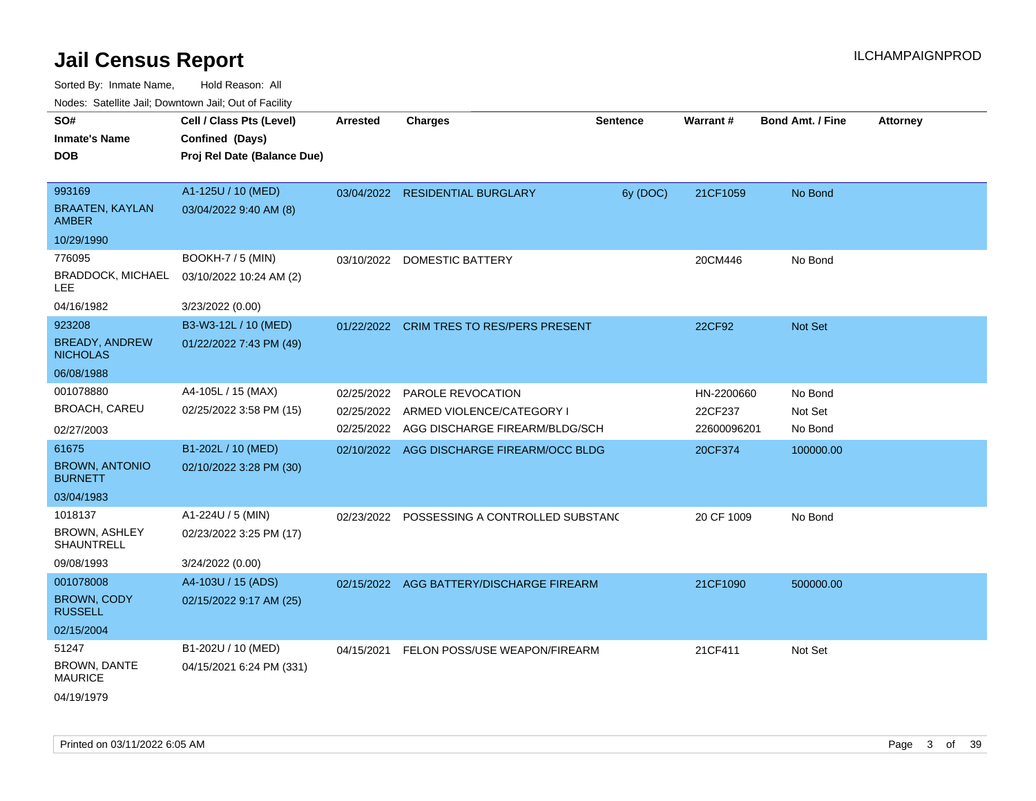# Jail Census Report

ILCHAMPAIGNPROD

Sorted By: Inmate Name, Hold Reason: All

Nodes: Satellite Jail; Downtown Jail; Out of Facility

| SO# / Inmate's Name / DOB | Cell / Class Pts (Level) / Confined (Days) / Proj Rel Date (Balance Due) | Arrested | Charges | Sentence | Warrant # | Bond Amt. / Fine | Attorney |
|---|---|---|---|---|---|---|---|
| 993169<br>BRAATEN, KAYLAN AMBER<br>10/29/1990 | A1-125U / 10 (MED)<br>03/04/2022 9:40 AM (8) | 03/04/2022 | RESIDENTIAL BURGLARY | 6y (DOC) | 21CF1059 | No Bond | |
| 776095<br>BRADDOCK, MICHAEL LEE<br>04/16/1982 | BOOKH-7 / 5 (MIN)<br>03/10/2022 10:24 AM (2)<br>3/23/2022 (0.00) | 03/10/2022 | DOMESTIC BATTERY | | 20CM446 | No Bond | |
| 923208<br>BREADY, ANDREW NICHOLAS<br>06/08/1988 | B3-W3-12L / 10 (MED)<br>01/22/2022 7:43 PM (49) | 01/22/2022 | CRIM TRES TO RES/PERS PRESENT | | 22CF92 | Not Set | |
| 001078880<br>BROACH, CAREU<br>02/27/2003 | A4-105L / 15 (MAX)<br>02/25/2022 3:58 PM (15) | 02/25/2022 | PAROLE REVOCATION | | HN-2200660 | No Bond | |
| | | 02/25/2022 | ARMED VIOLENCE/CATEGORY I | | 22CF237 | Not Set | |
| | | 02/25/2022 | AGG DISCHARGE FIREARM/BLDG/SCH | | 22600096201 | No Bond | |
| 61675<br>BROWN, ANTONIO BURNETT<br>03/04/1983 | B1-202L / 10 (MED)<br>02/10/2022 3:28 PM (30) | 02/10/2022 | AGG DISCHARGE FIREARM/OCC BLDG | | 20CF374 | 100000.00 | |
| 1018137<br>BROWN, ASHLEY SHAUNTRELL<br>09/08/1993 | A1-224U / 5 (MIN)<br>02/23/2022 3:25 PM (17)<br>3/24/2022 (0.00) | 02/23/2022 | POSSESSING A CONTROLLED SUBSTANC | | 20 CF 1009 | No Bond | |
| 001078008<br>BROWN, CODY RUSSELL<br>02/15/2004 | A4-103U / 15 (ADS)<br>02/15/2022 9:17 AM (25) | 02/15/2022 | AGG BATTERY/DISCHARGE FIREARM | | 21CF1090 | 500000.00 | |
| 51247<br>BROWN, DANTE MAURICE<br>04/19/1979 | B1-202U / 10 (MED)<br>04/15/2021 6:24 PM (331) | 04/15/2021 | FELON POSS/USE WEAPON/FIREARM | | 21CF411 | Not Set | |

Printed on 03/11/2022 6:05 AM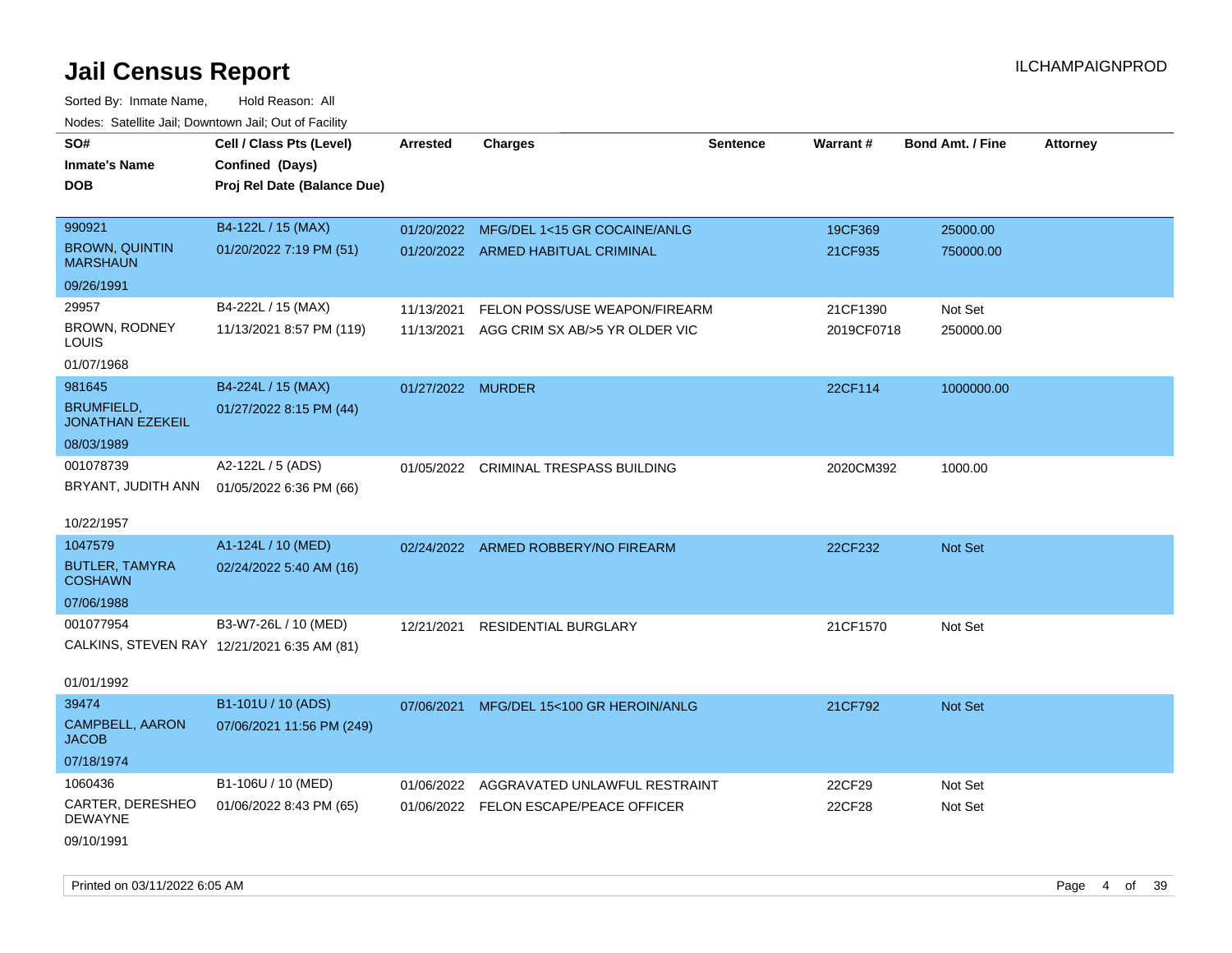# Jail Census Report

Sorted By: Inmate Name,    Hold Reason: All

Nodes: Satellite Jail; Downtown Jail; Out of Facility

| SO# / Inmate's Name / DOB | Cell / Class Pts (Level) / Confined (Days) / Proj Rel Date (Balance Due) | Arrested | Charges | Sentence | Warrant # | Bond Amt. / Fine | Attorney |
|---|---|---|---|---|---|---|---|
| 990921<br>BROWN, QUINTIN MARSHAUN<br>09/26/1991 | B4-122L / 15 (MAX)<br>01/20/2022 7:19 PM (51) | 01/20/2022<br>01/20/2022 | MFG/DEL 1<15 GR COCAINE/ANLG<br>ARMED HABITUAL CRIMINAL | | 19CF369<br>21CF935 | 25000.00<br>750000.00 | |
| 29957<br>BROWN, RODNEY LOUIS<br>01/07/1968 | B4-222L / 15 (MAX)<br>11/13/2021 8:57 PM (119) | 11/13/2021<br>11/13/2021 | FELON POSS/USE WEAPON/FIREARM<br>AGG CRIM SX AB/>5 YR OLDER VIC | | 21CF1390<br>2019CF0718 | Not Set<br>250000.00 | |
| 981645<br>BRUMFIELD, JONATHAN EZEKEIL<br>08/03/1989 | B4-224L / 15 (MAX)<br>01/27/2022 8:15 PM (44) | 01/27/2022 | MURDER | | 22CF114 | 1000000.00 | |
| 001078739<br>BRYANT, JUDITH ANN<br>10/22/1957 | A2-122L / 5 (ADS)<br>01/05/2022 6:36 PM (66) | 01/05/2022 | CRIMINAL TRESPASS BUILDING | | 2020CM392 | 1000.00 | |
| 1047579<br>BUTLER, TAMYRA COSHAWN<br>07/06/1988 | A1-124L / 10 (MED)<br>02/24/2022 5:40 AM (16) | 02/24/2022 | ARMED ROBBERY/NO FIREARM | | 22CF232 | Not Set | |
| 001077954<br>CALKINS, STEVEN RAY<br>01/01/1992 | B3-W7-26L / 10 (MED)<br>12/21/2021 6:35 AM (81) | 12/21/2021 | RESIDENTIAL BURGLARY | | 21CF1570 | Not Set | |
| 39474<br>CAMPBELL, AARON JACOB<br>07/18/1974 | B1-101U / 10 (ADS)<br>07/06/2021 11:56 PM (249) | 07/06/2021 | MFG/DEL 15<100 GR HEROIN/ANLG | | 21CF792 | Not Set | |
| 1060436<br>CARTER, DERESHEO DEWAYNE<br>09/10/1991 | B1-106U / 10 (MED)<br>01/06/2022 8:43 PM (65) | 01/06/2022<br>01/06/2022 | AGGRAVATED UNLAWFUL RESTRAINT<br>FELON ESCAPE/PEACE OFFICER | | 22CF29<br>22CF28 | Not Set<br>Not Set | |

Printed on 03/11/2022 6:05 AM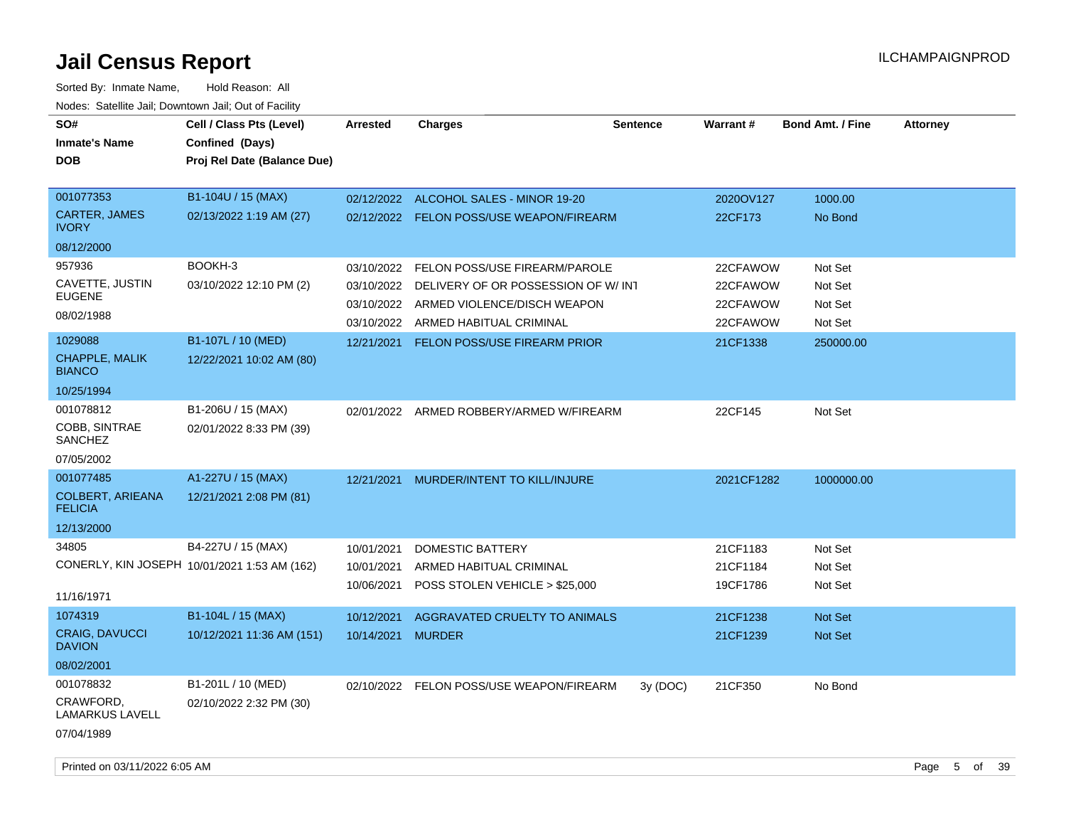# Jail Census Report

ILCHAMPAIGNPROD

Sorted By: Inmate Name, Hold Reason: All

Nodes: Satellite Jail; Downtown Jail; Out of Facility

| SO# / Inmate's Name / DOB | Cell / Class Pts (Level) / Confined (Days) / Proj Rel Date (Balance Due) | Arrested | Charges | Sentence | Warrant # | Bond Amt. / Fine | Attorney |
|---|---|---|---|---|---|---|---|
| 001077353<br>CARTER, JAMES IVORY<br>08/12/2000 | B1-104U / 15 (MAX)<br>02/13/2022 1:19 AM (27) | 02/12/2022 | ALCOHOL SALES - MINOR 19-20 | | 2020OV127 | 1000.00 | |
| | | 02/12/2022 | FELON POSS/USE WEAPON/FIREARM | | 22CF173 | No Bond | |
| 957936<br>CAVETTE, JUSTIN EUGENE<br>08/02/1988 | BOOKH-3<br>03/10/2022 12:10 PM (2) | 03/10/2022 | FELON POSS/USE FIREARM/PAROLE | | 22CFAWOW | Not Set | |
| | | 03/10/2022 | DELIVERY OF OR POSSESSION OF W/ INT | | 22CFAWOW | Not Set | |
| | | 03/10/2022 | ARMED VIOLENCE/DISCH WEAPON | | 22CFAWOW | Not Set | |
| | | 03/10/2022 | ARMED HABITUAL CRIMINAL | | 22CFAWOW | Not Set | |
| 1029088<br>CHAPPLE, MALIK BIANCO<br>10/25/1994 | B1-107L / 10 (MED)<br>12/22/2021 10:02 AM (80) | 12/21/2021 | FELON POSS/USE FIREARM PRIOR | | 21CF1338 | 250000.00 | |
| 001078812<br>COBB, SINTRAE SANCHEZ<br>07/05/2002 | B1-206U / 15 (MAX)<br>02/01/2022 8:33 PM (39) | 02/01/2022 | ARMED ROBBERY/ARMED W/FIREARM | | 22CF145 | Not Set | |
| 001077485<br>COLBERT, ARIEANA FELICIA<br>12/13/2000 | A1-227U / 15 (MAX)<br>12/21/2021 2:08 PM (81) | 12/21/2021 | MURDER/INTENT TO KILL/INJURE | | 2021CF1282 | 1000000.00 | |
| 34805<br>CONERLY, KIN JOSEPH<br>11/16/1971 | B4-227U / 15 (MAX)<br>10/01/2021 1:53 AM (162) | 10/01/2021 | DOMESTIC BATTERY | | 21CF1183 | Not Set | |
| | | 10/01/2021 | ARMED HABITUAL CRIMINAL | | 21CF1184 | Not Set | |
| | | 10/06/2021 | POSS STOLEN VEHICLE > $25,000 | | 19CF1786 | Not Set | |
| 1074319<br>CRAIG, DAVUCCI DAVION<br>08/02/2001 | B1-104L / 15 (MAX)<br>10/12/2021 11:36 AM (151) | 10/12/2021 | AGGRAVATED CRUELTY TO ANIMALS | | 21CF1238 | Not Set | |
| | | 10/14/2021 | MURDER | | 21CF1239 | Not Set | |
| 001078832<br>CRAWFORD, LAMARKUS LAVELL<br>07/04/1989 | B1-201L / 10 (MED)<br>02/10/2022 2:32 PM (30) | 02/10/2022 | FELON POSS/USE WEAPON/FIREARM | 3y (DOC) | 21CF350 | No Bond | |

Printed on 03/11/2022 6:05 AM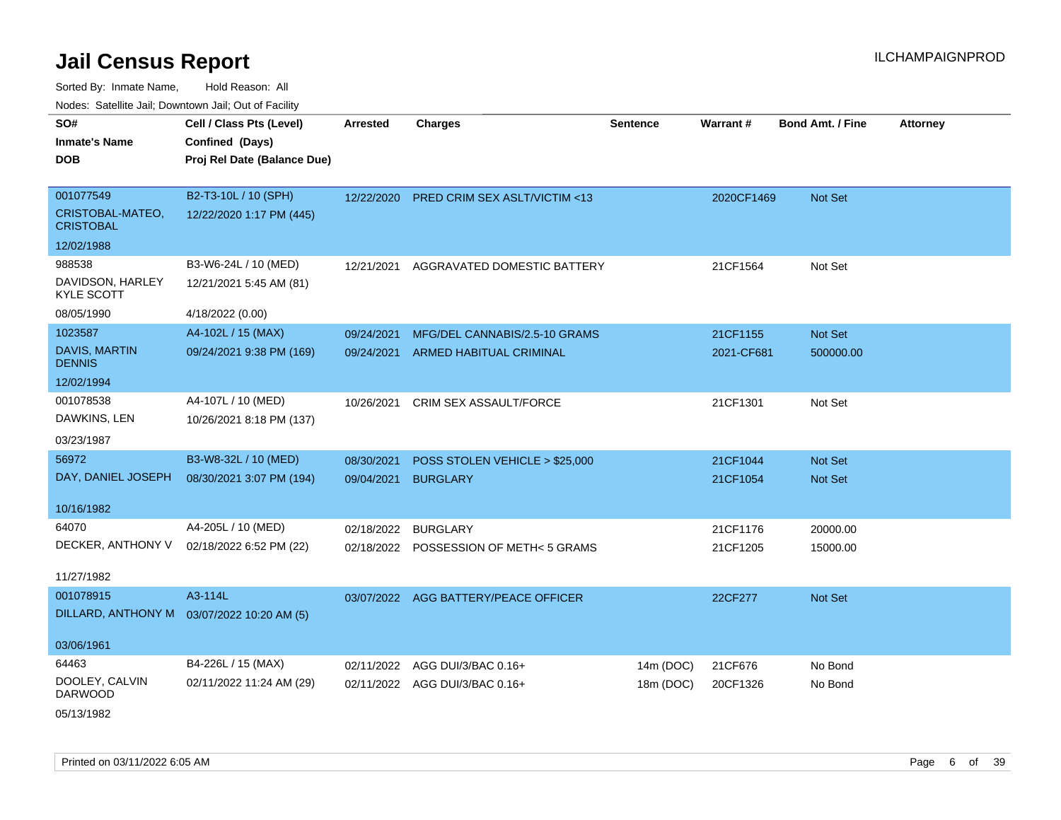# Jail Census Report

ILCHAMPAIGNPROD

Sorted By: Inmate Name, Hold Reason: All

Nodes: Satellite Jail; Downtown Jail; Out of Facility

| SO# / Inmate's Name / DOB | Cell / Class Pts (Level) / Confined (Days) / Proj Rel Date (Balance Due) | Arrested | Charges | Sentence | Warrant # | Bond Amt. / Fine | Attorney |
|---|---|---|---|---|---|---|---|
| 001077549<br>CRISTOBAL-MATEO, CRISTOBAL<br>12/02/1988 | B2-T3-10L / 10 (SPH)<br>12/22/2020 1:17 PM (445) | 12/22/2020 | PRED CRIM SEX ASLT/VICTIM <13 | | 2020CF1469 | Not Set | |
| 988538<br>DAVIDSON, HARLEY KYLE SCOTT<br>08/05/1990 | B3-W6-24L / 10 (MED)<br>12/21/2021 5:45 AM (81)<br>4/18/2022 (0.00) | 12/21/2021 | AGGRAVATED DOMESTIC BATTERY | | 21CF1564 | Not Set | |
| 1023587<br>DAVIS, MARTIN DENNIS<br>12/02/1994 | A4-102L / 15 (MAX)<br>09/24/2021 9:38 PM (169) | 09/24/2021<br>09/24/2021 | MFG/DEL CANNABIS/2.5-10 GRAMS<br>ARMED HABITUAL CRIMINAL | | 21CF1155<br>2021-CF681 | Not Set<br>500000.00 | |
| 001078538<br>DAWKINS, LEN<br>03/23/1987 | A4-107L / 10 (MED)<br>10/26/2021 8:18 PM (137) | 10/26/2021 | CRIM SEX ASSAULT/FORCE | | 21CF1301 | Not Set | |
| 56972<br>DAY, DANIEL JOSEPH<br>10/16/1982 | B3-W8-32L / 10 (MED)<br>08/30/2021 3:07 PM (194) | 08/30/2021<br>09/04/2021 | POSS STOLEN VEHICLE > $25,000<br>BURGLARY | | 21CF1044<br>21CF1054 | Not Set<br>Not Set | |
| 64070<br>DECKER, ANTHONY V<br>11/27/1982 | A4-205L / 10 (MED)<br>02/18/2022 6:52 PM (22) | 02/18/2022<br>02/18/2022 | BURGLARY<br>POSSESSION OF METH< 5 GRAMS | | 21CF1176<br>21CF1205 | 20000.00<br>15000.00 | |
| 001078915<br>DILLARD, ANTHONY M<br>03/06/1961 | A3-114L<br>03/07/2022 10:20 AM (5) | 03/07/2022 | AGG BATTERY/PEACE OFFICER | | 22CF277 | Not Set | |
| 64463<br>DOOLEY, CALVIN DARWOOD<br>05/13/1982 | B4-226L / 15 (MAX)<br>02/11/2022 11:24 AM (29) | 02/11/2022<br>02/11/2022 | AGG DUI/3/BAC 0.16+<br>AGG DUI/3/BAC 0.16+ | 14m (DOC)<br>18m (DOC) | 21CF676<br>20CF1326 | No Bond<br>No Bond | |

Printed on 03/11/2022 6:05 AM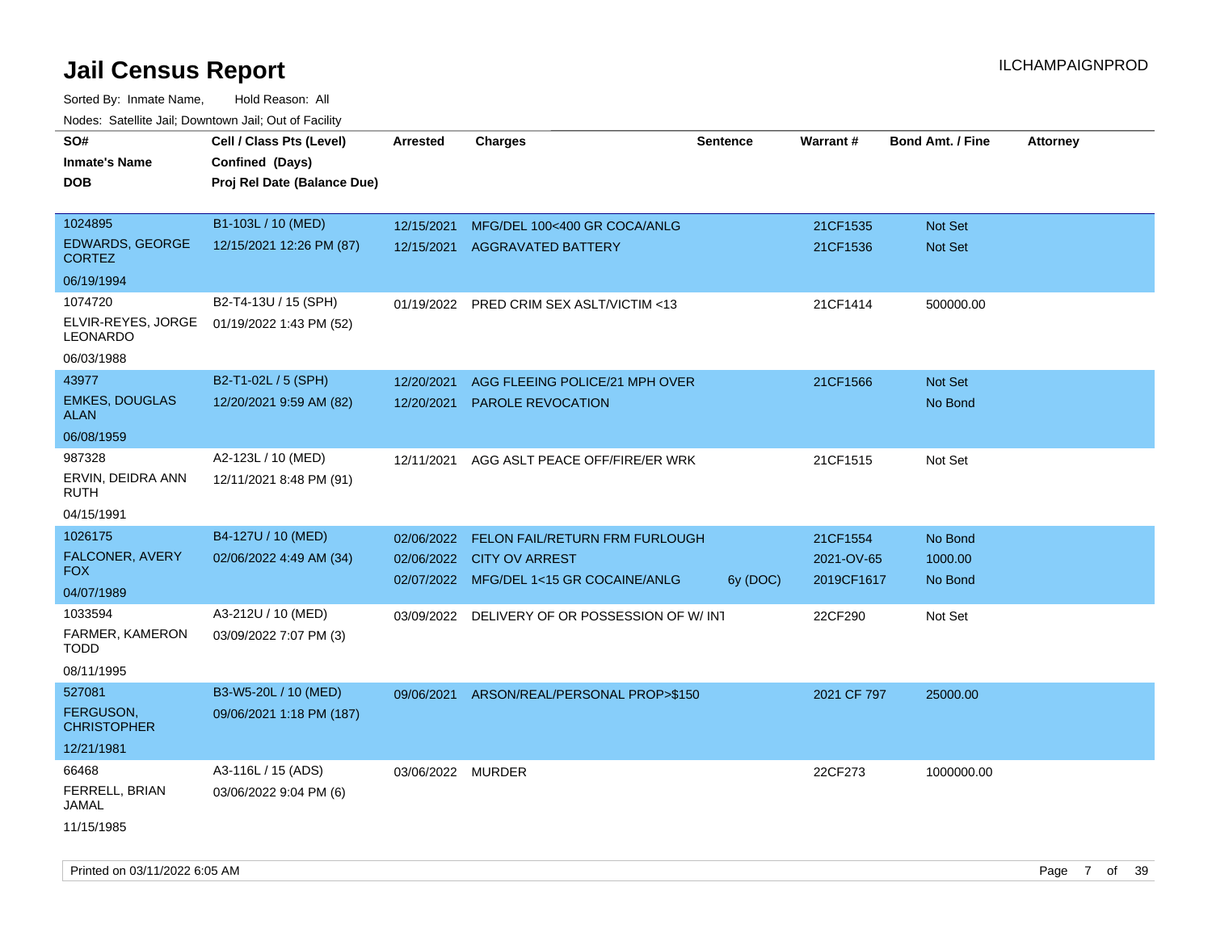# Jail Census Report

ILCHAMPAIGNPROD

Sorted By: Inmate Name, Hold Reason: All

Nodes: Satellite Jail; Downtown Jail; Out of Facility

| SO# / Inmate's Name / DOB | Cell / Class Pts (Level) / Confined (Days) / Proj Rel Date (Balance Due) | Arrested | Charges | Sentence | Warrant # | Bond Amt. / Fine | Attorney |
|---|---|---|---|---|---|---|---|
| 1024895<br>EDWARDS, GEORGE CORTEZ<br>06/19/1994 | B1-103L / 10 (MED)<br>12/15/2021 12:26 PM (87) | 12/15/2021 | MFG/DEL 100<400 GR COCA/ANLG | | 21CF1535 | Not Set | |
| | | 12/15/2021 | AGGRAVATED BATTERY | | 21CF1536 | Not Set | |
| 1074720<br>ELVIR-REYES, JORGE LEONARDO<br>06/03/1988 | B2-T4-13U / 15 (SPH)<br>01/19/2022 1:43 PM (52) | 01/19/2022 | PRED CRIM SEX ASLT/VICTIM <13 | | 21CF1414 | 500000.00 | |
| 43977<br>EMKES, DOUGLAS ALAN<br>06/08/1959 | B2-T1-02L / 5 (SPH)<br>12/20/2021 9:59 AM (82) | 12/20/2021 | AGG FLEEING POLICE/21 MPH OVER | | 21CF1566 | Not Set | |
| | | 12/20/2021 | PAROLE REVOCATION | | | No Bond | |
| 987328<br>ERVIN, DEIDRA ANN RUTH<br>04/15/1991 | A2-123L / 10 (MED)<br>12/11/2021 8:48 PM (91) | 12/11/2021 | AGG ASLT PEACE OFF/FIRE/ER WRK | | 21CF1515 | Not Set | |
| 1026175<br>FALCONER, AVERY FOX<br>04/07/1989 | B4-127U / 10 (MED)<br>02/06/2022 4:49 AM (34) | 02/06/2022 | FELON FAIL/RETURN FRM FURLOUGH | | 21CF1554 | No Bond | |
| | | 02/06/2022 | CITY OV ARREST | | 2021-OV-65 | 1000.00 | |
| | | 02/07/2022 | MFG/DEL 1<15 GR COCAINE/ANLG | 6y (DOC) | 2019CF1617 | No Bond | |
| 1033594<br>FARMER, KAMERON TODD<br>08/11/1995 | A3-212U / 10 (MED)<br>03/09/2022 7:07 PM (3) | 03/09/2022 | DELIVERY OF OR POSSESSION OF W/ INT | | 22CF290 | Not Set | |
| 527081<br>FERGUSON, CHRISTOPHER<br>12/21/1981 | B3-W5-20L / 10 (MED)<br>09/06/2021 1:18 PM (187) | 09/06/2021 | ARSON/REAL/PERSONAL PROP>$150 | | 2021 CF 797 | 25000.00 | |
| 66468<br>FERRELL, BRIAN JAMAL<br>11/15/1985 | A3-116L / 15 (ADS)<br>03/06/2022 9:04 PM (6) | 03/06/2022 | MURDER | | 22CF273 | 1000000.00 | |

Printed on 03/11/2022 6:05 AM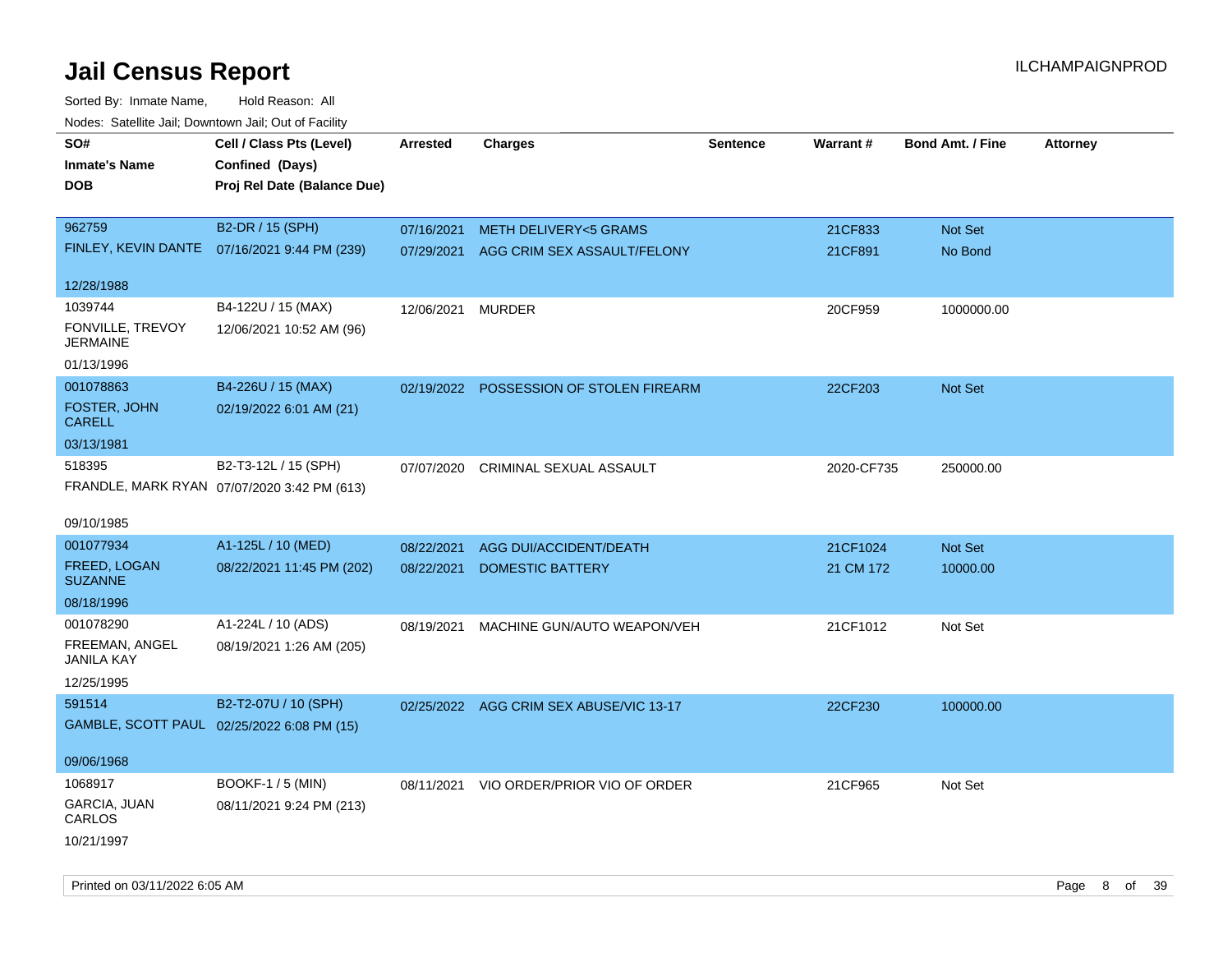# Jail Census Report

ILCHAMPAIGNPROD

Sorted By: Inmate Name, Hold Reason: All

Nodes: Satellite Jail; Downtown Jail; Out of Facility

| SO# / Inmate's Name / DOB | Cell / Class Pts (Level) / Confined (Days) / Proj Rel Date (Balance Due) | Arrested | Charges | Sentence | Warrant # | Bond Amt. / Fine | Attorney |
|---|---|---|---|---|---|---|---|
| 962759<br>FINLEY, KEVIN DANTE<br>12/28/1988 | B2-DR / 15 (SPH)<br>07/16/2021 9:44 PM (239) | 07/16/2021<br>07/29/2021 | METH DELIVERY<5 GRAMS<br>AGG CRIM SEX ASSAULT/FELONY | | 21CF833<br>21CF891 | Not Set<br>No Bond | |
| 1039744<br>FONVILLE, TREVOY JERMAINE<br>01/13/1996 | B4-122U / 15 (MAX)<br>12/06/2021 10:52 AM (96) | 12/06/2021 | MURDER | | 20CF959 | 1000000.00 | |
| 001078863<br>FOSTER, JOHN CARELL<br>03/13/1981 | B4-226U / 15 (MAX)<br>02/19/2022 6:01 AM (21) | 02/19/2022 | POSSESSION OF STOLEN FIREARM | | 22CF203 | Not Set | |
| 518395<br>FRANDLE, MARK RYAN<br>09/10/1985 | B2-T3-12L / 15 (SPH)<br>07/07/2020 3:42 PM (613) | 07/07/2020 | CRIMINAL SEXUAL ASSAULT | | 2020-CF735 | 250000.00 | |
| 001077934<br>FREED, LOGAN SUZANNE<br>08/18/1996 | A1-125L / 10 (MED)<br>08/22/2021 11:45 PM (202) | 08/22/2021<br>08/22/2021 | AGG DUI/ACCIDENT/DEATH<br>DOMESTIC BATTERY | | 21CF1024<br>21 CM 172 | Not Set<br>10000.00 | |
| 001078290<br>FREEMAN, ANGEL JANILA KAY<br>12/25/1995 | A1-224L / 10 (ADS)<br>08/19/2021 1:26 AM (205) | 08/19/2021 | MACHINE GUN/AUTO WEAPON/VEH | | 21CF1012 | Not Set | |
| 591514<br>GAMBLE, SCOTT PAUL<br>09/06/1968 | B2-T2-07U / 10 (SPH)<br>02/25/2022 6:08 PM (15) | 02/25/2022 | AGG CRIM SEX ABUSE/VIC 13-17 | | 22CF230 | 100000.00 | |
| 1068917<br>GARCIA, JUAN CARLOS<br>10/21/1997 | BOOKF-1 / 5 (MIN)<br>08/11/2021 9:24 PM (213) | 08/11/2021 | VIO ORDER/PRIOR VIO OF ORDER | | 21CF965 | Not Set | |

Printed on 03/11/2022 6:05 AM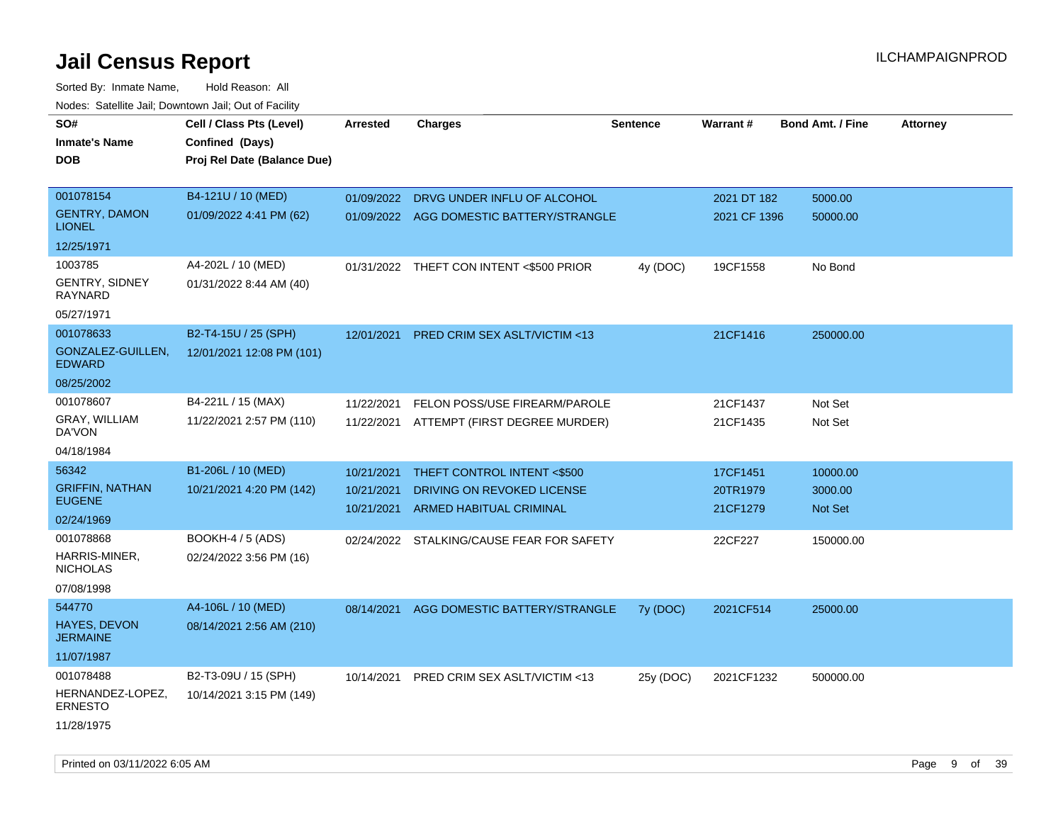# Jail Census Report

ILCHAMPAIGNPROD

Sorted By: Inmate Name, Hold Reason: All

Nodes: Satellite Jail; Downtown Jail; Out of Facility

| SO# / Inmate's Name / DOB | Cell / Class Pts (Level) / Confined (Days) / Proj Rel Date (Balance Due) | Arrested | Charges | Sentence | Warrant # | Bond Amt. / Fine | Attorney |
|---|---|---|---|---|---|---|---|
| 001078154<br>GENTRY, DAMON LIONEL<br>12/25/1971 | B4-121U / 10 (MED)<br>01/09/2022 4:41 PM (62) | 01/09/2022<br>01/09/2022 | DRVG UNDER INFLU OF ALCOHOL<br>AGG DOMESTIC BATTERY/STRANGLE | | 2021 DT 182<br>2021 CF 1396 | 5000.00<br>50000.00 | |
| 1003785<br>GENTRY, SIDNEY RAYNARD<br>05/27/1971 | A4-202L / 10 (MED)<br>01/31/2022 8:44 AM (40) | 01/31/2022 | THEFT CON INTENT <$500 PRIOR | 4y (DOC) | 19CF1558 | No Bond | |
| 001078633<br>GONZALEZ-GUILLEN, EDWARD<br>08/25/2002 | B2-T4-15U / 25 (SPH)<br>12/01/2021 12:08 PM (101) | 12/01/2021 | PRED CRIM SEX ASLT/VICTIM <13 | | 21CF1416 | 250000.00 | |
| 001078607<br>GRAY, WILLIAM DA'VON<br>04/18/1984 | B4-221L / 15 (MAX)<br>11/22/2021 2:57 PM (110) | 11/22/2021<br>11/22/2021 | FELON POSS/USE FIREARM/PAROLE<br>ATTEMPT (FIRST DEGREE MURDER) | | 21CF1437<br>21CF1435 | Not Set<br>Not Set | |
| 56342<br>GRIFFIN, NATHAN EUGENE<br>02/24/1969 | B1-206L / 10 (MED)<br>10/21/2021 4:20 PM (142) | 10/21/2021<br>10/21/2021<br>10/21/2021 | THEFT CONTROL INTENT <$500<br>DRIVING ON REVOKED LICENSE<br>ARMED HABITUAL CRIMINAL | | 17CF1451<br>20TR1979<br>21CF1279 | 10000.00<br>3000.00<br>Not Set | |
| 001078868<br>HARRIS-MINER, NICHOLAS<br>07/08/1998 | BOOKH-4 / 5 (ADS)<br>02/24/2022 3:56 PM (16) | 02/24/2022 | STALKING/CAUSE FEAR FOR SAFETY | | 22CF227 | 150000.00 | |
| 544770<br>HAYES, DEVON JERMAINE<br>11/07/1987 | A4-106L / 10 (MED)<br>08/14/2021 2:56 AM (210) | 08/14/2021 | AGG DOMESTIC BATTERY/STRANGLE | 7y (DOC) | 2021CF514 | 25000.00 | |
| 001078488<br>HERNANDEZ-LOPEZ, ERNESTO<br>11/28/1975 | B2-T3-09U / 15 (SPH)<br>10/14/2021 3:15 PM (149) | 10/14/2021 | PRED CRIM SEX ASLT/VICTIM <13 | 25y (DOC) | 2021CF1232 | 500000.00 | |

Printed on 03/11/2022 6:05 AM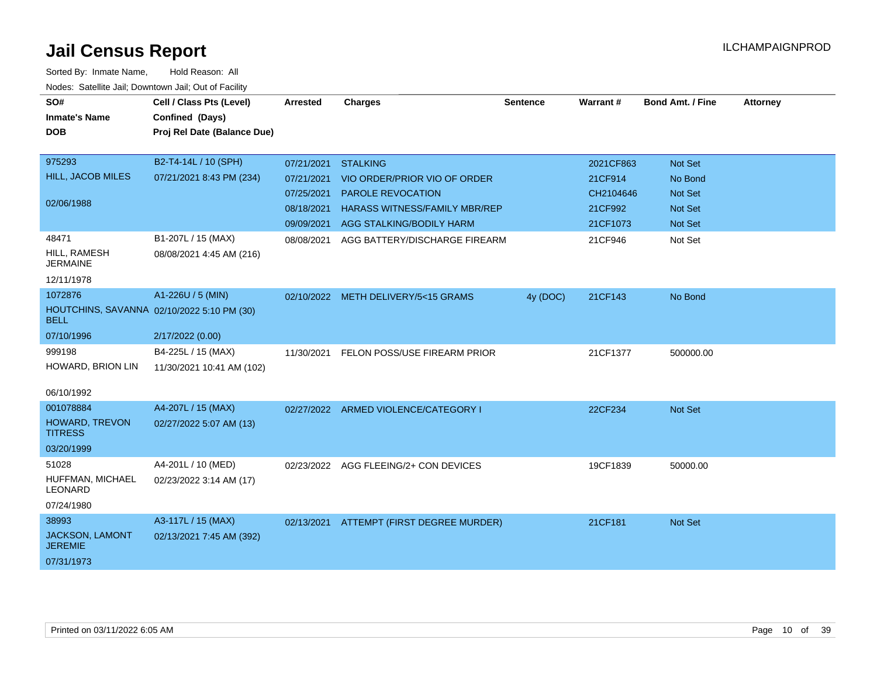# Jail Census Report

ILCHAMPAIGNPROD

Sorted By: Inmate Name, Hold Reason: All

Nodes: Satellite Jail; Downtown Jail; Out of Facility

| SO# / Inmate's Name / DOB | Cell / Class Pts (Level) / Confined (Days) / Proj Rel Date (Balance Due) | Arrested | Charges | Sentence | Warrant # | Bond Amt. / Fine | Attorney |
|---|---|---|---|---|---|---|---|
| 975293<br>HILL, JACOB MILES<br>02/06/1988 | B2-T4-14L / 10 (SPH)<br>07/21/2021 8:43 PM (234) | 07/21/2021 | STALKING | | 2021CF863 | Not Set | |
| | | 07/21/2021 | VIO ORDER/PRIOR VIO OF ORDER | | 21CF914 | No Bond | |
| | | 07/25/2021 | PAROLE REVOCATION | | CH2104646 | Not Set | |
| | | 08/18/2021 | HARASS WITNESS/FAMILY MBR/REP | | 21CF992 | Not Set | |
| | | 09/09/2021 | AGG STALKING/BODILY HARM | | 21CF1073 | Not Set | |
| 48471<br>HILL, RAMESH JERMAINE<br>12/11/1978 | B1-207L / 15 (MAX)<br>08/08/2021 4:45 AM (216) | 08/08/2021 | AGG BATTERY/DISCHARGE FIREARM | | 21CF946 | Not Set | |
| 1072876<br>HOUTCHINS, SAVANNA BELL<br>07/10/1996 | A1-226U / 5 (MIN)<br>02/10/2022 5:10 PM (30)<br>2/17/2022 (0.00) | 02/10/2022 | METH DELIVERY/5<15 GRAMS | 4y (DOC) | 21CF143 | No Bond | |
| 999198<br>HOWARD, BRION LIN<br>06/10/1992 | B4-225L / 15 (MAX)<br>11/30/2021 10:41 AM (102) | 11/30/2021 | FELON POSS/USE FIREARM PRIOR | | 21CF1377 | 500000.00 | |
| 001078884<br>HOWARD, TREVON TITRESS<br>03/20/1999 | A4-207L / 15 (MAX)<br>02/27/2022 5:07 AM (13) | 02/27/2022 | ARMED VIOLENCE/CATEGORY I | | 22CF234 | Not Set | |
| 51028<br>HUFFMAN, MICHAEL LEONARD<br>07/24/1980 | A4-201L / 10 (MED)<br>02/23/2022 3:14 AM (17) | 02/23/2022 | AGG FLEEING/2+ CON DEVICES | | 19CF1839 | 50000.00 | |
| 38993<br>JACKSON, LAMONT JEREMIE<br>07/31/1973 | A3-117L / 15 (MAX)<br>02/13/2021 7:45 AM (392) | 02/13/2021 | ATTEMPT (FIRST DEGREE MURDER) | | 21CF181 | Not Set | |

Printed on 03/11/2022 6:05 AM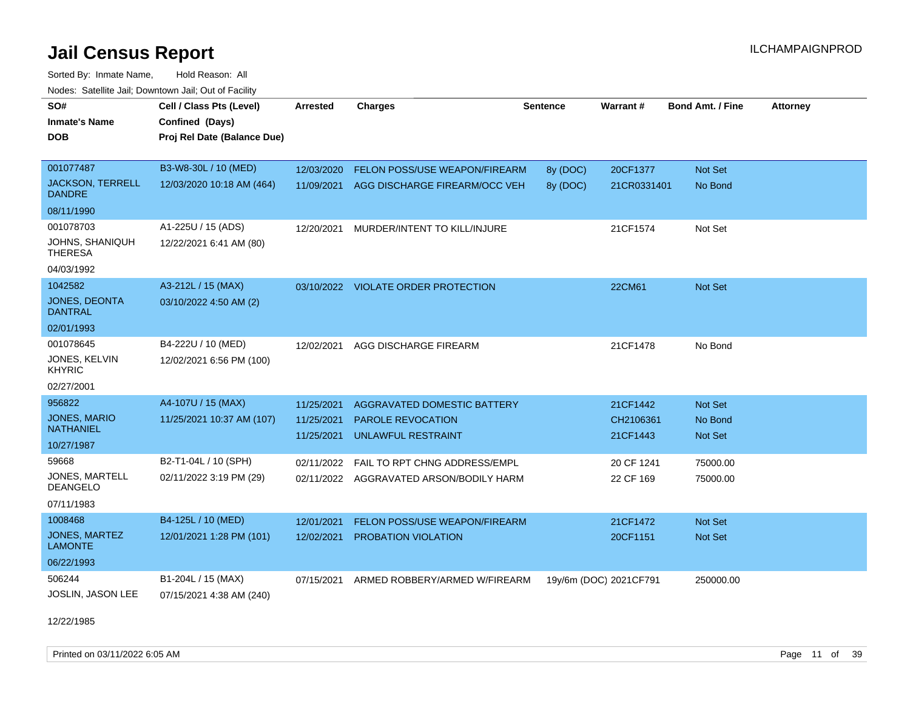# Jail Census Report

ILCHAMPAIGNPROD

Sorted By: Inmate Name, Hold Reason: All

Nodes: Satellite Jail; Downtown Jail; Out of Facility

| SO# / Inmate's Name / DOB | Cell / Class Pts (Level) / Confined (Days) / Proj Rel Date (Balance Due) | Arrested | Charges | Sentence | Warrant # | Bond Amt. / Fine | Attorney |
|---|---|---|---|---|---|---|---|
| 001077487<br>JACKSON, TERRELL DANDRE<br>08/11/1990 | B3-W8-30L / 10 (MED)<br>12/03/2020 10:18 AM (464) | 12/03/2020<br>11/09/2021 | FELON POSS/USE WEAPON/FIREARM<br>AGG DISCHARGE FIREARM/OCC VEH | 8y (DOC)<br>8y (DOC) | 20CF1377<br>21CR0331401 | Not Set<br>No Bond | |
| 001078703<br>JOHNS, SHANIQUH THERESA<br>04/03/1992 | A1-225U / 15 (ADS)<br>12/22/2021 6:41 AM (80) | 12/20/2021 | MURDER/INTENT TO KILL/INJURE | | 21CF1574 | Not Set | |
| 1042582<br>JONES, DEONTA DANTRAL<br>02/01/1993 | A3-212L / 15 (MAX)<br>03/10/2022 4:50 AM (2) | 03/10/2022 | VIOLATE ORDER PROTECTION | | 22CM61 | Not Set | |
| 001078645<br>JONES, KELVIN KHYRIC<br>02/27/2001 | B4-222U / 10 (MED)<br>12/02/2021 6:56 PM (100) | 12/02/2021 | AGG DISCHARGE FIREARM | | 21CF1478 | No Bond | |
| 956822<br>JONES, MARIO NATHANIEL<br>10/27/1987 | A4-107U / 15 (MAX)<br>11/25/2021 10:37 AM (107) | 11/25/2021<br>11/25/2021<br>11/25/2021 | AGGRAVATED DOMESTIC BATTERY<br>PAROLE REVOCATION<br>UNLAWFUL RESTRAINT | | 21CF1442<br>CH2106361<br>21CF1443 | Not Set<br>No Bond<br>Not Set | |
| 59668<br>JONES, MARTELL DEANGELO<br>07/11/1983 | B2-T1-04L / 10 (SPH)<br>02/11/2022 3:19 PM (29) | 02/11/2022<br>02/11/2022 | FAIL TO RPT CHNG ADDRESS/EMPL<br>AGGRAVATED ARSON/BODILY HARM | | 20 CF 1241<br>22 CF 169 | 75000.00<br>75000.00 | |
| 1008468<br>JONES, MARTEZ LAMONTE<br>06/22/1993 | B4-125L / 10 (MED)<br>12/01/2021 1:28 PM (101) | 12/01/2021<br>12/02/2021 | FELON POSS/USE WEAPON/FIREARM<br>PROBATION VIOLATION | | 21CF1472<br>20CF1151 | Not Set<br>Not Set | |
| 506244<br>JOSLIN, JASON LEE<br>12/22/1985 | B1-204L / 15 (MAX)<br>07/15/2021 4:38 AM (240) | 07/15/2021 | ARMED ROBBERY/ARMED W/FIREARM | 19y/6m (DOC) | 2021CF791 | 250000.00 | |

Printed on 03/11/2022 6:05 AM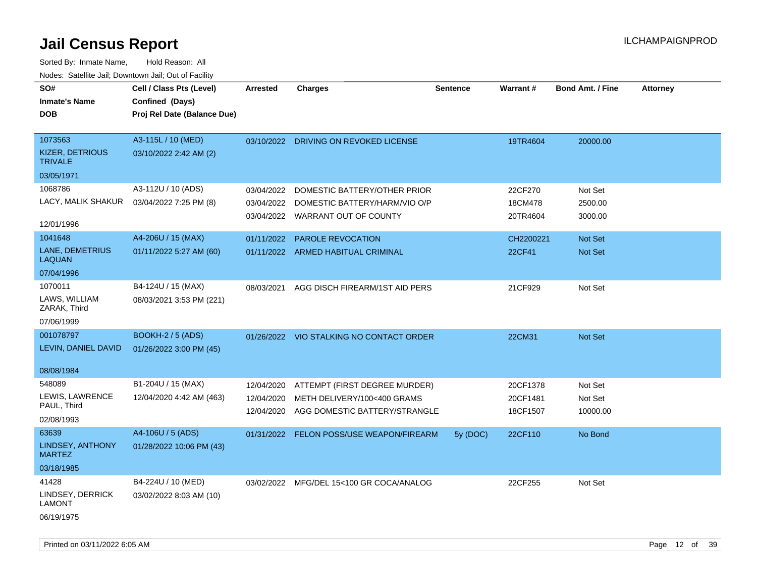# Jail Census Report

ILCHAMPAIGNPROD

Sorted By: Inmate Name, Hold Reason: All

Nodes: Satellite Jail; Downtown Jail; Out of Facility

| SO# / Inmate's Name / DOB | Cell / Class Pts (Level) / Confined (Days) / Proj Rel Date (Balance Due) | Arrested | Charges | Sentence | Warrant # | Bond Amt. / Fine | Attorney |
|---|---|---|---|---|---|---|---|
| 1073563<br>KIZER, DETRIOUS TRIVALE<br>03/05/1971 | A3-115L / 10 (MED)<br>03/10/2022 2:42 AM (2) | 03/10/2022 | DRIVING ON REVOKED LICENSE | | 19TR4604 | 20000.00 | |
| 1068786<br>LACY, MALIK SHAKUR<br>12/01/1996 | A3-112U / 10 (ADS)<br>03/04/2022 7:25 PM (8) | 03/04/2022 | DOMESTIC BATTERY/OTHER PRIOR | | 22CF270 | Not Set | |
| | | 03/04/2022 | DOMESTIC BATTERY/HARM/VIO O/P | | 18CM478 | 2500.00 | |
| | | 03/04/2022 | WARRANT OUT OF COUNTY | | 20TR4604 | 3000.00 | |
| 1041648<br>LANE, DEMETRIUS LAQUAN<br>07/04/1996 | A4-206U / 15 (MAX)<br>01/11/2022 5:27 AM (60) | 01/11/2022 | PAROLE REVOCATION | | CH2200221 | Not Set | |
| | | 01/11/2022 | ARMED HABITUAL CRIMINAL | | 22CF41 | Not Set | |
| 1070011<br>LAWS, WILLIAM ZARAK, Third<br>07/06/1999 | B4-124U / 15 (MAX)<br>08/03/2021 3:53 PM (221) | 08/03/2021 | AGG DISCH FIREARM/1ST AID PERS | | 21CF929 | Not Set | |
| 001078797<br>LEVIN, DANIEL DAVID<br>08/08/1984 | BOOKH-2 / 5 (ADS)<br>01/26/2022 3:00 PM (45) | 01/26/2022 | VIO STALKING NO CONTACT ORDER | | 22CM31 | Not Set | |
| 548089<br>LEWIS, LAWRENCE PAUL, Third<br>02/08/1993 | B1-204U / 15 (MAX)<br>12/04/2020 4:42 AM (463) | 12/04/2020 | ATTEMPT (FIRST DEGREE MURDER) | | 20CF1378 | Not Set | |
| | | 12/04/2020 | METH DELIVERY/100<400 GRAMS | | 20CF1481 | Not Set | |
| | | 12/04/2020 | AGG DOMESTIC BATTERY/STRANGLE | | 18CF1507 | 10000.00 | |
| 63639<br>LINDSEY, ANTHONY MARTEZ<br>03/18/1985 | A4-106U / 5 (ADS)<br>01/28/2022 10:06 PM (43) | 01/31/2022 | FELON POSS/USE WEAPON/FIREARM | 5y (DOC) | 22CF110 | No Bond | |
| 41428<br>LINDSEY, DERRICK LAMONT<br>06/19/1975 | B4-224U / 10 (MED)<br>03/02/2022 8:03 AM (10) | 03/02/2022 | MFG/DEL 15<100 GR COCA/ANALOG | | 22CF255 | Not Set | |

Printed on 03/11/2022 6:05 AM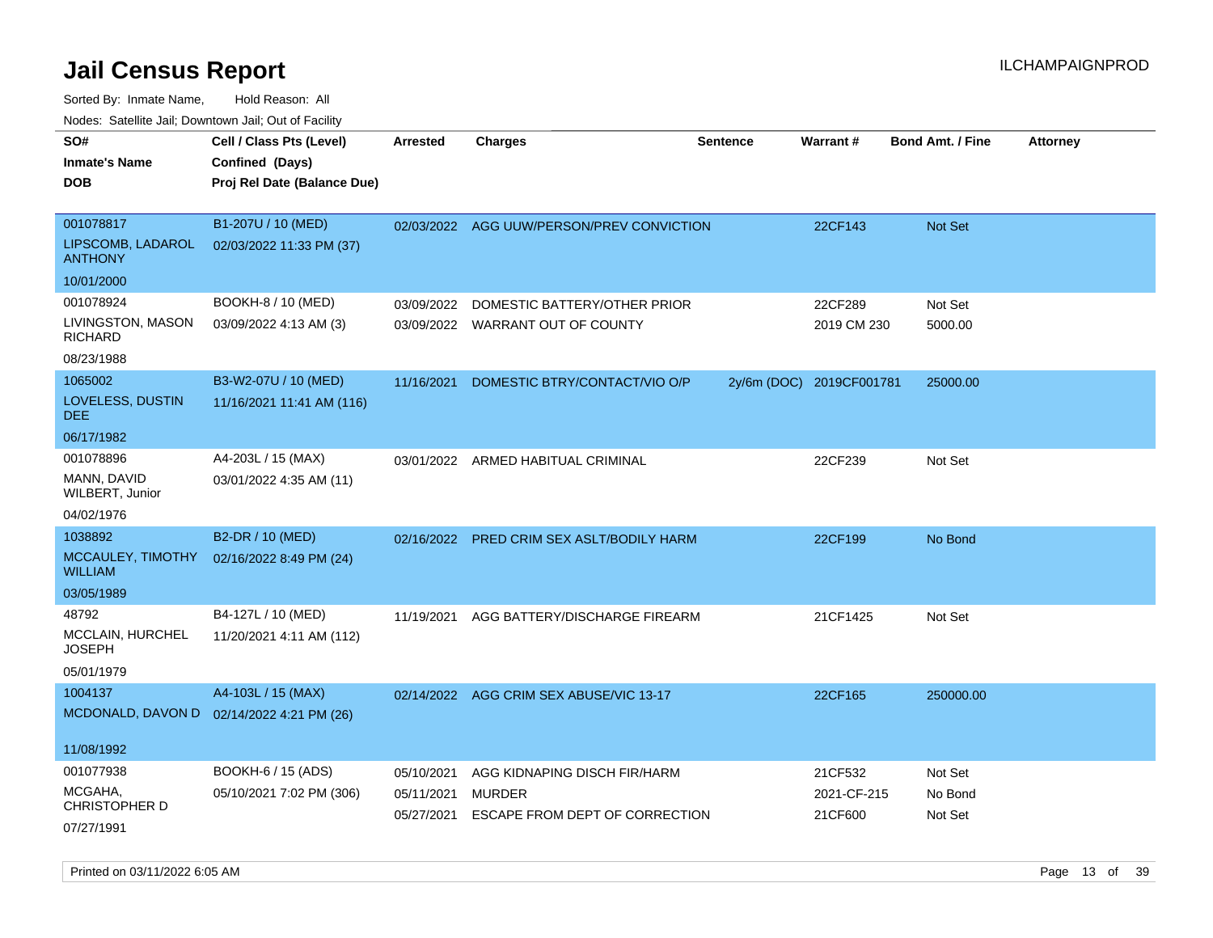# Jail Census Report

ILCHAMPAIGNPROD

Sorted By: Inmate Name, Hold Reason: All

Nodes: Satellite Jail; Downtown Jail; Out of Facility

| SO# / Inmate's Name / DOB | Cell / Class Pts (Level) / Confined (Days) / Proj Rel Date (Balance Due) | Arrested | Charges | Sentence | Warrant # | Bond Amt. / Fine | Attorney |
|---|---|---|---|---|---|---|---|
| 001078817<br>LIPSCOMB, LADAROL ANTHONY<br>10/01/2000 | B1-207U / 10 (MED)<br>02/03/2022 11:33 PM (37) | 02/03/2022 | AGG UUW/PERSON/PREV CONVICTION | | 22CF143 | Not Set | |
| 001078924<br>LIVINGSTON, MASON RICHARD<br>08/23/1988 | BOOKH-8 / 10 (MED)<br>03/09/2022 4:13 AM (3) | 03/09/2022 | DOMESTIC BATTERY/OTHER PRIOR | | 22CF289 | Not Set | |
| | | 03/09/2022 | WARRANT OUT OF COUNTY | | 2019 CM 230 | 5000.00 | |
| 1065002<br>LOVELESS, DUSTIN DEE<br>06/17/1982 | B3-W2-07U / 10 (MED)<br>11/16/2021 11:41 AM (116) | 11/16/2021 | DOMESTIC BTRY/CONTACT/VIO O/P | 2y/6m (DOC) | 2019CF001781 | 25000.00 | |
| 001078896<br>MANN, DAVID WILBERT, Junior<br>04/02/1976 | A4-203L / 15 (MAX)<br>03/01/2022 4:35 AM (11) | 03/01/2022 | ARMED HABITUAL CRIMINAL | | 22CF239 | Not Set | |
| 1038892<br>MCCAULEY, TIMOTHY WILLIAM<br>03/05/1989 | B2-DR / 10 (MED)<br>02/16/2022 8:49 PM (24) | 02/16/2022 | PRED CRIM SEX ASLT/BODILY HARM | | 22CF199 | No Bond | |
| 48792<br>MCCLAIN, HURCHEL JOSEPH<br>05/01/1979 | B4-127L / 10 (MED)<br>11/20/2021 4:11 AM (112) | 11/19/2021 | AGG BATTERY/DISCHARGE FIREARM | | 21CF1425 | Not Set | |
| 1004137<br>MCDONALD, DAVON D<br>11/08/1992 | A4-103L / 15 (MAX)<br>02/14/2022 4:21 PM (26) | 02/14/2022 | AGG CRIM SEX ABUSE/VIC 13-17 | | 22CF165 | 250000.00 | |
| 001077938<br>MCGAHA, CHRISTOPHER D<br>07/27/1991 | BOOKH-6 / 15 (ADS)<br>05/10/2021 7:02 PM (306) | 05/10/2021 | AGG KIDNAPING DISCH FIR/HARM | | 21CF532 | Not Set | |
| | | 05/11/2021 | MURDER | | 2021-CF-215 | No Bond | |
| | | 05/27/2021 | ESCAPE FROM DEPT OF CORRECTION | | 21CF600 | Not Set | |

Printed on 03/11/2022 6:05 AM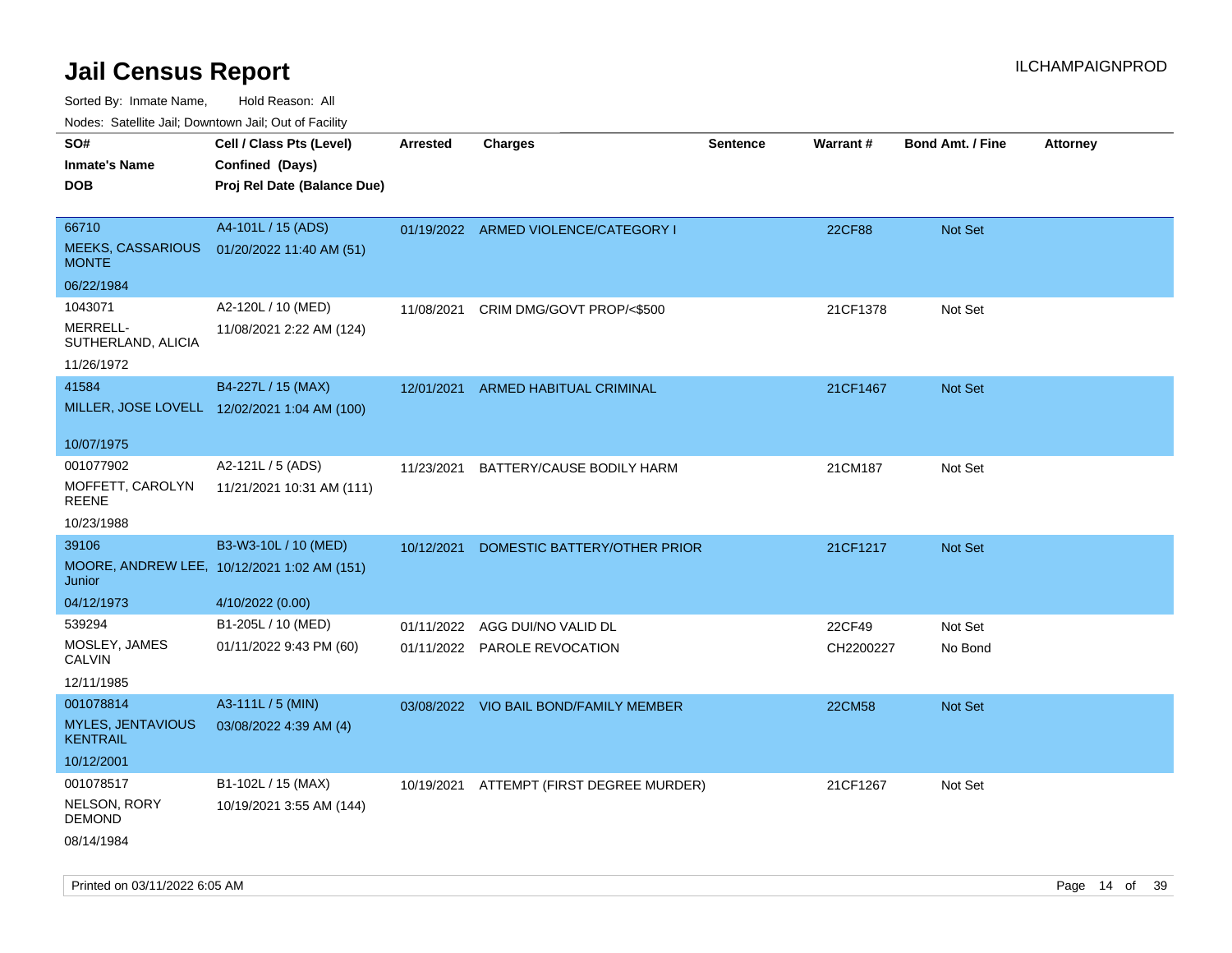# Jail Census Report

ILCHAMPAIGNPROD

Sorted By: Inmate Name, Hold Reason: All

Nodes: Satellite Jail; Downtown Jail; Out of Facility

| SO# / Inmate's Name / DOB | Cell / Class Pts (Level) / Confined (Days) / Proj Rel Date (Balance Due) | Arrested | Charges | Sentence | Warrant # | Bond Amt. / Fine | Attorney |
|---|---|---|---|---|---|---|---|
| 66710<br>MEEKS, CASSARIOUS MONTE<br>06/22/1984 | A4-101L / 15 (ADS)<br>01/20/2022 11:40 AM (51) | 01/19/2022 | ARMED VIOLENCE/CATEGORY I | | 22CF88 | Not Set | |
| 1043071<br>MERRELL-SUTHERLAND, ALICIA<br>11/26/1972 | A2-120L / 10 (MED)<br>11/08/2021 2:22 AM (124) | 11/08/2021 | CRIM DMG/GOVT PROP/<$500 | | 21CF1378 | Not Set | |
| 41584<br>MILLER, JOSE LOVELL<br>10/07/1975 | B4-227L / 15 (MAX)<br>12/02/2021 1:04 AM (100) | 12/01/2021 | ARMED HABITUAL CRIMINAL | | 21CF1467 | Not Set | |
| 001077902<br>MOFFETT, CAROLYN REENE<br>10/23/1988 | A2-121L / 5 (ADS)<br>11/21/2021 10:31 AM (111) | 11/23/2021 | BATTERY/CAUSE BODILY HARM | | 21CM187 | Not Set | |
| 39106<br>MOORE, ANDREW LEE, Junior<br>04/12/1973 | B3-W3-10L / 10 (MED)<br>10/12/2021 1:02 AM (151)<br>4/10/2022 (0.00) | 10/12/2021 | DOMESTIC BATTERY/OTHER PRIOR | | 21CF1217 | Not Set | |
| 539294<br>MOSLEY, JAMES CALVIN<br>12/11/1985 | B1-205L / 10 (MED)<br>01/11/2022 9:43 PM (60) | 01/11/2022<br>01/11/2022 | AGG DUI/NO VALID DL<br>PAROLE REVOCATION | | 22CF49<br>CH2200227 | Not Set<br>No Bond | |
| 001078814<br>MYLES, JENTAVIOUS KENTRAIL<br>10/12/2001 | A3-111L / 5 (MIN)<br>03/08/2022 4:39 AM (4) | 03/08/2022 | VIO BAIL BOND/FAMILY MEMBER | | 22CM58 | Not Set | |
| 001078517<br>NELSON, RORY DEMOND<br>08/14/1984 | B1-102L / 15 (MAX)<br>10/19/2021 3:55 AM (144) | 10/19/2021 | ATTEMPT (FIRST DEGREE MURDER) | | 21CF1267 | Not Set | |

Printed on 03/11/2022 6:05 AM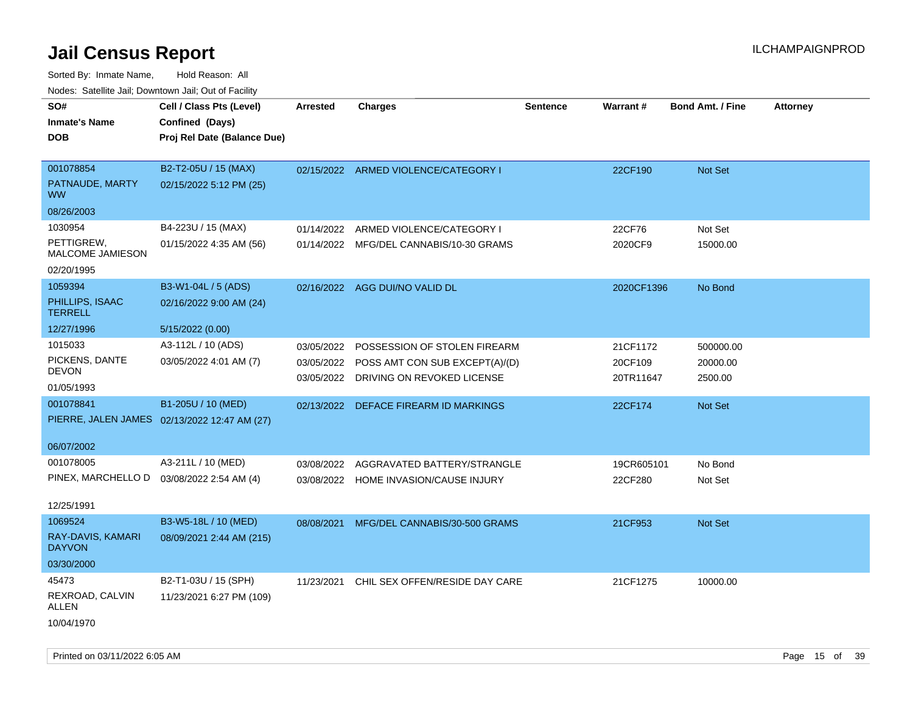# Jail Census Report

ILCHAMPAIGNPROD

Sorted By: Inmate Name, Hold Reason: All

Nodes: Satellite Jail; Downtown Jail; Out of Facility

| SO# / Inmate's Name / DOB | Cell / Class Pts (Level) / Confined (Days) / Proj Rel Date (Balance Due) | Arrested | Charges | Sentence | Warrant # | Bond Amt. / Fine | Attorney |
|---|---|---|---|---|---|---|---|
| 001078854<br>PATNAUDE, MARTY WW<br>08/26/2003 | B2-T2-05U / 15 (MAX)<br>02/15/2022 5:12 PM (25) | 02/15/2022 | ARMED VIOLENCE/CATEGORY I | | 22CF190 | Not Set | |
| 1030954<br>PETTIGREW, MALCOME JAMIESON<br>02/20/1995 | B4-223U / 15 (MAX)<br>01/15/2022 4:35 AM (56) | 01/14/2022<br>01/14/2022 | ARMED VIOLENCE/CATEGORY I<br>MFG/DEL CANNABIS/10-30 GRAMS | | 22CF76<br>2020CF9 | Not Set<br>15000.00 | |
| 1059394<br>PHILLIPS, ISAAC TERRELL<br>12/27/1996 | B3-W1-04L / 5 (ADS)<br>02/16/2022 9:00 AM (24)<br>5/15/2022 (0.00) | 02/16/2022 | AGG DUI/NO VALID DL | | 2020CF1396 | No Bond | |
| 1015033<br>PICKENS, DANTE DEVON<br>01/05/1993 | A3-112L / 10 (ADS)<br>03/05/2022 4:01 AM (7) | 03/05/2022<br>03/05/2022<br>03/05/2022 | POSSESSION OF STOLEN FIREARM<br>POSS AMT CON SUB EXCEPT(A)/(D)<br>DRIVING ON REVOKED LICENSE | | 21CF1172<br>20CF109<br>20TR11647 | 500000.00<br>20000.00<br>2500.00 | |
| 001078841<br>PIERRE, JALEN JAMES<br>06/07/2002 | B1-205U / 10 (MED)<br>02/13/2022 12:47 AM (27) | 02/13/2022 | DEFACE FIREARM ID MARKINGS | | 22CF174 | Not Set | |
| 001078005<br>PINEX, MARCHELLO D<br>12/25/1991 | A3-211L / 10 (MED)<br>03/08/2022 2:54 AM (4) | 03/08/2022<br>03/08/2022 | AGGRAVATED BATTERY/STRANGLE<br>HOME INVASION/CAUSE INJURY | | 19CR605101<br>22CF280 | No Bond<br>Not Set | |
| 1069524<br>RAY-DAVIS, KAMARI DAYVON<br>03/30/2000 | B3-W5-18L / 10 (MED)<br>08/09/2021 2:44 AM (215) | 08/08/2021 | MFG/DEL CANNABIS/30-500 GRAMS | | 21CF953 | Not Set | |
| 45473<br>REXROAD, CALVIN ALLEN<br>10/04/1970 | B2-T1-03U / 15 (SPH)<br>11/23/2021 6:27 PM (109) | 11/23/2021 | CHIL SEX OFFEN/RESIDE DAY CARE | | 21CF1275 | 10000.00 | |

Printed on 03/11/2022 6:05 AM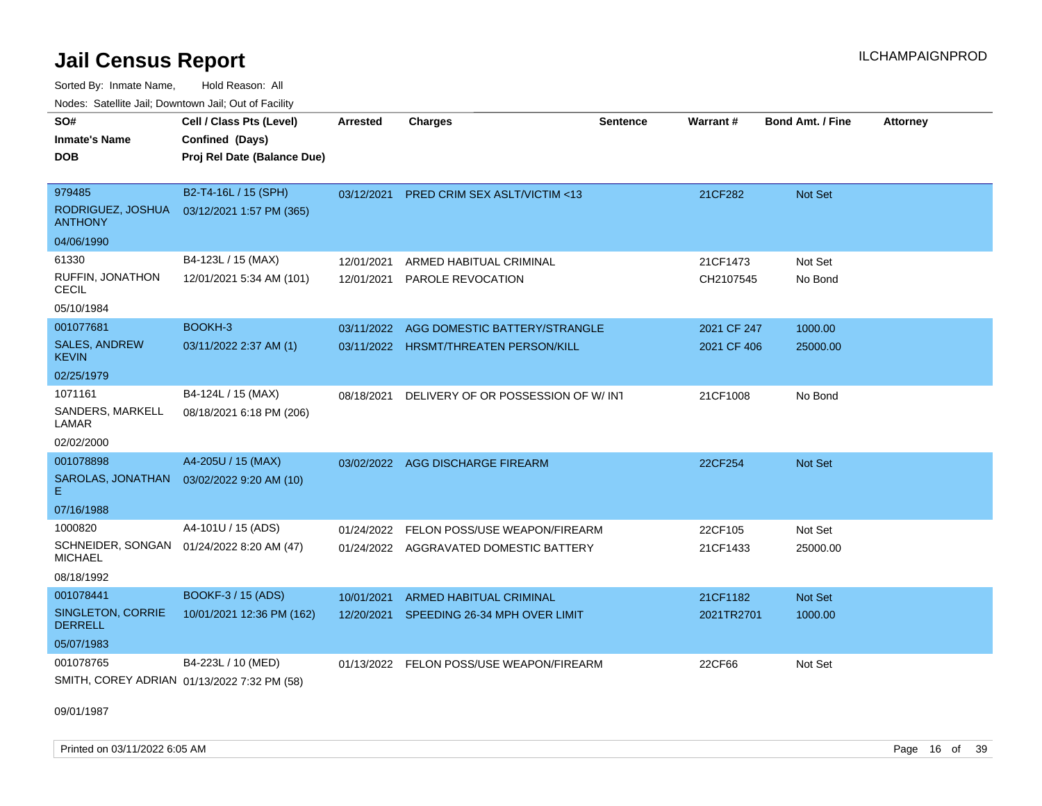# Jail Census Report

ILCHAMPAIGNPROD

Sorted By: Inmate Name, Hold Reason: All

Nodes: Satellite Jail; Downtown Jail; Out of Facility

| SO# / Inmate's Name / DOB | Cell / Class Pts (Level) / Confined (Days) / Proj Rel Date (Balance Due) | Arrested | Charges | Sentence | Warrant # | Bond Amt. / Fine | Attorney |
|---|---|---|---|---|---|---|---|
| 979485<br>RODRIGUEZ, JOSHUA ANTHONY<br>04/06/1990 | B2-T4-16L / 15 (SPH)<br>03/12/2021 1:57 PM (365) | 03/12/2021 | PRED CRIM SEX ASLT/VICTIM <13 | | 21CF282 | Not Set | |
| 61330<br>RUFFIN, JONATHON CECIL<br>05/10/1984 | B4-123L / 15 (MAX)<br>12/01/2021 5:34 AM (101) | 12/01/2021<br>12/01/2021 | ARMED HABITUAL CRIMINAL<br>PAROLE REVOCATION | | 21CF1473<br>CH2107545 | Not Set<br>No Bond | |
| 001077681<br>SALES, ANDREW KEVIN<br>02/25/1979 | BOOKH-3<br>03/11/2022 2:37 AM (1) | 03/11/2022<br>03/11/2022 | AGG DOMESTIC BATTERY/STRANGLE<br>HRSMT/THREATEN PERSON/KILL | | 2021 CF 247<br>2021 CF 406 | 1000.00<br>25000.00 | |
| 1071161<br>SANDERS, MARKELL LAMAR<br>02/02/2000 | B4-124L / 15 (MAX)<br>08/18/2021 6:18 PM (206) | 08/18/2021 | DELIVERY OF OR POSSESSION OF W/ INT | | 21CF1008 | No Bond | |
| 001078898<br>SAROLAS, JONATHAN E<br>07/16/1988 | A4-205U / 15 (MAX)<br>03/02/2022 9:20 AM (10) | 03/02/2022 | AGG DISCHARGE FIREARM | | 22CF254 | Not Set | |
| 1000820<br>SCHNEIDER, SONGAN MICHAEL<br>08/18/1992 | A4-101U / 15 (ADS)<br>01/24/2022 8:20 AM (47) | 01/24/2022<br>01/24/2022 | FELON POSS/USE WEAPON/FIREARM<br>AGGRAVATED DOMESTIC BATTERY | | 22CF105<br>21CF1433 | Not Set<br>25000.00 | |
| 001078441<br>SINGLETON, CORRIE DERRELL<br>05/07/1983 | BOOKF-3 / 15 (ADS)<br>10/01/2021 12:36 PM (162) | 10/01/2021<br>12/20/2021 | ARMED HABITUAL CRIMINAL<br>SPEEDING 26-34 MPH OVER LIMIT | | 21CF1182<br>2021TR2701 | Not Set<br>1000.00 | |
| 001078765<br>SMITH, COREY ADRIAN<br>09/01/1987 | B4-223L / 10 (MED)<br>01/13/2022 7:32 PM (58) | 01/13/2022 | FELON POSS/USE WEAPON/FIREARM | | 22CF66 | Not Set | |

Printed on 03/11/2022 6:05 AM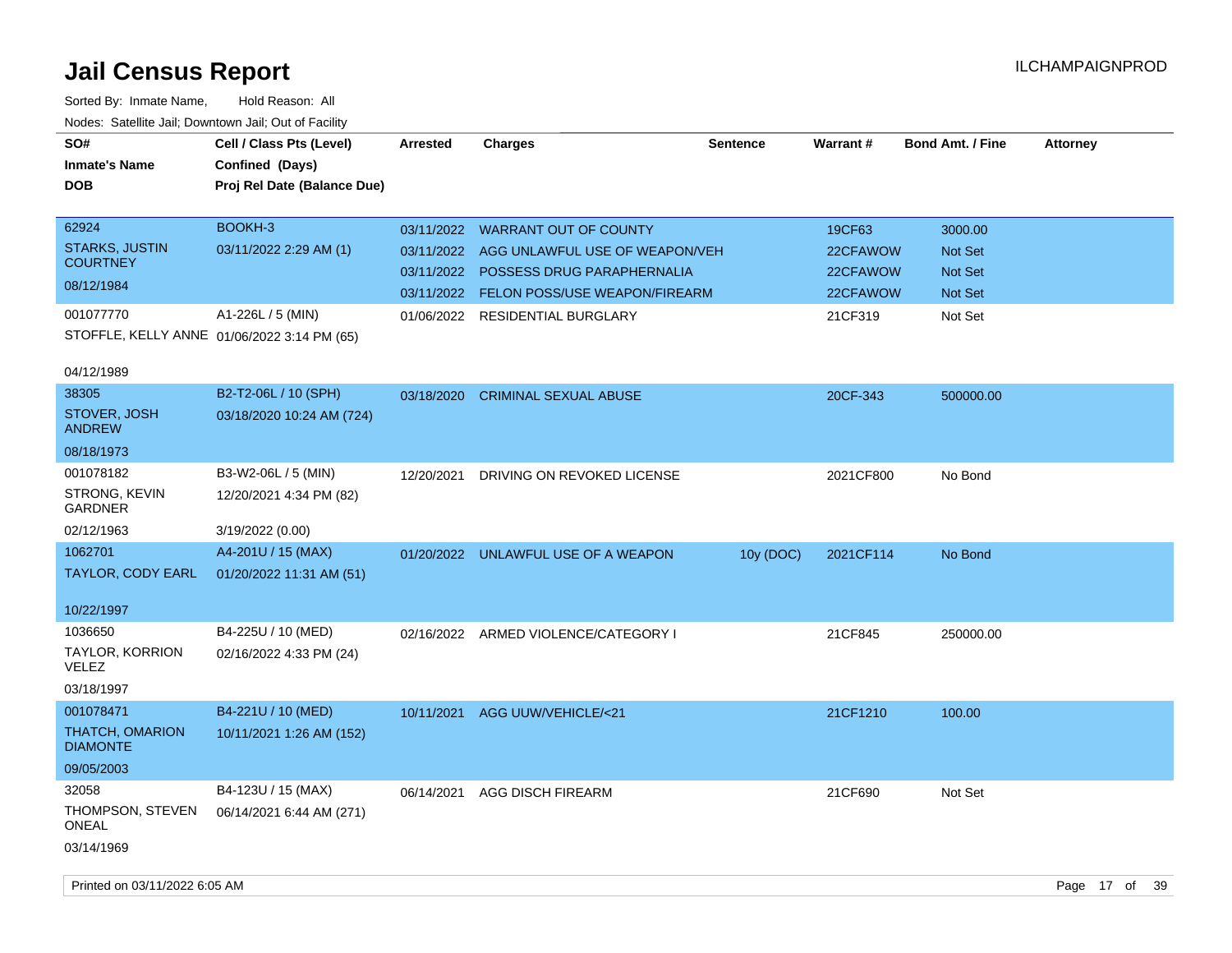# Jail Census Report

ILCHAMPAIGNPROD

Sorted By: Inmate Name, Hold Reason: All

Nodes: Satellite Jail; Downtown Jail; Out of Facility

| SO# / Inmate's Name / DOB | Cell / Class Pts (Level) / Confined (Days) / Proj Rel Date (Balance Due) | Arrested | Charges | Sentence | Warrant # | Bond Amt. / Fine | Attorney |
|---|---|---|---|---|---|---|---|
| 62924 STARKS, JUSTIN COURTNEY 08/12/1984 | BOOKH-3 03/11/2022 2:29 AM (1) | 03/11/2022 | WARRANT OUT OF COUNTY | | 19CF63 | 3000.00 | |
| | | 03/11/2022 | AGG UNLAWFUL USE OF WEAPON/VEH | | 22CFAWOW | Not Set | |
| | | 03/11/2022 | POSSESS DRUG PARAPHERNALIA | | 22CFAWOW | Not Set | |
| | | 03/11/2022 | FELON POSS/USE WEAPON/FIREARM | | 22CFAWOW | Not Set | |
| 001077770 STOFFLE, KELLY ANNE 04/12/1989 | A1-226L / 5 (MIN) 01/06/2022 3:14 PM (65) | 01/06/2022 | RESIDENTIAL BURGLARY | | 21CF319 | Not Set | |
| 38305 STOVER, JOSH ANDREW 08/18/1973 | B2-T2-06L / 10 (SPH) 03/18/2020 10:24 AM (724) | 03/18/2020 | CRIMINAL SEXUAL ABUSE | | 20CF-343 | 500000.00 | |
| 001078182 STRONG, KEVIN GARDNER 02/12/1963 | B3-W2-06L / 5 (MIN) 12/20/2021 4:34 PM (82) 3/19/2022 (0.00) | 12/20/2021 | DRIVING ON REVOKED LICENSE | | 2021CF800 | No Bond | |
| 1062701 TAYLOR, CODY EARL 10/22/1997 | A4-201U / 15 (MAX) 01/20/2022 11:31 AM (51) | 01/20/2022 | UNLAWFUL USE OF A WEAPON | 10y (DOC) | 2021CF114 | No Bond | |
| 1036650 TAYLOR, KORRION VELEZ 03/18/1997 | B4-225U / 10 (MED) 02/16/2022 4:33 PM (24) | 02/16/2022 | ARMED VIOLENCE/CATEGORY I | | 21CF845 | 250000.00 | |
| 001078471 THATCH, OMARION DIAMONTE 09/05/2003 | B4-221U / 10 (MED) 10/11/2021 1:26 AM (152) | 10/11/2021 | AGG UUW/VEHICLE/<21 | | 21CF1210 | 100.00 | |
| 32058 THOMPSON, STEVEN ONEAL 03/14/1969 | B4-123U / 15 (MAX) 06/14/2021 6:44 AM (271) | 06/14/2021 | AGG DISCH FIREARM | | 21CF690 | Not Set | |

Printed on 03/11/2022 6:05 AM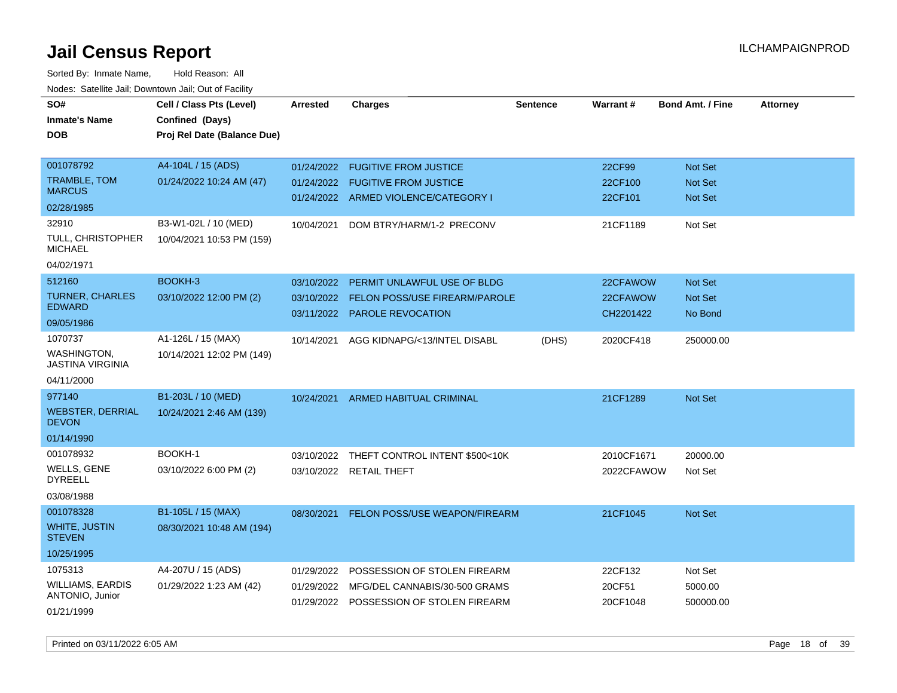# Jail Census Report

Sorted By: Inmate Name, Hold Reason: All

Nodes: Satellite Jail; Downtown Jail; Out of Facility

| SO# / Inmate's Name / DOB | Cell / Class Pts (Level) / Confined (Days) / Proj Rel Date (Balance Due) | Arrested | Charges | Sentence | Warrant # | Bond Amt. / Fine | Attorney |
|---|---|---|---|---|---|---|---|
| 001078792<br>TRAMBLE, TOM MARCUS<br>02/28/1985 | A4-104L / 15 (ADS)<br>01/24/2022 10:24 AM (47) | 01/24/2022<br>01/24/2022<br>01/24/2022 | FUGITIVE FROM JUSTICE<br>FUGITIVE FROM JUSTICE<br>ARMED VIOLENCE/CATEGORY I | | 22CF99<br>22CF100<br>22CF101 | Not Set<br>Not Set<br>Not Set | |
| 32910<br>TULL, CHRISTOPHER MICHAEL<br>04/02/1971 | B3-W1-02L / 10 (MED)<br>10/04/2021 10:53 PM (159) | 10/04/2021 | DOM BTRY/HARM/1-2 PRECONV | | 21CF1189 | Not Set | |
| 512160<br>TURNER, CHARLES EDWARD<br>09/05/1986 | BOOKH-3<br>03/10/2022 12:00 PM (2) | 03/10/2022<br>03/10/2022<br>03/11/2022 | PERMIT UNLAWFUL USE OF BLDG<br>FELON POSS/USE FIREARM/PAROLE<br>PAROLE REVOCATION | | 22CFAWOW<br>22CFAWOW<br>CH2201422 | Not Set<br>Not Set<br>No Bond | |
| 1070737<br>WASHINGTON, JASTINA VIRGINIA<br>04/11/2000 | A1-126L / 15 (MAX)<br>10/14/2021 12:02 PM (149) | 10/14/2021 | AGG KIDNAPG/<13/INTEL DISABL | (DHS) | 2020CF418 | 250000.00 | |
| 977140<br>WEBSTER, DERRIAL DEVON<br>01/14/1990 | B1-203L / 10 (MED)<br>10/24/2021 2:46 AM (139) | 10/24/2021 | ARMED HABITUAL CRIMINAL | | 21CF1289 | Not Set | |
| 001078932<br>WELLS, GENE DYREELL<br>03/08/1988 | BOOKH-1<br>03/10/2022 6:00 PM (2) | 03/10/2022<br>03/10/2022 | THEFT CONTROL INTENT $500<10K<br>RETAIL THEFT | | 2010CF1671<br>2022CFAWOW | 20000.00<br>Not Set | |
| 001078328<br>WHITE, JUSTIN STEVEN<br>10/25/1995 | B1-105L / 15 (MAX)<br>08/30/2021 10:48 AM (194) | 08/30/2021 | FELON POSS/USE WEAPON/FIREARM | | 21CF1045 | Not Set | |
| 1075313<br>WILLIAMS, EARDIS ANTONIO, Junior<br>01/21/1999 | A4-207U / 15 (ADS)<br>01/29/2022 1:23 AM (42) | 01/29/2022<br>01/29/2022<br>01/29/2022 | POSSESSION OF STOLEN FIREARM<br>MFG/DEL CANNABIS/30-500 GRAMS<br>POSSESSION OF STOLEN FIREARM | | 22CF132<br>20CF51<br>20CF1048 | Not Set<br>5000.00<br>500000.00 | |

Printed on 03/11/2022 6:05 AM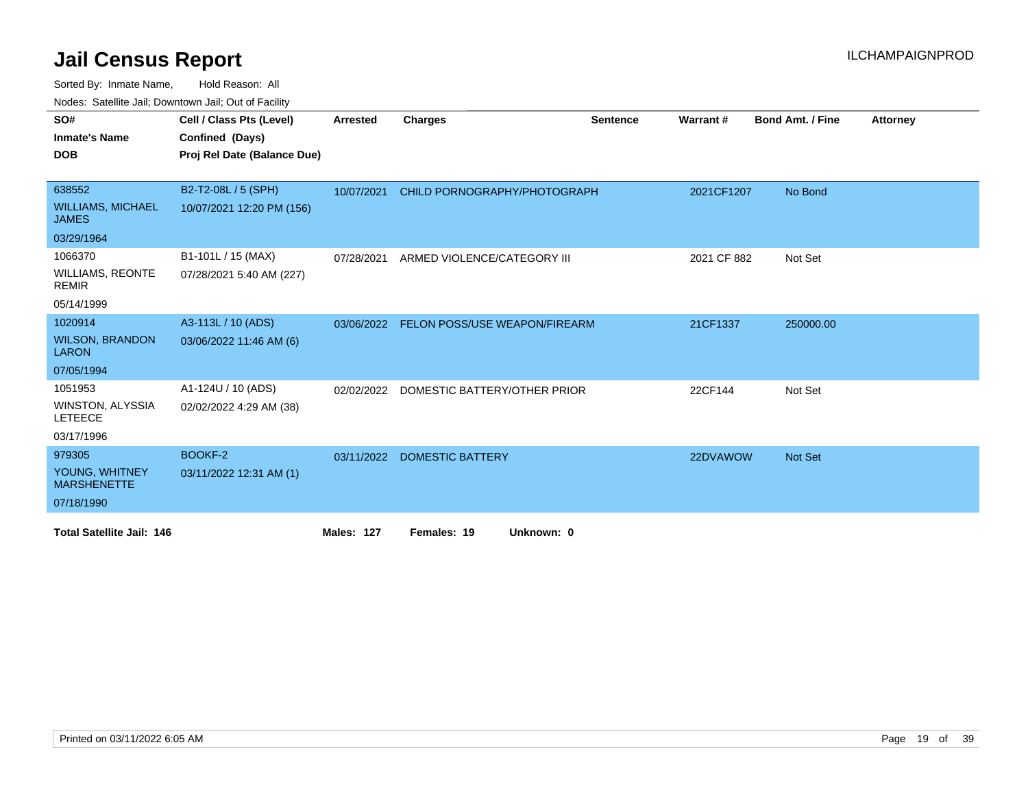# Jail Census Report

ILCHAMPAIGNPROD

Sorted By: Inmate Name, Hold Reason: All

Nodes: Satellite Jail; Downtown Jail; Out of Facility

| SO# / Inmate's Name / DOB | Cell / Class Pts (Level) / Confined (Days) / Proj Rel Date (Balance Due) | Arrested | Charges | Sentence | Warrant # | Bond Amt. / Fine | Attorney |
|---|---|---|---|---|---|---|---|
| 638552<br>WILLIAMS, MICHAEL JAMES<br>03/29/1964 | B2-T2-08L / 5 (SPH)<br>10/07/2021 12:20 PM (156) | 10/07/2021 | CHILD PORNOGRAPHY/PHOTOGRAPH | | 2021CF1207 | No Bond | |
| 1066370<br>WILLIAMS, REONTE REMIR<br>05/14/1999 | B1-101L / 15 (MAX)<br>07/28/2021 5:40 AM (227) | 07/28/2021 | ARMED VIOLENCE/CATEGORY III | | 2021 CF 882 | Not Set | |
| 1020914<br>WILSON, BRANDON LARON<br>07/05/1994 | A3-113L / 10 (ADS)<br>03/06/2022 11:46 AM (6) | 03/06/2022 | FELON POSS/USE WEAPON/FIREARM | | 21CF1337 | 250000.00 | |
| 1051953<br>WINSTON, ALYSSIA LETEECE<br>03/17/1996 | A1-124U / 10 (ADS)<br>02/02/2022 4:29 AM (38) | 02/02/2022 | DOMESTIC BATTERY/OTHER PRIOR | | 22CF144 | Not Set | |
| 979305<br>YOUNG, WHITNEY MARSHENETTE<br>07/18/1990 | BOOKF-2<br>03/11/2022 12:31 AM (1) | 03/11/2022 | DOMESTIC BATTERY | | 22DVAWOW | Not Set | |

**Total Satellite Jail: 146** **Males: 127** **Females: 19** **Unknown: 0**

Printed on 03/11/2022 6:05 AM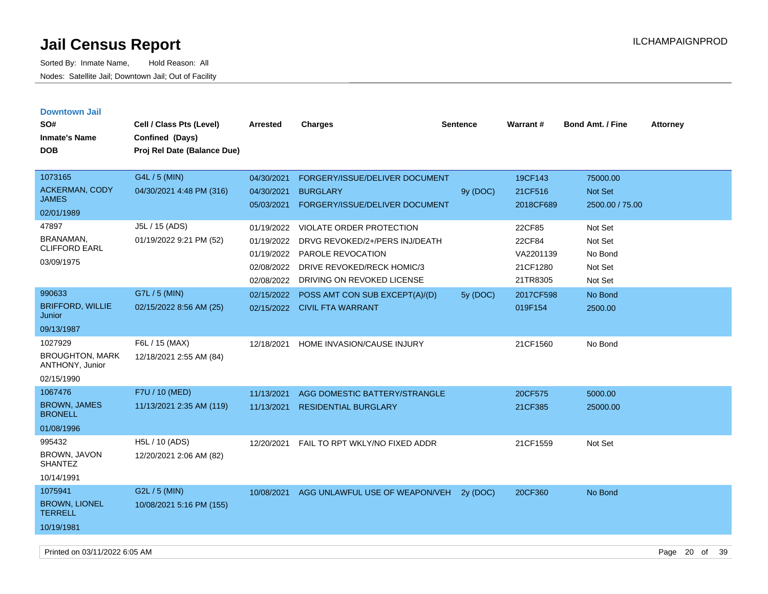# Jail Census Report

Sorted By: Inmate Name, Hold Reason: All

Nodes: Satellite Jail; Downtown Jail; Out of Facility

ILCHAMPAIGNPROD

## Downtown Jail

| SO# / Inmate's Name / DOB | Cell / Class Pts (Level) / Confined (Days) / Proj Rel Date (Balance Due) | Arrested | Charges | Sentence | Warrant # | Bond Amt. / Fine | Attorney |
|---|---|---|---|---|---|---|---|
| 1073165 ACKERMAN, CODY JAMES 02/01/1989 | G4L / 5 (MIN) 04/30/2021 4:48 PM (316) | 04/30/2021 | FORGERY/ISSUE/DELIVER DOCUMENT | | 19CF143 | 75000.00 | |
| | | 04/30/2021 | BURGLARY | 9y (DOC) | 21CF516 | Not Set | |
| | | 05/03/2021 | FORGERY/ISSUE/DELIVER DOCUMENT | | 2018CF689 | 2500.00 / 75.00 | |
| 47897 BRANAMAN, CLIFFORD EARL 03/09/1975 | J5L / 15 (ADS) 01/19/2022 9:21 PM (52) | 01/19/2022 | VIOLATE ORDER PROTECTION | | 22CF85 | Not Set | |
| | | 01/19/2022 | DRVG REVOKED/2+/PERS INJ/DEATH | | 22CF84 | Not Set | |
| | | 01/19/2022 | PAROLE REVOCATION | | VA2201139 | No Bond | |
| | | 02/08/2022 | DRIVE REVOKED/RECK HOMIC/3 | | 21CF1280 | Not Set | |
| | | 02/08/2022 | DRIVING ON REVOKED LICENSE | | 21TR8305 | Not Set | |
| 990633 BRIFFORD, WILLIE Junior 09/13/1987 | G7L / 5 (MIN) 02/15/2022 8:56 AM (25) | 02/15/2022 | POSS AMT CON SUB EXCEPT(A)/(D) | 5y (DOC) | 2017CF598 | No Bond | |
| | | 02/15/2022 | CIVIL FTA WARRANT | | 019F154 | 2500.00 | |
| 1027929 BROUGHTON, MARK ANTHONY, Junior 02/15/1990 | F6L / 15 (MAX) 12/18/2021 2:55 AM (84) | 12/18/2021 | HOME INVASION/CAUSE INJURY | | 21CF1560 | No Bond | |
| 1067476 BROWN, JAMES BRONELL 01/08/1996 | F7U / 10 (MED) 11/13/2021 2:35 AM (119) | 11/13/2021 | AGG DOMESTIC BATTERY/STRANGLE | | 20CF575 | 5000.00 | |
| | | 11/13/2021 | RESIDENTIAL BURGLARY | | 21CF385 | 25000.00 | |
| 995432 BROWN, JAVON SHANTEZ 10/14/1991 | H5L / 10 (ADS) 12/20/2021 2:06 AM (82) | 12/20/2021 | FAIL TO RPT WKLY/NO FIXED ADDR | | 21CF1559 | Not Set | |
| 1075941 BROWN, LIONEL TERRELL 10/19/1981 | G2L / 5 (MIN) 10/08/2021 5:16 PM (155) | 10/08/2021 | AGG UNLAWFUL USE OF WEAPON/VEH | 2y (DOC) | 20CF360 | No Bond | |

Printed on 03/11/2022 6:05 AM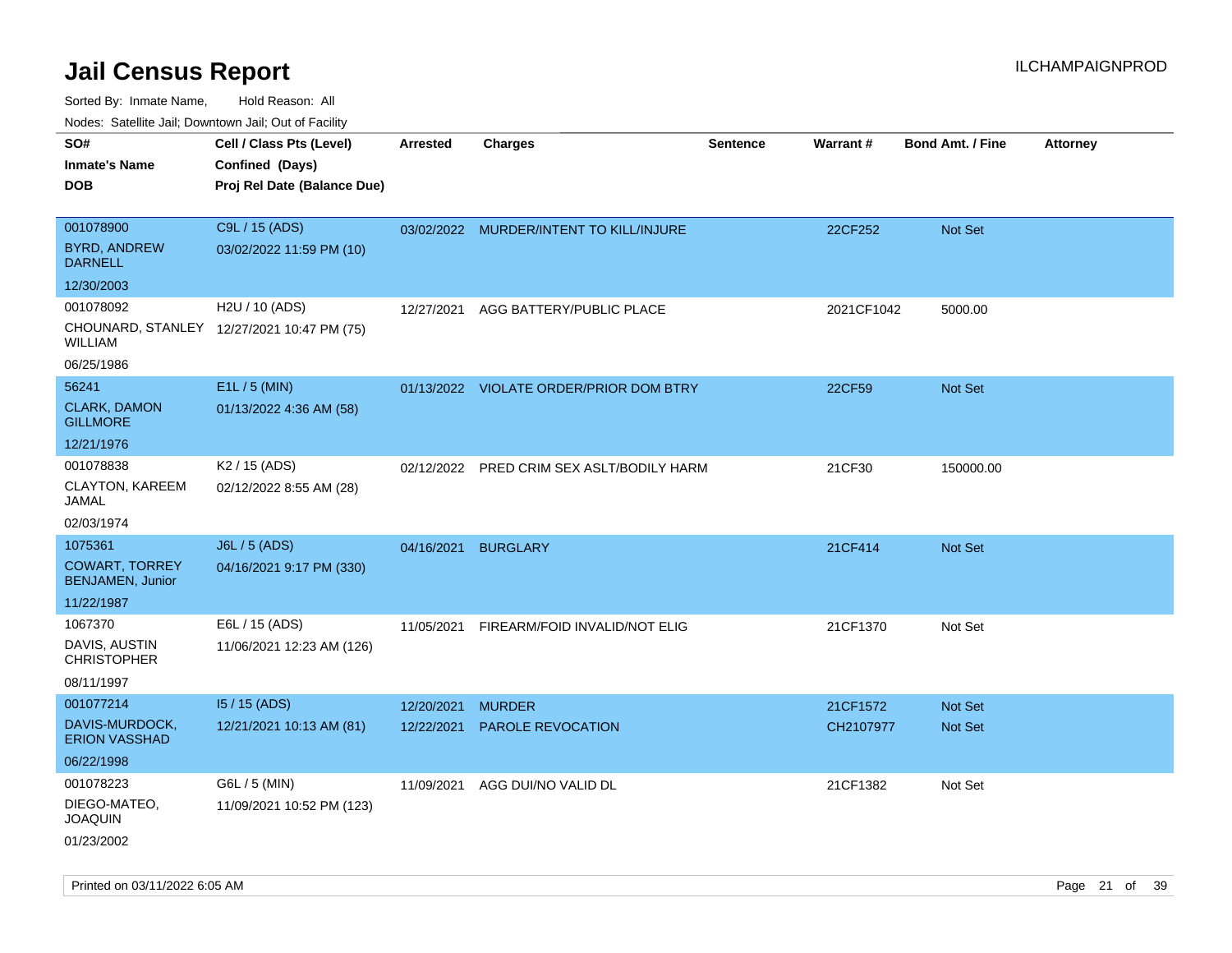# Jail Census Report

Sorted By: Inmate Name, Hold Reason: All

Nodes: Satellite Jail; Downtown Jail; Out of Facility

| SO# / Inmate's Name / DOB | Cell / Class Pts (Level) / Confined (Days) / Proj Rel Date (Balance Due) | Arrested | Charges | Sentence | Warrant # | Bond Amt. / Fine | Attorney |
|---|---|---|---|---|---|---|---|
| 001078900<br>BYRD, ANDREW DARNELL<br>12/30/2003 | C9L / 15 (ADS)<br>03/02/2022 11:59 PM (10) | 03/02/2022 | MURDER/INTENT TO KILL/INJURE | | 22CF252 | Not Set | |
| 001078092<br>CHOUNARD, STANLEY WILLIAM<br>06/25/1986 | H2U / 10 (ADS)<br>12/27/2021 10:47 PM (75) | 12/27/2021 | AGG BATTERY/PUBLIC PLACE | | 2021CF1042 | 5000.00 | |
| 56241<br>CLARK, DAMON GILLMORE<br>12/21/1976 | E1L / 5 (MIN)<br>01/13/2022 4:36 AM (58) | 01/13/2022 | VIOLATE ORDER/PRIOR DOM BTRY | | 22CF59 | Not Set | |
| 001078838<br>CLAYTON, KAREEM JAMAL<br>02/03/1974 | K2 / 15 (ADS)<br>02/12/2022 8:55 AM (28) | 02/12/2022 | PRED CRIM SEX ASLT/BODILY HARM | | 21CF30 | 150000.00 | |
| 1075361<br>COWART, TORREY BENJAMEN, Junior<br>11/22/1987 | J6L / 5 (ADS)<br>04/16/2021 9:17 PM (330) | 04/16/2021 | BURGLARY | | 21CF414 | Not Set | |
| 1067370<br>DAVIS, AUSTIN CHRISTOPHER<br>08/11/1997 | E6L / 15 (ADS)<br>11/06/2021 12:23 AM (126) | 11/05/2021 | FIREARM/FOID INVALID/NOT ELIG | | 21CF1370 | Not Set | |
| 001077214<br>DAVIS-MURDOCK, ERION VASSHAD<br>06/22/1998 | I5 / 15 (ADS)<br>12/21/2021 10:13 AM (81) | 12/20/2021<br>12/22/2021 | MURDER<br>PAROLE REVOCATION | | 21CF1572<br>CH2107977 | Not Set<br>Not Set | |
| 001078223<br>DIEGO-MATEO, JOAQUIN<br>01/23/2002 | G6L / 5 (MIN)<br>11/09/2021 10:52 PM (123) | 11/09/2021 | AGG DUI/NO VALID DL | | 21CF1382 | Not Set | |

Printed on 03/11/2022 6:05 AM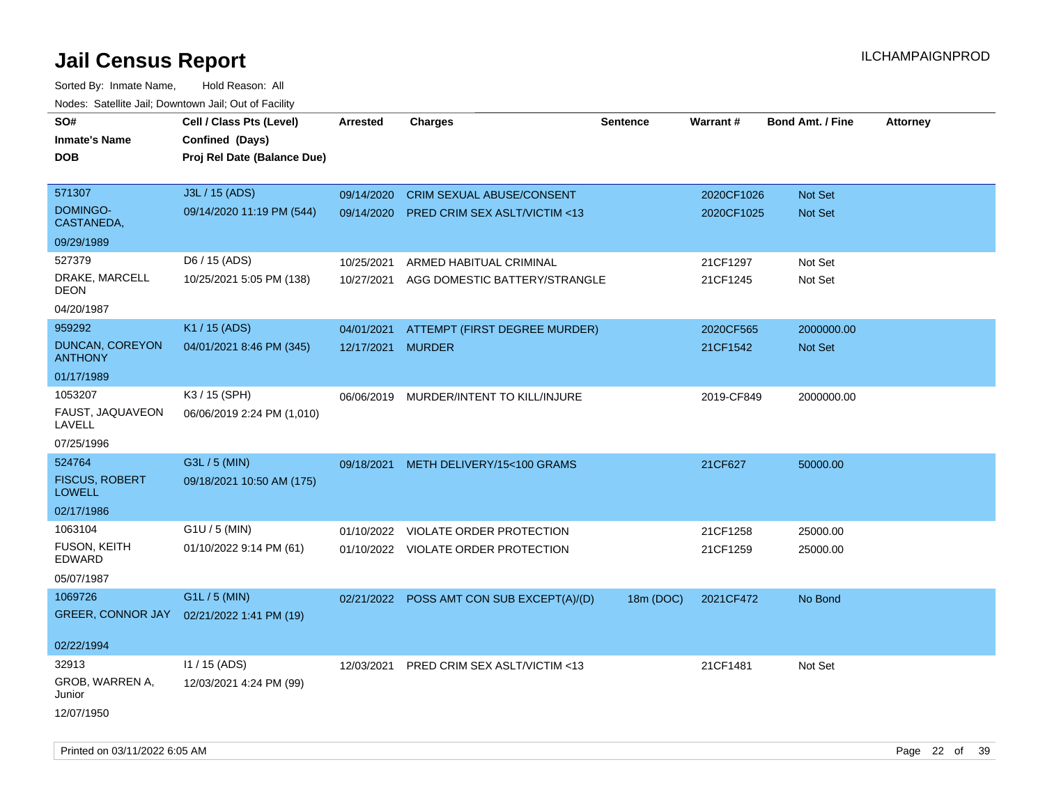# Jail Census Report

ILCHAMPAIGNPROD

Sorted By: Inmate Name, Hold Reason: All

Nodes: Satellite Jail; Downtown Jail; Out of Facility

| SO# / Inmate's Name / DOB | Cell / Class Pts (Level) / Confined (Days) / Proj Rel Date (Balance Due) | Arrested | Charges | Sentence | Warrant # | Bond Amt. / Fine | Attorney |
|---|---|---|---|---|---|---|---|
| 571307 DOMINGO-CASTANEDA, 09/29/1989 | J3L / 15 (ADS) 09/14/2020 11:19 PM (544) | 09/14/2020 | CRIM SEXUAL ABUSE/CONSENT | | 2020CF1026 | Not Set | |
| | | 09/14/2020 | PRED CRIM SEX ASLT/VICTIM <13 | | 2020CF1025 | Not Set | |
| 527379 DRAKE, MARCELL DEON 04/20/1987 | D6 / 15 (ADS) 10/25/2021 5:05 PM (138) | 10/25/2021 | ARMED HABITUAL CRIMINAL | | 21CF1297 | Not Set | |
| | | 10/27/2021 | AGG DOMESTIC BATTERY/STRANGLE | | 21CF1245 | Not Set | |
| 959292 DUNCAN, COREYON ANTHONY 01/17/1989 | K1 / 15 (ADS) 04/01/2021 8:46 PM (345) | 04/01/2021 | ATTEMPT (FIRST DEGREE MURDER) | | 2020CF565 | 2000000.00 | |
| | | 12/17/2021 | MURDER | | 21CF1542 | Not Set | |
| 1053207 FAUST, JAQUAVEON LAVELL 07/25/1996 | K3 / 15 (SPH) 06/06/2019 2:24 PM (1,010) | 06/06/2019 | MURDER/INTENT TO KILL/INJURE | | 2019-CF849 | 2000000.00 | |
| 524764 FISCUS, ROBERT LOWELL 02/17/1986 | G3L / 5 (MIN) 09/18/2021 10:50 AM (175) | 09/18/2021 | METH DELIVERY/15<100 GRAMS | | 21CF627 | 50000.00 | |
| 1063104 FUSON, KEITH EDWARD 05/07/1987 | G1U / 5 (MIN) 01/10/2022 9:14 PM (61) | 01/10/2022 | VIOLATE ORDER PROTECTION | | 21CF1258 | 25000.00 | |
| | | 01/10/2022 | VIOLATE ORDER PROTECTION | | 21CF1259 | 25000.00 | |
| 1069726 GREER, CONNOR JAY 02/22/1994 | G1L / 5 (MIN) 02/21/2022 1:41 PM (19) | 02/21/2022 | POSS AMT CON SUB EXCEPT(A)/(D) | 18m (DOC) | 2021CF472 | No Bond | |
| 32913 GROB, WARREN A, Junior 12/07/1950 | I1 / 15 (ADS) 12/03/2021 4:24 PM (99) | 12/03/2021 | PRED CRIM SEX ASLT/VICTIM <13 | | 21CF1481 | Not Set | |

Printed on 03/11/2022 6:05 AM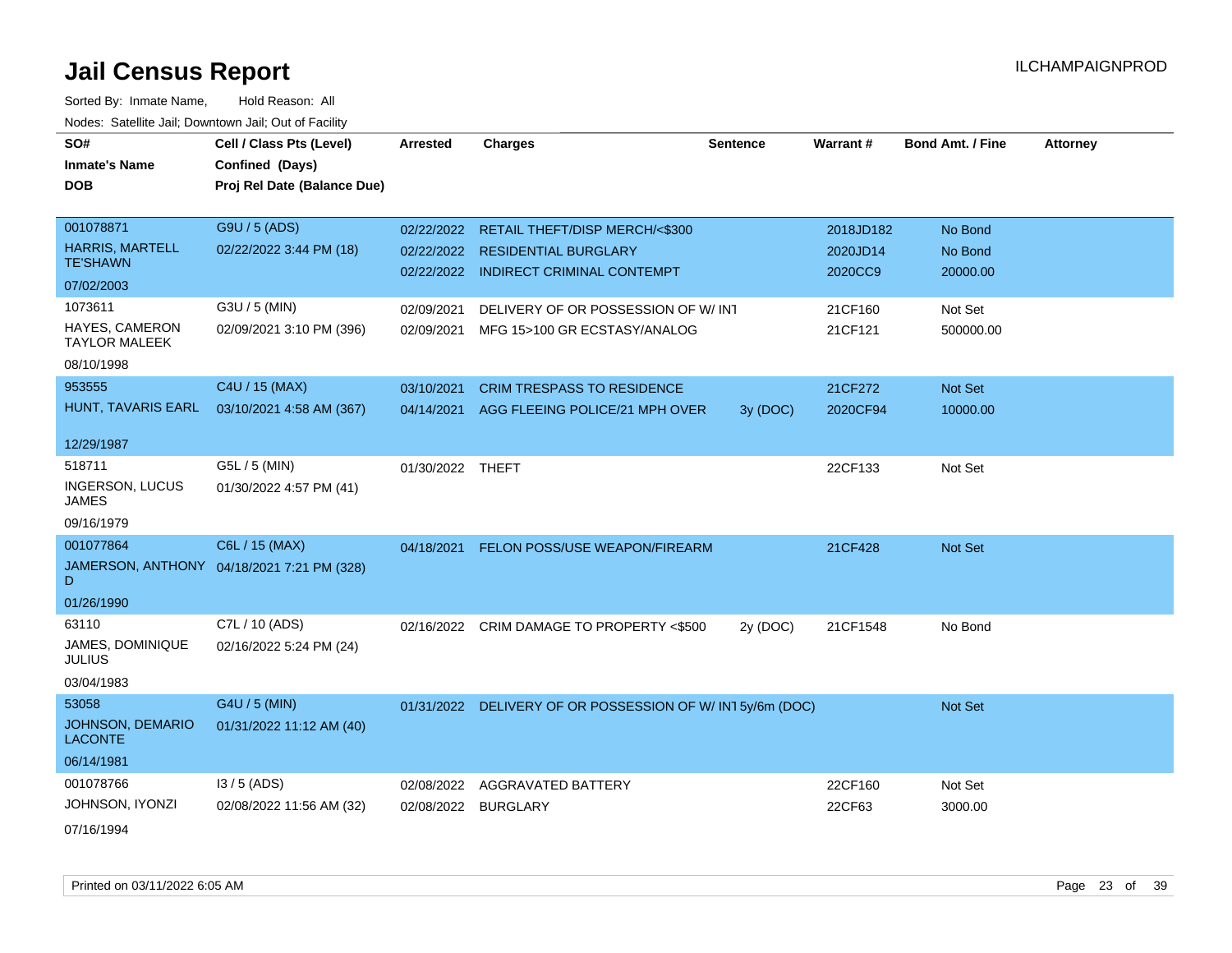# Jail Census Report

ILCHAMPAIGNPROD

Sorted By: Inmate Name, Hold Reason: All

Nodes: Satellite Jail; Downtown Jail; Out of Facility

| SO# / Inmate's Name / DOB | Cell / Class Pts (Level) / Confined (Days) / Proj Rel Date (Balance Due) | Arrested | Charges | Sentence | Warrant # | Bond Amt. / Fine | Attorney |
|---|---|---|---|---|---|---|---|
| 001078871<br>HARRIS, MARTELL TE'SHAWN<br>07/02/2003 | G9U / 5 (ADS)<br>02/22/2022 3:44 PM (18) | 02/22/2022<br>02/22/2022<br>02/22/2022 | RETAIL THEFT/DISP MERCH/<$300<br>RESIDENTIAL BURGLARY<br>INDIRECT CRIMINAL CONTEMPT | | 2018JD182<br>2020JD14<br>2020CC9 | No Bond<br>No Bond<br>20000.00 | |
| 1073611<br>HAYES, CAMERON TAYLOR MALEEK<br>08/10/1998 | G3U / 5 (MIN)<br>02/09/2021 3:10 PM (396) | 02/09/2021<br>02/09/2021 | DELIVERY OF OR POSSESSION OF W/ INT<br>MFG 15>100 GR ECSTASY/ANALOG | | 21CF160<br>21CF121 | Not Set<br>500000.00 | |
| 953555<br>HUNT, TAVARIS EARL<br>12/29/1987 | C4U / 15 (MAX)<br>03/10/2021 4:58 AM (367) | 03/10/2021<br>04/14/2021 | CRIM TRESPASS TO RESIDENCE<br>AGG FLEEING POLICE/21 MPH OVER | <br>3y (DOC) | 21CF272<br>2020CF94 | Not Set<br>10000.00 | |
| 518711<br>INGERSON, LUCUS JAMES<br>09/16/1979 | G5L / 5 (MIN)<br>01/30/2022 4:57 PM (41) | 01/30/2022 | THEFT | | 22CF133 | Not Set | |
| 001077864<br>JAMERSON, ANTHONY D<br>01/26/1990 | C6L / 15 (MAX)<br>04/18/2021 7:21 PM (328) | 04/18/2021 | FELON POSS/USE WEAPON/FIREARM | | 21CF428 | Not Set | |
| 63110<br>JAMES, DOMINIQUE JULIUS<br>03/04/1983 | C7L / 10 (ADS)<br>02/16/2022 5:24 PM (24) | 02/16/2022 | CRIM DAMAGE TO PROPERTY <$500 | 2y (DOC) | 21CF1548 | No Bond | |
| 53058<br>JOHNSON, DEMARIO LACONTE<br>06/14/1981 | G4U / 5 (MIN)<br>01/31/2022 11:12 AM (40) | 01/31/2022 | DELIVERY OF OR POSSESSION OF W/ INT | 5y/6m (DOC) | | Not Set | |
| 001078766<br>JOHNSON, IYONZI<br>07/16/1994 | I3 / 5 (ADS)<br>02/08/2022 11:56 AM (32) | 02/08/2022<br>02/08/2022 | AGGRAVATED BATTERY<br>BURGLARY | | 22CF160<br>22CF63 | Not Set<br>3000.00 | |

Printed on 03/11/2022 6:05 AM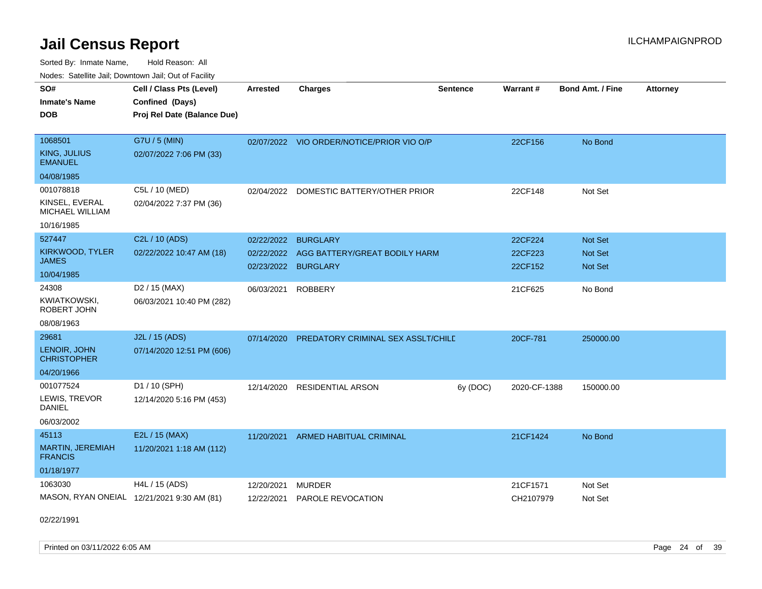# Jail Census Report

ILCHAMPAIGNPROD

Sorted By: Inmate Name, Hold Reason: All

Nodes: Satellite Jail; Downtown Jail; Out of Facility

| SO#<br>Inmate's Name<br>DOB | Cell / Class Pts (Level)<br>Confined (Days)<br>Proj Rel Date (Balance Due) | Arrested | Charges | Sentence | Warrant # | Bond Amt. / Fine | Attorney |
|---|---|---|---|---|---|---|---|
| 1068501<br>KING, JULIUS EMANUEL<br>04/08/1985 | G7U / 5 (MIN)<br>02/07/2022 7:06 PM (33) | 02/07/2022 | VIO ORDER/NOTICE/PRIOR VIO O/P | | 22CF156 | No Bond | |
| 001078818<br>KINSEL, EVERAL MICHAEL WILLIAM<br>10/16/1985 | C5L / 10 (MED)<br>02/04/2022 7:37 PM (36) | 02/04/2022 | DOMESTIC BATTERY/OTHER PRIOR | | 22CF148 | Not Set | |
| 527447<br>KIRKWOOD, TYLER JAMES<br>10/04/1985 | C2L / 10 (ADS)<br>02/22/2022 10:47 AM (18) | 02/22/2022<br>02/22/2022<br>02/23/2022 | BURGLARY<br>AGG BATTERY/GREAT BODILY HARM<br>BURGLARY | | 22CF224<br>22CF223<br>22CF152 | Not Set<br>Not Set<br>Not Set | |
| 24308<br>KWIATKOWSKI, ROBERT JOHN<br>08/08/1963 | D2 / 15 (MAX)<br>06/03/2021 10:40 PM (282) | 06/03/2021 | ROBBERY | | 21CF625 | No Bond | |
| 29681<br>LENOIR, JOHN CHRISTOPHER<br>04/20/1966 | J2L / 15 (ADS)<br>07/14/2020 12:51 PM (606) | 07/14/2020 | PREDATORY CRIMINAL SEX ASSLT/CHILD | | 20CF-781 | 250000.00 | |
| 001077524<br>LEWIS, TREVOR DANIEL<br>06/03/2002 | D1 / 10 (SPH)<br>12/14/2020 5:16 PM (453) | 12/14/2020 | RESIDENTIAL ARSON | 6y (DOC) | 2020-CF-1388 | 150000.00 | |
| 45113<br>MARTIN, JEREMIAH FRANCIS<br>01/18/1977 | E2L / 15 (MAX)<br>11/20/2021 1:18 AM (112) | 11/20/2021 | ARMED HABITUAL CRIMINAL | | 21CF1424 | No Bond | |
| 1063030<br>MASON, RYAN ONEIAL<br>02/22/1991 | H4L / 15 (ADS)<br>12/21/2021 9:30 AM (81) | 12/20/2021<br>12/22/2021 | MURDER<br>PAROLE REVOCATION | | 21CF1571<br>CH2107979 | Not Set<br>Not Set | |

Printed on 03/11/2022 6:05 AM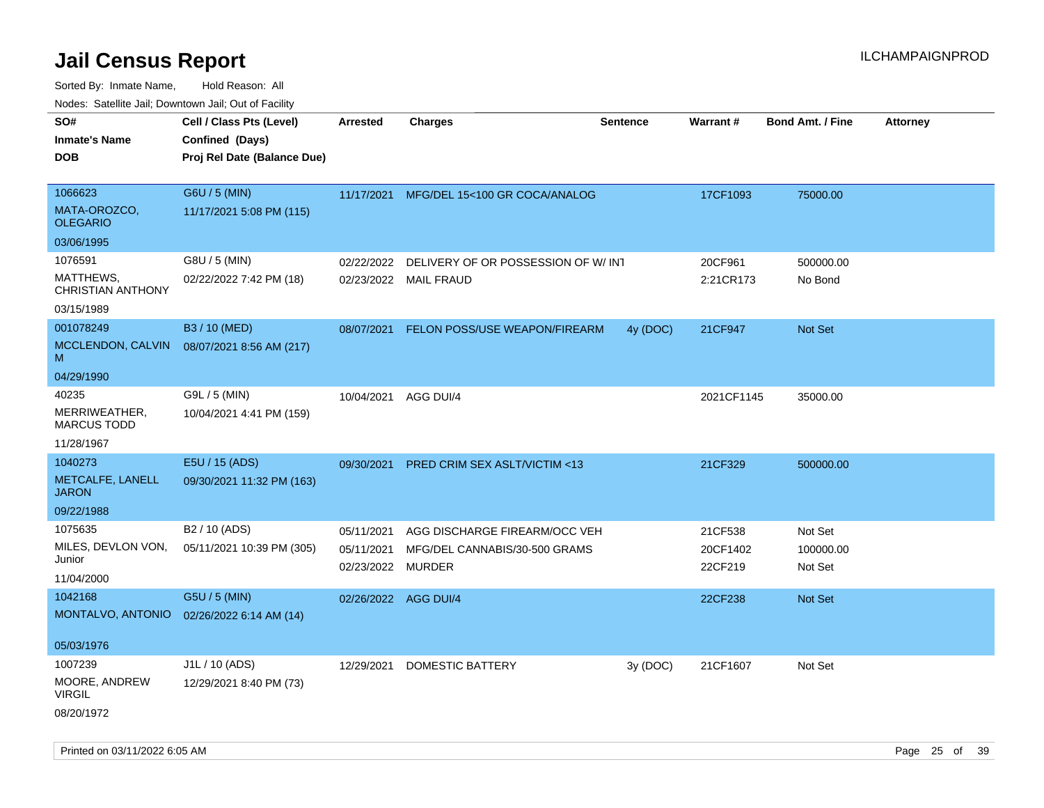# Jail Census Report

ILCHAMPAIGNPROD

Sorted By: Inmate Name, Hold Reason: All

Nodes: Satellite Jail; Downtown Jail; Out of Facility

| SO# / Inmate's Name / DOB | Cell / Class Pts (Level) / Confined (Days) / Proj Rel Date (Balance Due) | Arrested | Charges | Sentence | Warrant # | Bond Amt. / Fine | Attorney |
|---|---|---|---|---|---|---|---|
| 1066623 MATA-OROZCO, OLEGARIO 03/06/1995 | G6U / 5 (MIN) 11/17/2021 5:08 PM (115) | 11/17/2021 | MFG/DEL 15<100 GR COCA/ANALOG | | 17CF1093 | 75000.00 | |
| 1076591 MATTHEWS, CHRISTIAN ANTHONY 03/15/1989 | G8U / 5 (MIN) 02/22/2022 7:42 PM (18) | 02/22/2022 | DELIVERY OF OR POSSESSION OF W/ INT | | 20CF961 | 500000.00 | |
| | | 02/23/2022 | MAIL FRAUD | | 2:21CR173 | No Bond | |
| 001078249 MCCLENDON, CALVIN M 04/29/1990 | B3 / 10 (MED) 08/07/2021 8:56 AM (217) | 08/07/2021 | FELON POSS/USE WEAPON/FIREARM | 4y (DOC) | 21CF947 | Not Set | |
| 40235 MERRIWEATHER, MARCUS TODD 11/28/1967 | G9L / 5 (MIN) 10/04/2021 4:41 PM (159) | 10/04/2021 | AGG DUI/4 | | 2021CF1145 | 35000.00 | |
| 1040273 METCALFE, LANELL JARON 09/22/1988 | E5U / 15 (ADS) 09/30/2021 11:32 PM (163) | 09/30/2021 | PRED CRIM SEX ASLT/VICTIM <13 | | 21CF329 | 500000.00 | |
| 1075635 MILES, DEVLON VON, Junior 11/04/2000 | B2 / 10 (ADS) 05/11/2021 10:39 PM (305) | 05/11/2021 | AGG DISCHARGE FIREARM/OCC VEH | | 21CF538 | Not Set | |
| | | 05/11/2021 | MFG/DEL CANNABIS/30-500 GRAMS | | 20CF1402 | 100000.00 | |
| | | 02/23/2022 | MURDER | | 22CF219 | Not Set | |
| 1042168 MONTALVO, ANTONIO 05/03/1976 | G5U / 5 (MIN) 02/26/2022 6:14 AM (14) | 02/26/2022 | AGG DUI/4 | | 22CF238 | Not Set | |
| 1007239 MOORE, ANDREW VIRGIL 08/20/1972 | J1L / 10 (ADS) 12/29/2021 8:40 PM (73) | 12/29/2021 | DOMESTIC BATTERY | 3y (DOC) | 21CF1607 | Not Set | |

Printed on 03/11/2022 6:05 AM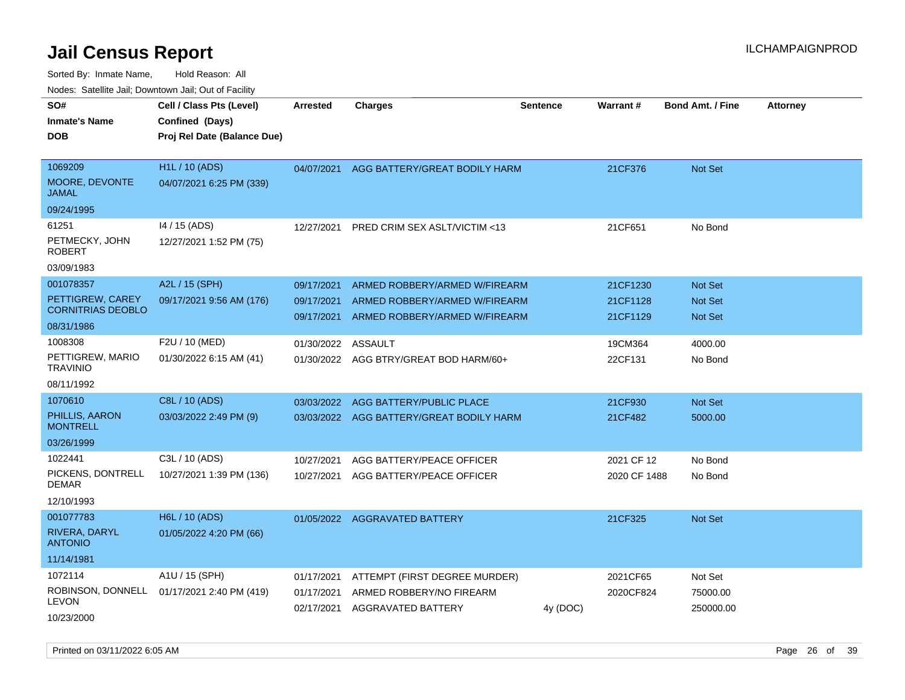# Jail Census Report

ILCHAMPAIGNPROD

Sorted By: Inmate Name, Hold Reason: All

Nodes: Satellite Jail; Downtown Jail; Out of Facility

| SO# / Inmate's Name / DOB | Cell / Class Pts (Level) / Confined (Days) / Proj Rel Date (Balance Due) | Arrested | Charges | Sentence | Warrant # | Bond Amt. / Fine | Attorney |
|---|---|---|---|---|---|---|---|
| 1069209<br>MOORE, DEVONTE JAMAL<br>09/24/1995 | H1L / 10 (ADS)<br>04/07/2021 6:25 PM (339) | 04/07/2021 | AGG BATTERY/GREAT BODILY HARM | | 21CF376 | Not Set | |
| 61251<br>PETMECKY, JOHN ROBERT<br>03/09/1983 | I4 / 15 (ADS)<br>12/27/2021 1:52 PM (75) | 12/27/2021 | PRED CRIM SEX ASLT/VICTIM <13 | | 21CF651 | No Bond | |
| 001078357<br>PETTIGREW, CAREY CORNITRIAS DEOBLO<br>08/31/1986 | A2L / 15 (SPH)<br>09/17/2021 9:56 AM (176) | 09/17/2021 | ARMED ROBBERY/ARMED W/FIREARM | | 21CF1230 | Not Set | |
| | | 09/17/2021 | ARMED ROBBERY/ARMED W/FIREARM | | 21CF1128 | Not Set | |
| | | 09/17/2021 | ARMED ROBBERY/ARMED W/FIREARM | | 21CF1129 | Not Set | |
| 1008308<br>PETTIGREW, MARIO TRAVINIO<br>08/11/1992 | F2U / 10 (MED)<br>01/30/2022 6:15 AM (41) | 01/30/2022 | ASSAULT | | 19CM364 | 4000.00 | |
| | | 01/30/2022 | AGG BTRY/GREAT BOD HARM/60+ | | 22CF131 | No Bond | |
| 1070610<br>PHILLIS, AARON MONTRELL<br>03/26/1999 | C8L / 10 (ADS)<br>03/03/2022 2:49 PM (9) | 03/03/2022 | AGG BATTERY/PUBLIC PLACE | | 21CF930 | Not Set | |
| | | 03/03/2022 | AGG BATTERY/GREAT BODILY HARM | | 21CF482 | 5000.00 | |
| 1022441<br>PICKENS, DONTRELL DEMAR<br>12/10/1993 | C3L / 10 (ADS)<br>10/27/2021 1:39 PM (136) | 10/27/2021 | AGG BATTERY/PEACE OFFICER | | 2021 CF 12 | No Bond | |
| | | 10/27/2021 | AGG BATTERY/PEACE OFFICER | | 2020 CF 1488 | No Bond | |
| 001077783<br>RIVERA, DARYL ANTONIO<br>11/14/1981 | H6L / 10 (ADS)<br>01/05/2022 4:20 PM (66) | 01/05/2022 | AGGRAVATED BATTERY | | 21CF325 | Not Set | |
| 1072114<br>ROBINSON, DONNELL LEVON<br>10/23/2000 | A1U / 15 (SPH)<br>01/17/2021 2:40 PM (419) | 01/17/2021 | ATTEMPT (FIRST DEGREE MURDER) | | 2021CF65 | Not Set | |
| | | 01/17/2021 | ARMED ROBBERY/NO FIREARM | | 2020CF824 | 75000.00 | |
| | | 02/17/2021 | AGGRAVATED BATTERY | 4y (DOC) | | 250000.00 | |

Printed on 03/11/2022 6:05 AM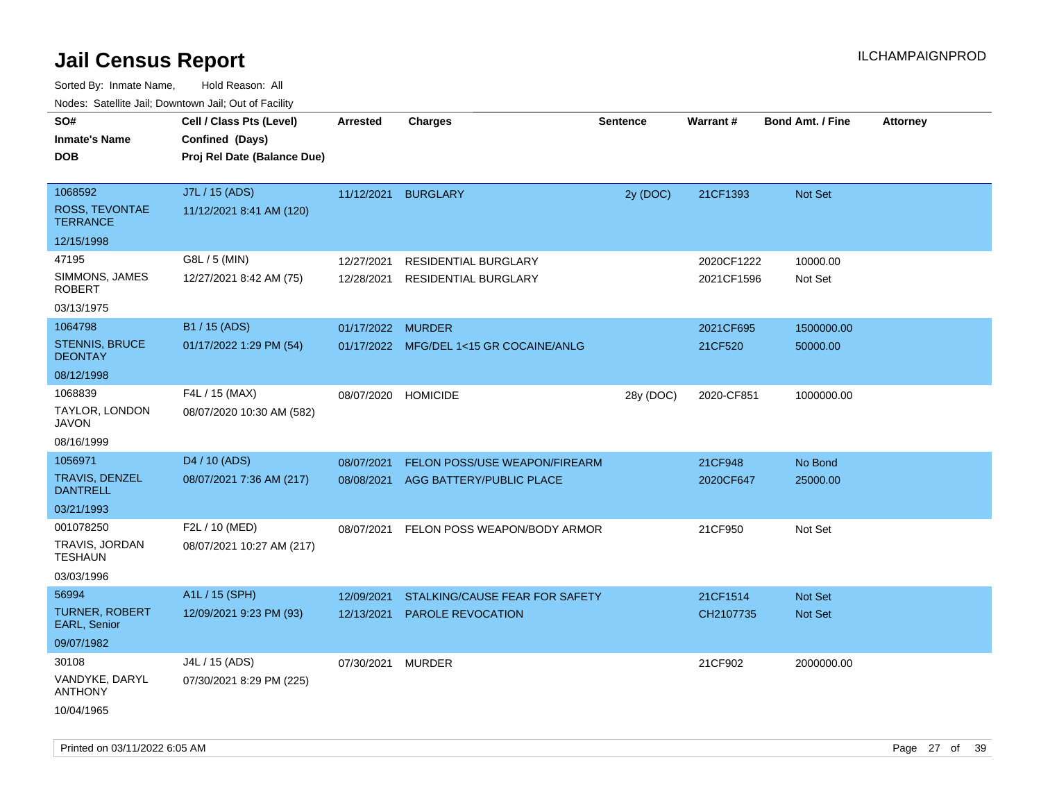# Jail Census Report

ILCHAMPAIGNPROD

Sorted By: Inmate Name, Hold Reason: All

Nodes: Satellite Jail; Downtown Jail; Out of Facility

| SO# / Inmate's Name / DOB | Cell / Class Pts (Level) / Confined (Days) / Proj Rel Date (Balance Due) | Arrested | Charges | Sentence | Warrant # | Bond Amt. / Fine | Attorney |
|---|---|---|---|---|---|---|---|
| 1068592<br>ROSS, TEVONTAE TERRANCE<br>12/15/1998 | J7L / 15 (ADS)<br>11/12/2021 8:41 AM (120) | 11/12/2021 | BURGLARY | 2y (DOC) | 21CF1393 | Not Set | |
| 47195<br>SIMMONS, JAMES ROBERT<br>03/13/1975 | G8L / 5 (MIN)<br>12/27/2021 8:42 AM (75) | 12/27/2021<br>12/28/2021 | RESIDENTIAL BURGLARY<br>RESIDENTIAL BURGLARY | | 2020CF1222<br>2021CF1596 | 10000.00<br>Not Set | |
| 1064798<br>STENNIS, BRUCE DEONTAY<br>08/12/1998 | B1 / 15 (ADS)<br>01/17/2022 1:29 PM (54) | 01/17/2022<br>01/17/2022 | MURDER<br>MFG/DEL 1<15 GR COCAINE/ANLG | | 2021CF695<br>21CF520 | 1500000.00<br>50000.00 | |
| 1068839<br>TAYLOR, LONDON JAVON<br>08/16/1999 | F4L / 15 (MAX)<br>08/07/2020 10:30 AM (582) | 08/07/2020 | HOMICIDE | 28y (DOC) | 2020-CF851 | 1000000.00 | |
| 1056971<br>TRAVIS, DENZEL DANTRELL<br>03/21/1993 | D4 / 10 (ADS)<br>08/07/2021 7:36 AM (217) | 08/07/2021<br>08/08/2021 | FELON POSS/USE WEAPON/FIREARM<br>AGG BATTERY/PUBLIC PLACE | | 21CF948<br>2020CF647 | No Bond<br>25000.00 | |
| 001078250<br>TRAVIS, JORDAN TESHAUN<br>03/03/1996 | F2L / 10 (MED)<br>08/07/2021 10:27 AM (217) | 08/07/2021 | FELON POSS WEAPON/BODY ARMOR | | 21CF950 | Not Set | |
| 56994<br>TURNER, ROBERT EARL, Senior<br>09/07/1982 | A1L / 15 (SPH)<br>12/09/2021 9:23 PM (93) | 12/09/2021<br>12/13/2021 | STALKING/CAUSE FEAR FOR SAFETY<br>PAROLE REVOCATION | | 21CF1514<br>CH2107735 | Not Set<br>Not Set | |
| 30108<br>VANDYKE, DARYL ANTHONY<br>10/04/1965 | J4L / 15 (ADS)<br>07/30/2021 8:29 PM (225) | 07/30/2021 | MURDER | | 21CF902 | 2000000.00 | |

Printed on 03/11/2022 6:05 AM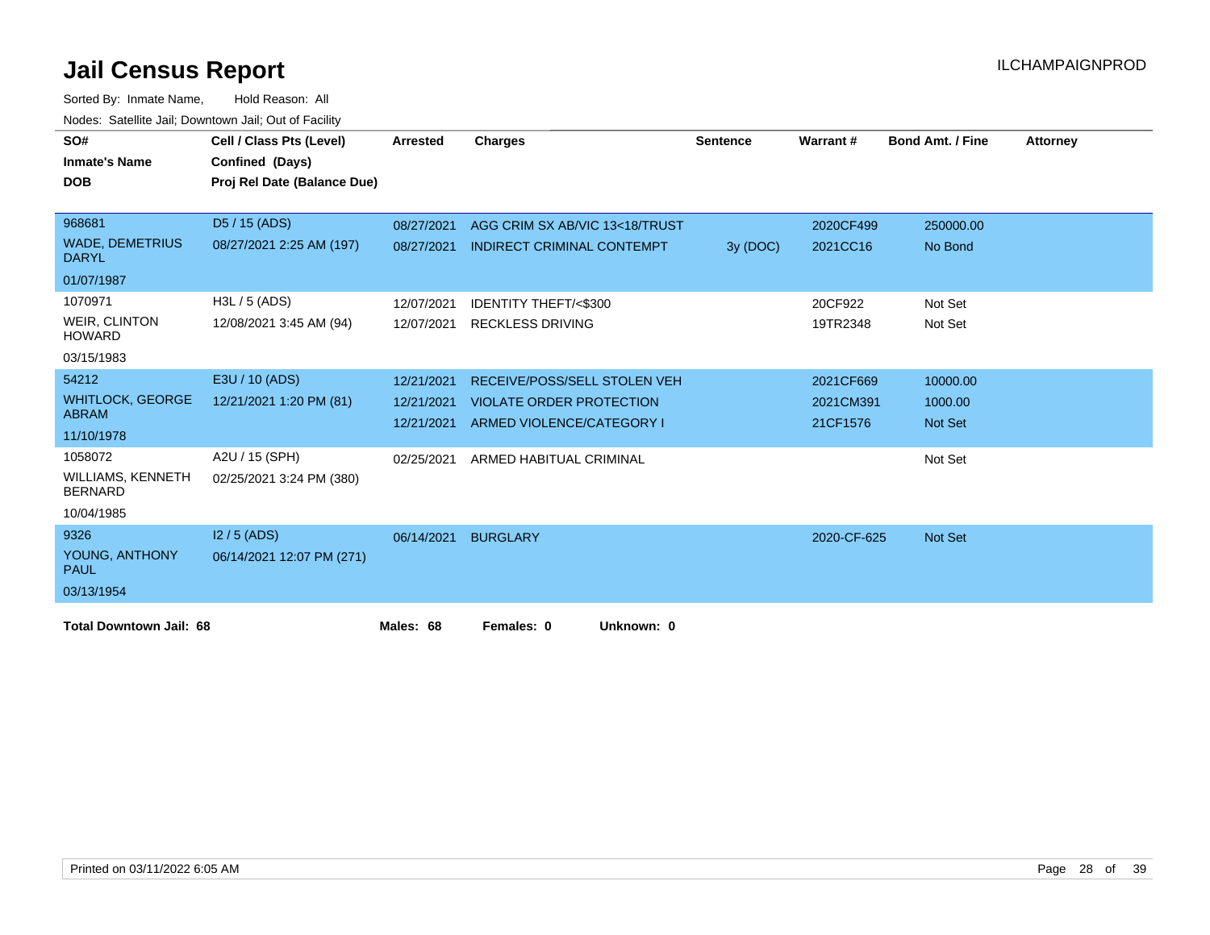# Jail Census Report

ILCHAMPAIGNPROD

Sorted By: Inmate Name, Hold Reason: All

Nodes: Satellite Jail; Downtown Jail; Out of Facility

| SO# / Inmate's Name / DOB | Cell / Class Pts (Level) / Confined (Days) / Proj Rel Date (Balance Due) | Arrested | Charges | Sentence | Warrant # | Bond Amt. / Fine | Attorney |
|---|---|---|---|---|---|---|---|
| 968681 | D5 / 15 (ADS) | 08/27/2021 | AGG CRIM SX AB/VIC 13<18/TRUST | | 2020CF499 | 250000.00 | |
| WADE, DEMETRIUS DARYL | 08/27/2021 2:25 AM (197) | 08/27/2021 | INDIRECT CRIMINAL CONTEMPT | 3y (DOC) | 2021CC16 | No Bond | |
| 01/07/1987 | | | | | | | |
| 1070971 | H3L / 5 (ADS) | 12/07/2021 | IDENTITY THEFT/<$300 | | 20CF922 | Not Set | |
| WEIR, CLINTON HOWARD | 12/08/2021 3:45 AM (94) | 12/07/2021 | RECKLESS DRIVING | | 19TR2348 | Not Set | |
| 03/15/1983 | | | | | | | |
| 54212 | E3U / 10 (ADS) | 12/21/2021 | RECEIVE/POSS/SELL STOLEN VEH | | 2021CF669 | 10000.00 | |
| WHITLOCK, GEORGE ABRAM | 12/21/2021 1:20 PM (81) | 12/21/2021 | VIOLATE ORDER PROTECTION | | 2021CM391 | 1000.00 | |
| 11/10/1978 | | 12/21/2021 | ARMED VIOLENCE/CATEGORY I | | 21CF1576 | Not Set | |
| 1058072 | A2U / 15 (SPH) | 02/25/2021 | ARMED HABITUAL CRIMINAL | | | Not Set | |
| WILLIAMS, KENNETH BERNARD | 02/25/2021 3:24 PM (380) | | | | | | |
| 10/04/1985 | | | | | | | |
| 9326 | I2 / 5 (ADS) | 06/14/2021 | BURGLARY | | 2020-CF-625 | Not Set | |
| YOUNG, ANTHONY PAUL | 06/14/2021 12:07 PM (271) | | | | | | |
| 03/13/1954 | | | | | | | |

**Total Downtown Jail: 68** **Males: 68** **Females: 0** **Unknown: 0**

Printed on 03/11/2022 6:05 AM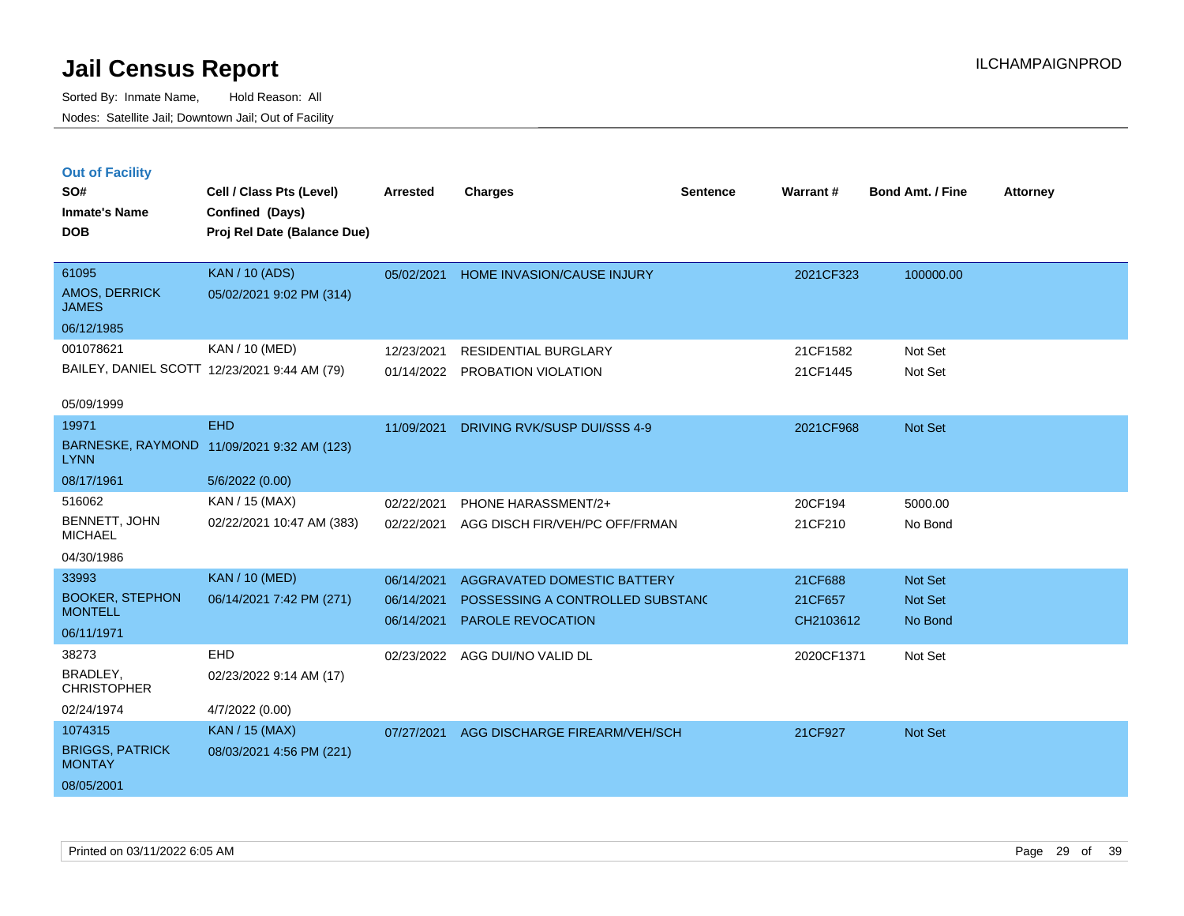# Jail Census Report

Sorted By: Inmate Name, Hold Reason: All

Nodes: Satellite Jail; Downtown Jail; Out of Facility

ILCHAMPAIGNPROD

## Out of Facility

| SO# / Inmate's Name / DOB | Cell / Class Pts (Level) / Confined (Days) / Proj Rel Date (Balance Due) | Arrested | Charges | Sentence | Warrant # | Bond Amt. / Fine | Attorney |
|---|---|---|---|---|---|---|---|
| 61095<br>AMOS, DERRICK JAMES<br>06/12/1985 | KAN / 10 (ADS)<br>05/02/2021 9:02 PM (314) | 05/02/2021 | HOME INVASION/CAUSE INJURY | | 2021CF323 | 100000.00 | |
| 001078621<br>BAILEY, DANIEL SCOTT<br>05/09/1999 | KAN / 10 (MED)<br>12/23/2021 9:44 AM (79) | 12/23/2021<br>01/14/2022 | RESIDENTIAL BURGLARY<br>PROBATION VIOLATION | | 21CF1582<br>21CF1445 | Not Set<br>Not Set | |
| 19971<br>BARNESKE, RAYMOND LYNN<br>08/17/1961 | EHD<br>11/09/2021 9:32 AM (123)<br>5/6/2022 (0.00) | 11/09/2021 | DRIVING RVK/SUSP DUI/SSS 4-9 | | 2021CF968 | Not Set | |
| 516062<br>BENNETT, JOHN MICHAEL<br>04/30/1986 | KAN / 15 (MAX)<br>02/22/2021 10:47 AM (383) | 02/22/2021<br>02/22/2021 | PHONE HARASSMENT/2+<br>AGG DISCH FIR/VEH/PC OFF/FRMAN | | 20CF194<br>21CF210 | 5000.00<br>No Bond | |
| 33993<br>BOOKER, STEPHON MONTELL<br>06/11/1971 | KAN / 10 (MED)<br>06/14/2021 7:42 PM (271) | 06/14/2021<br>06/14/2021<br>06/14/2021 | AGGRAVATED DOMESTIC BATTERY<br>POSSESSING A CONTROLLED SUBSTANC<br>PAROLE REVOCATION | | 21CF688<br>21CF657<br>CH2103612 | Not Set<br>Not Set<br>No Bond | |
| 38273<br>BRADLEY, CHRISTOPHER<br>02/24/1974 | EHD<br>02/23/2022 9:14 AM (17)<br>4/7/2022 (0.00) | 02/23/2022 | AGG DUI/NO VALID DL | | 2020CF1371 | Not Set | |
| 1074315<br>BRIGGS, PATRICK MONTAY<br>08/05/2001 | KAN / 15 (MAX)<br>08/03/2021 4:56 PM (221) | 07/27/2021 | AGG DISCHARGE FIREARM/VEH/SCH | | 21CF927 | Not Set | |

Printed on 03/11/2022 6:05 AM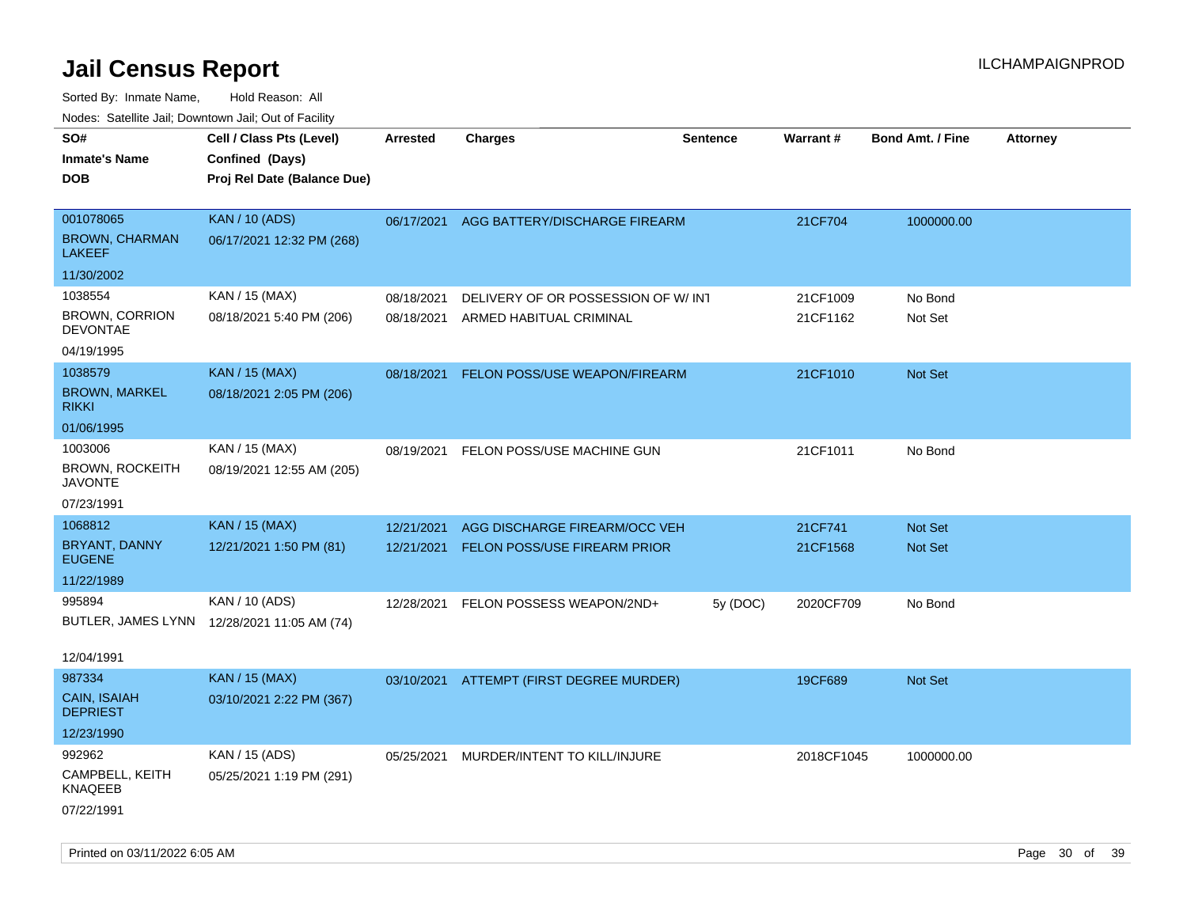# Jail Census Report

Sorted By: Inmate Name, Hold Reason: All

Nodes: Satellite Jail; Downtown Jail; Out of Facility

| SO# / Inmate's Name / DOB | Cell / Class Pts (Level) / Confined (Days) / Proj Rel Date (Balance Due) | Arrested | Charges | Sentence | Warrant # | Bond Amt. / Fine | Attorney |
|---|---|---|---|---|---|---|---|
| 001078065<br>BROWN, CHARMAN LAKEEF<br>11/30/2002 | KAN / 10 (ADS)<br>06/17/2021 12:32 PM (268) | 06/17/2021 | AGG BATTERY/DISCHARGE FIREARM | | 21CF704 | 1000000.00 | |
| 1038554<br>BROWN, CORRION DEVONTAE<br>04/19/1995 | KAN / 15 (MAX)<br>08/18/2021 5:40 PM (206) | 08/18/2021<br>08/18/2021 | DELIVERY OF OR POSSESSION OF W/ INT<br>ARMED HABITUAL CRIMINAL | | 21CF1009<br>21CF1162 | No Bond<br>Not Set | |
| 1038579<br>BROWN, MARKEL RIKKI<br>01/06/1995 | KAN / 15 (MAX)<br>08/18/2021 2:05 PM (206) | 08/18/2021 | FELON POSS/USE WEAPON/FIREARM | | 21CF1010 | Not Set | |
| 1003006<br>BROWN, ROCKEITH JAVONTE<br>07/23/1991 | KAN / 15 (MAX)<br>08/19/2021 12:55 AM (205) | 08/19/2021 | FELON POSS/USE MACHINE GUN | | 21CF1011 | No Bond | |
| 1068812<br>BRYANT, DANNY EUGENE<br>11/22/1989 | KAN / 15 (MAX)<br>12/21/2021 1:50 PM (81) | 12/21/2021<br>12/21/2021 | AGG DISCHARGE FIREARM/OCC VEH<br>FELON POSS/USE FIREARM PRIOR | | 21CF741<br>21CF1568 | Not Set<br>Not Set | |
| 995894<br>BUTLER, JAMES LYNN<br>12/04/1991 | KAN / 10 (ADS)<br>12/28/2021 11:05 AM (74) | 12/28/2021 | FELON POSSESS WEAPON/2ND+ | 5y (DOC) | 2020CF709 | No Bond | |
| 987334<br>CAIN, ISAIAH DEPRIEST<br>12/23/1990 | KAN / 15 (MAX)<br>03/10/2021 2:22 PM (367) | 03/10/2021 | ATTEMPT (FIRST DEGREE MURDER) | | 19CF689 | Not Set | |
| 992962<br>CAMPBELL, KEITH KNAQEEB<br>07/22/1991 | KAN / 15 (ADS)<br>05/25/2021 1:19 PM (291) | 05/25/2021 | MURDER/INTENT TO KILL/INJURE | | 2018CF1045 | 1000000.00 | |

Printed on 03/11/2022 6:05 AM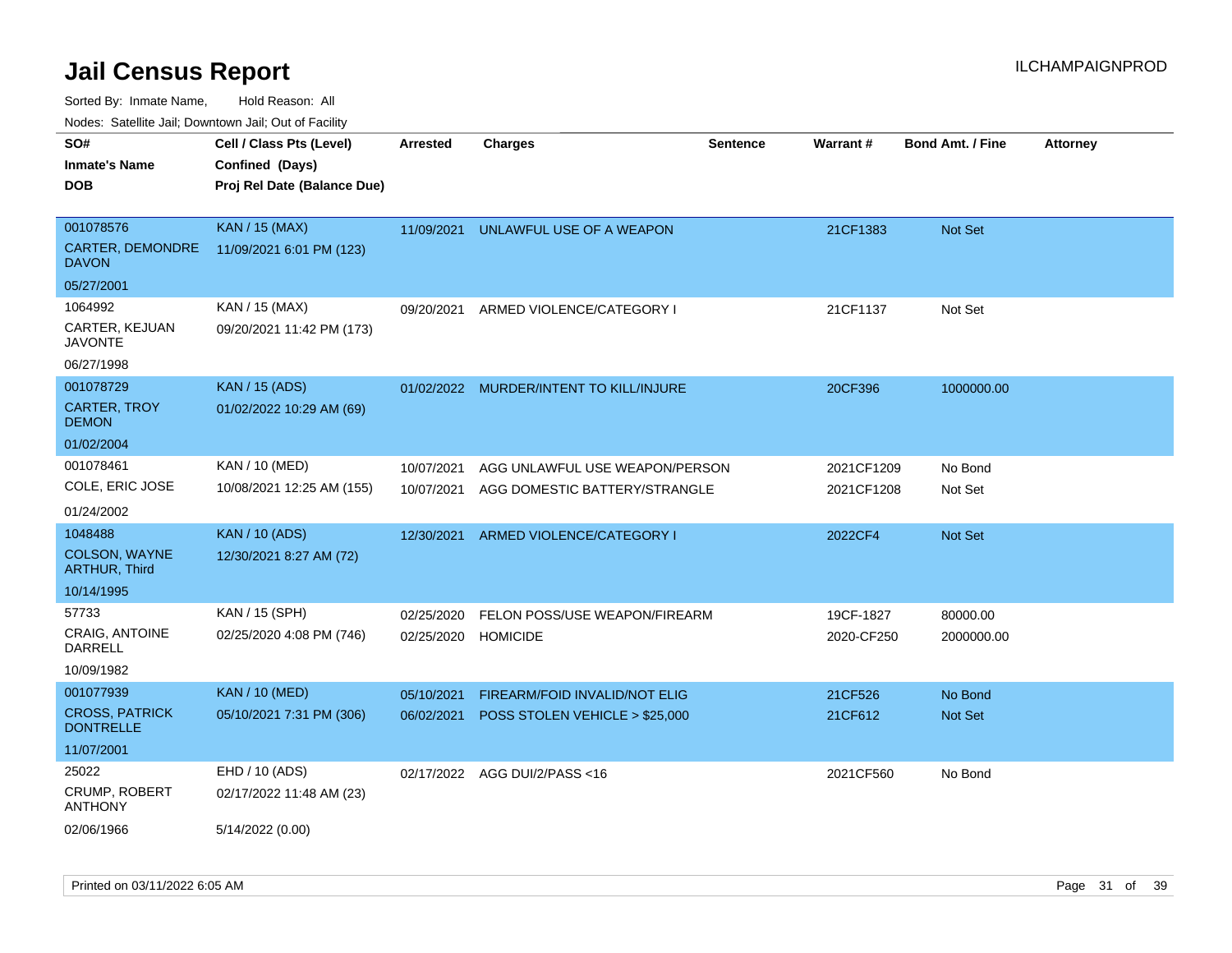# Jail Census Report

ILCHAMPAIGNPROD

Sorted By: Inmate Name, Hold Reason: All

Nodes: Satellite Jail; Downtown Jail; Out of Facility

| SO# / Inmate's Name / DOB | Cell / Class Pts (Level) / Confined (Days) / Proj Rel Date (Balance Due) | Arrested | Charges | Sentence | Warrant # | Bond Amt. / Fine | Attorney |
|---|---|---|---|---|---|---|---|
| 001078576<br>CARTER, DEMONDRE DAVON<br>05/27/2001 | KAN / 15 (MAX)<br>11/09/2021 6:01 PM (123) | 11/09/2021 | UNLAWFUL USE OF A WEAPON | | 21CF1383 | Not Set | |
| 1064992<br>CARTER, KEJUAN JAVONTE<br>06/27/1998 | KAN / 15 (MAX)<br>09/20/2021 11:42 PM (173) | 09/20/2021 | ARMED VIOLENCE/CATEGORY I | | 21CF1137 | Not Set | |
| 001078729<br>CARTER, TROY DEMON<br>01/02/2004 | KAN / 15 (ADS)<br>01/02/2022 10:29 AM (69) | 01/02/2022 | MURDER/INTENT TO KILL/INJURE | | 20CF396 | 1000000.00 | |
| 001078461<br>COLE, ERIC JOSE<br>01/24/2002 | KAN / 10 (MED)<br>10/08/2021 12:25 AM (155) | 10/07/2021<br>10/07/2021 | AGG UNLAWFUL USE WEAPON/PERSON<br>AGG DOMESTIC BATTERY/STRANGLE | | 2021CF1209<br>2021CF1208 | No Bond<br>Not Set | |
| 1048488<br>COLSON, WAYNE ARTHUR, Third<br>10/14/1995 | KAN / 10 (ADS)<br>12/30/2021 8:27 AM (72) | 12/30/2021 | ARMED VIOLENCE/CATEGORY I | | 2022CF4 | Not Set | |
| 57733<br>CRAIG, ANTOINE DARRELL<br>10/09/1982 | KAN / 15 (SPH)<br>02/25/2020 4:08 PM (746) | 02/25/2020<br>02/25/2020 | FELON POSS/USE WEAPON/FIREARM<br>HOMICIDE | | 19CF-1827<br>2020-CF250 | 80000.00<br>2000000.00 | |
| 001077939<br>CROSS, PATRICK DONTRELLE<br>11/07/2001 | KAN / 10 (MED)<br>05/10/2021 7:31 PM (306) | 05/10/2021<br>06/02/2021 | FIREARM/FOID INVALID/NOT ELIG<br>POSS STOLEN VEHICLE > $25,000 | | 21CF526<br>21CF612 | No Bond<br>Not Set | |
| 25022<br>CRUMP, ROBERT ANTHONY<br>02/06/1966 | EHD / 10 (ADS)<br>02/17/2022 11:48 AM (23)<br>5/14/2022 (0.00) | 02/17/2022 | AGG DUI/2/PASS <16 | | 2021CF560 | No Bond | |

Printed on 03/11/2022 6:05 AM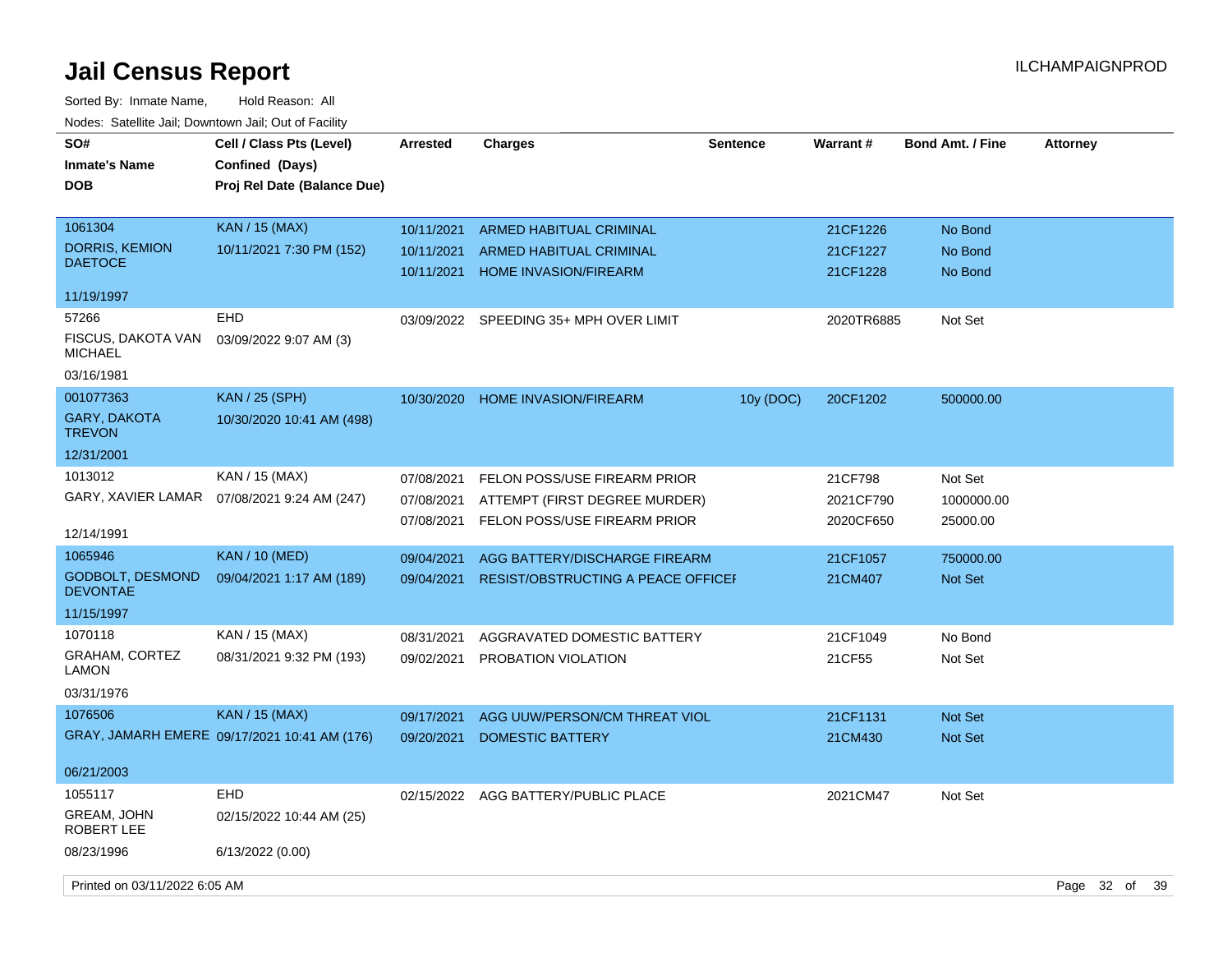# Jail Census Report

ILCHAMPAIGNPROD

Sorted By: Inmate Name, Hold Reason: All

Nodes: Satellite Jail; Downtown Jail; Out of Facility

| SO# / Inmate's Name / DOB | Cell / Class Pts (Level) / Confined (Days) / Proj Rel Date (Balance Due) | Arrested | Charges | Sentence | Warrant # | Bond Amt. / Fine | Attorney |
|---|---|---|---|---|---|---|---|
| 1061304 DORRIS, KEMION DAETOCE 11/19/1997 | KAN / 15 (MAX) 10/11/2021 7:30 PM (152) | 10/11/2021 | ARMED HABITUAL CRIMINAL | | 21CF1226 | No Bond | |
| | | 10/11/2021 | ARMED HABITUAL CRIMINAL | | 21CF1227 | No Bond | |
| | | 10/11/2021 | HOME INVASION/FIREARM | | 21CF1228 | No Bond | |
| 57266 FISCUS, DAKOTA VAN MICHAEL 03/16/1981 | EHD 03/09/2022 9:07 AM (3) | 03/09/2022 | SPEEDING 35+ MPH OVER LIMIT | | 2020TR6885 | Not Set | |
| 001077363 GARY, DAKOTA TREVON 12/31/2001 | KAN / 25 (SPH) 10/30/2020 10:41 AM (498) | 10/30/2020 | HOME INVASION/FIREARM | 10y (DOC) | 20CF1202 | 500000.00 | |
| 1013012 GARY, XAVIER LAMAR 12/14/1991 | KAN / 15 (MAX) 07/08/2021 9:24 AM (247) | 07/08/2021 | FELON POSS/USE FIREARM PRIOR | | 21CF798 | Not Set | |
| | | 07/08/2021 | ATTEMPT (FIRST DEGREE MURDER) | | 2021CF790 | 1000000.00 | |
| | | 07/08/2021 | FELON POSS/USE FIREARM PRIOR | | 2020CF650 | 25000.00 | |
| 1065946 GODBOLT, DESMOND DEVONTAE 11/15/1997 | KAN / 10 (MED) 09/04/2021 1:17 AM (189) | 09/04/2021 | AGG BATTERY/DISCHARGE FIREARM | | 21CF1057 | 750000.00 | |
| | | 09/04/2021 | RESIST/OBSTRUCTING A PEACE OFFICEI | | 21CM407 | Not Set | |
| 1070118 GRAHAM, CORTEZ LAMON 03/31/1976 | KAN / 15 (MAX) 08/31/2021 9:32 PM (193) | 08/31/2021 | AGGRAVATED DOMESTIC BATTERY | | 21CF1049 | No Bond | |
| | | 09/02/2021 | PROBATION VIOLATION | | 21CF55 | Not Set | |
| 1076506 GRAY, JAMARH EMERE 06/21/2003 | KAN / 15 (MAX) 09/17/2021 10:41 AM (176) | 09/17/2021 | AGG UUW/PERSON/CM THREAT VIOL | | 21CF1131 | Not Set | |
| | | 09/20/2021 | DOMESTIC BATTERY | | 21CM430 | Not Set | |
| 1055117 GREAM, JOHN ROBERT LEE 08/23/1996 | EHD 02/15/2022 10:44 AM (25) 6/13/2022 (0.00) | 02/15/2022 | AGG BATTERY/PUBLIC PLACE | | 2021CM47 | Not Set | |

Printed on 03/11/2022 6:05 AM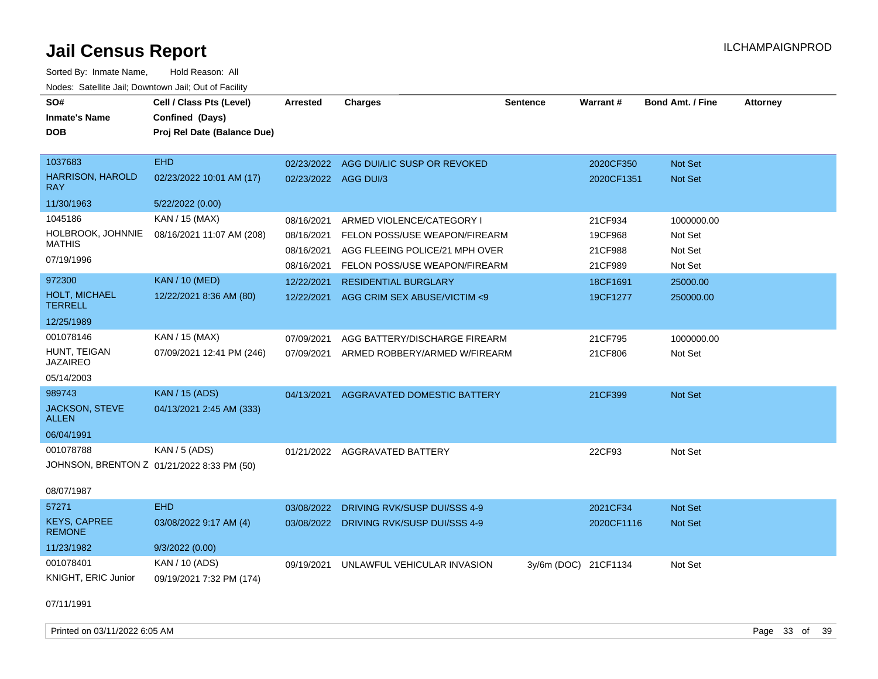# Jail Census Report

ILCHAMPAIGNPROD

Sorted By: Inmate Name, Hold Reason: All

Nodes: Satellite Jail; Downtown Jail; Out of Facility

| SO# / Inmate's Name / DOB | Cell / Class Pts (Level) / Confined (Days) / Proj Rel Date (Balance Due) | Arrested | Charges | Sentence | Warrant # | Bond Amt. / Fine | Attorney |
|---|---|---|---|---|---|---|---|
| 1037683<br>HARRISON, HAROLD RAY<br>11/30/1963 | EHD<br>02/23/2022 10:01 AM (17)<br>5/22/2022 (0.00) | 02/23/2022 | AGG DUI/LIC SUSP OR REVOKED | | 2020CF350 | Not Set | |
| | | 02/23/2022 | AGG DUI/3 | | 2020CF1351 | Not Set | |
| 1045186<br>HOLBROOK, JOHNNIE MATHIS<br>07/19/1996 | KAN / 15 (MAX)<br>08/16/2021 11:07 AM (208) | 08/16/2021 | ARMED VIOLENCE/CATEGORY I | | 21CF934 | 1000000.00 | |
| | | 08/16/2021 | FELON POSS/USE WEAPON/FIREARM | | 19CF968 | Not Set | |
| | | 08/16/2021 | AGG FLEEING POLICE/21 MPH OVER | | 21CF988 | Not Set | |
| | | 08/16/2021 | FELON POSS/USE WEAPON/FIREARM | | 21CF989 | Not Set | |
| 972300<br>HOLT, MICHAEL TERRELL<br>12/25/1989 | KAN / 10 (MED)<br>12/22/2021 8:36 AM (80) | 12/22/2021 | RESIDENTIAL BURGLARY | | 18CF1691 | 25000.00 | |
| | | 12/22/2021 | AGG CRIM SEX ABUSE/VICTIM <9 | | 19CF1277 | 250000.00 | |
| 001078146<br>HUNT, TEIGAN JAZAIREO<br>05/14/2003 | KAN / 15 (MAX)<br>07/09/2021 12:41 PM (246) | 07/09/2021 | AGG BATTERY/DISCHARGE FIREARM | | 21CF795 | 1000000.00 | |
| | | 07/09/2021 | ARMED ROBBERY/ARMED W/FIREARM | | 21CF806 | Not Set | |
| 989743<br>JACKSON, STEVE ALLEN<br>06/04/1991 | KAN / 15 (ADS)<br>04/13/2021 2:45 AM (333) | 04/13/2021 | AGGRAVATED DOMESTIC BATTERY | | 21CF399 | Not Set | |
| 001078788<br>JOHNSON, BRENTON Z<br>08/07/1987 | KAN / 5 (ADS)<br>01/21/2022 8:33 PM (50) | 01/21/2022 | AGGRAVATED BATTERY | | 22CF93 | Not Set | |
| 57271<br>KEYS, CAPREE REMONE<br>11/23/1982 | EHD<br>03/08/2022 9:17 AM (4)<br>9/3/2022 (0.00) | 03/08/2022 | DRIVING RVK/SUSP DUI/SSS 4-9 | | 2021CF34 | Not Set | |
| | | 03/08/2022 | DRIVING RVK/SUSP DUI/SSS 4-9 | | 2020CF1116 | Not Set | |
| 001078401<br>KNIGHT, ERIC Junior<br>07/11/1991 | KAN / 10 (ADS)<br>09/19/2021 7:32 PM (174) | 09/19/2021 | UNLAWFUL VEHICULAR INVASION | 3y/6m (DOC) | 21CF1134 | Not Set | |

Printed on 03/11/2022 6:05 AM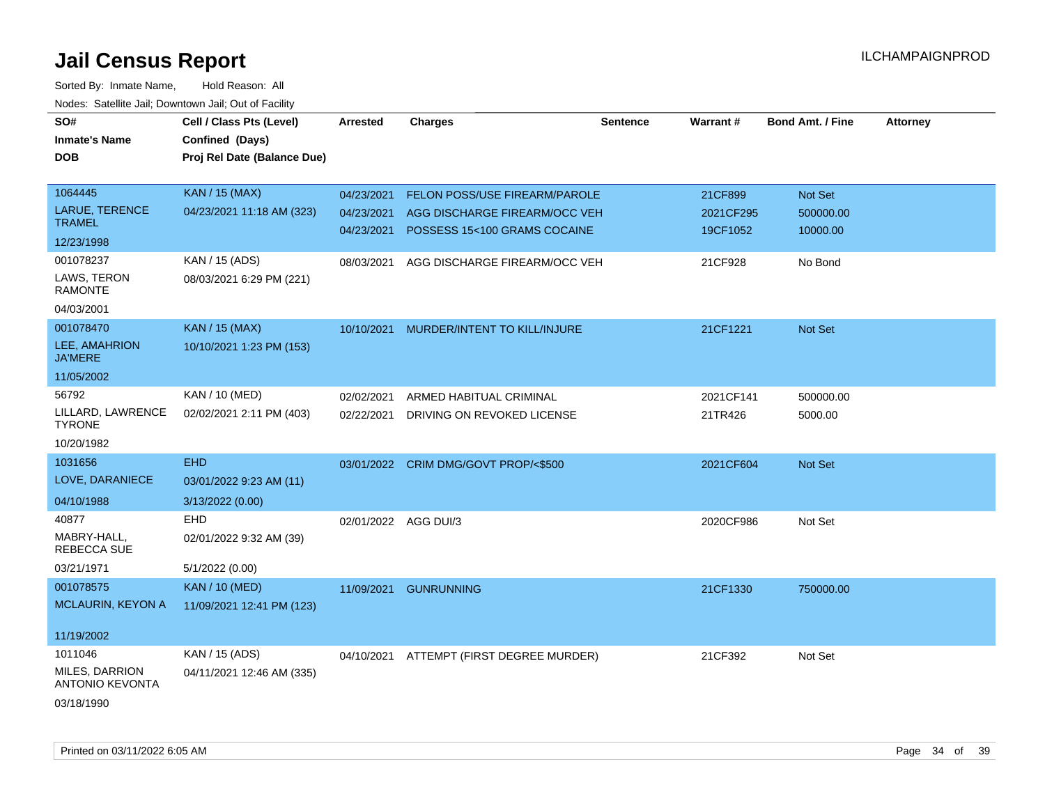# Jail Census Report

ILCHAMPAIGNPROD

Sorted By: Inmate Name, Hold Reason: All

Nodes: Satellite Jail; Downtown Jail; Out of Facility

| SO# / Inmate's Name / DOB | Cell / Class Pts (Level) / Confined (Days) / Proj Rel Date (Balance Due) | Arrested | Charges | Sentence | Warrant # | Bond Amt. / Fine | Attorney |
|---|---|---|---|---|---|---|---|
| 1064445<br>LARUE, TERENCE TRAMEL<br>12/23/1998 | KAN / 15 (MAX)<br>04/23/2021 11:18 AM (323) | 04/23/2021<br>04/23/2021<br>04/23/2021 | FELON POSS/USE FIREARM/PAROLE<br>AGG DISCHARGE FIREARM/OCC VEH<br>POSSESS 15<100 GRAMS COCAINE | | 21CF899<br>2021CF295<br>19CF1052 | Not Set<br>500000.00<br>10000.00 | |
| 001078237<br>LAWS, TERON RAMONTE<br>04/03/2001 | KAN / 15 (ADS)<br>08/03/2021 6:29 PM (221) | 08/03/2021 | AGG DISCHARGE FIREARM/OCC VEH | | 21CF928 | No Bond | |
| 001078470<br>LEE, AMAHRION JA'MERE<br>11/05/2002 | KAN / 15 (MAX)<br>10/10/2021 1:23 PM (153) | 10/10/2021 | MURDER/INTENT TO KILL/INJURE | | 21CF1221 | Not Set | |
| 56792<br>LILLARD, LAWRENCE TYRONE<br>10/20/1982 | KAN / 10 (MED)<br>02/02/2021 2:11 PM (403) | 02/02/2021<br>02/22/2021 | ARMED HABITUAL CRIMINAL<br>DRIVING ON REVOKED LICENSE | | 2021CF141<br>21TR426 | 500000.00<br>5000.00 | |
| 1031656<br>LOVE, DARANIECE<br>04/10/1988 | EHD<br>03/01/2022 9:23 AM (11)<br>3/13/2022 (0.00) | 03/01/2022 | CRIM DMG/GOVT PROP/<$500 | | 2021CF604 | Not Set | |
| 40877<br>MABRY-HALL, REBECCA SUE<br>03/21/1971 | EHD<br>02/01/2022 9:32 AM (39)<br>5/1/2022 (0.00) | 02/01/2022 | AGG DUI/3 | | 2020CF986 | Not Set | |
| 001078575<br>MCLAURIN, KEYON A<br>11/19/2002 | KAN / 10 (MED)<br>11/09/2021 12:41 PM (123) | 11/09/2021 | GUNRUNNING | | 21CF1330 | 750000.00 | |
| 1011046<br>MILES, DARRION ANTONIO KEVONTA<br>03/18/1990 | KAN / 15 (ADS)<br>04/11/2021 12:46 AM (335) | 04/10/2021 | ATTEMPT (FIRST DEGREE MURDER) | | 21CF392 | Not Set | |

Printed on 03/11/2022 6:05 AM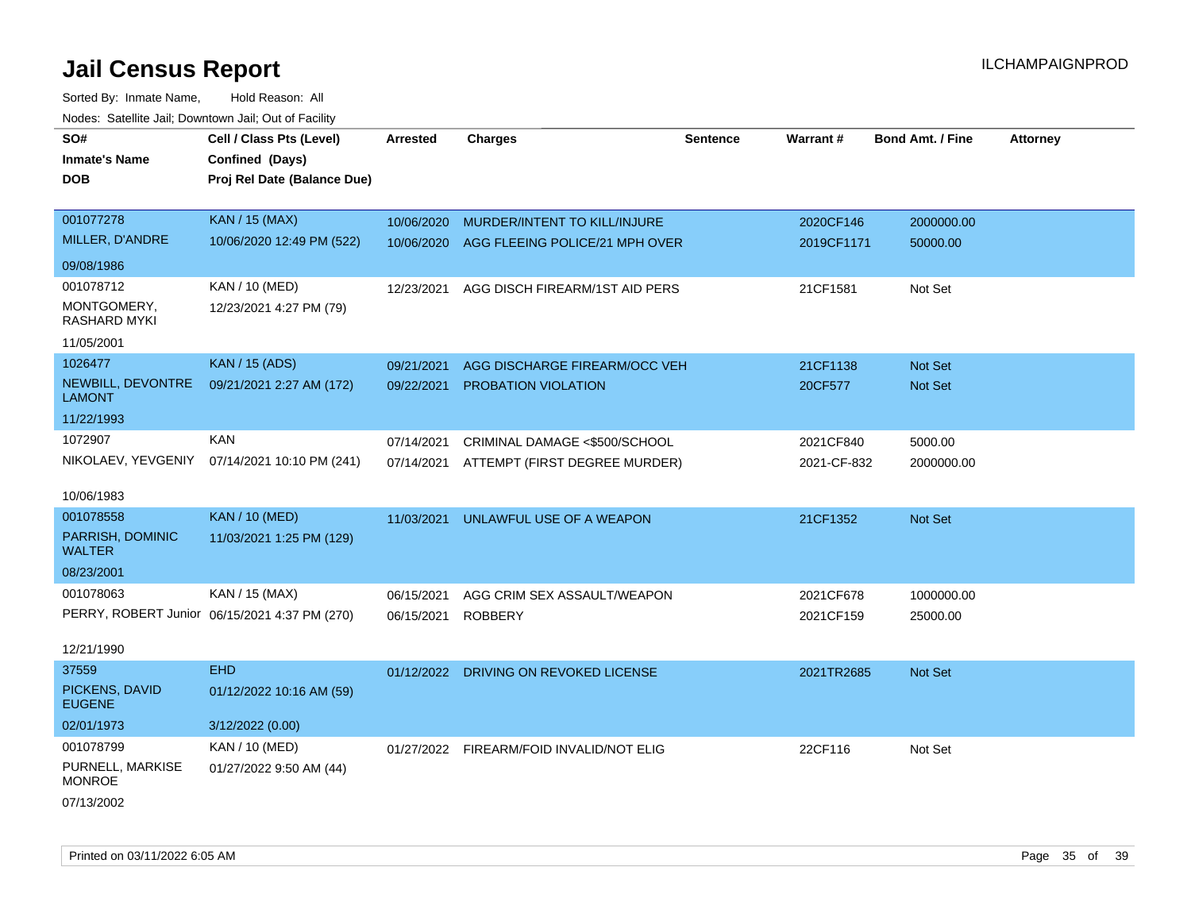# Jail Census Report

ILCHAMPAIGNPROD

Sorted By: Inmate Name, Hold Reason: All

Nodes: Satellite Jail; Downtown Jail; Out of Facility

| SO# / Inmate's Name / DOB | Cell / Class Pts (Level) / Confined (Days) / Proj Rel Date (Balance Due) | Arrested | Charges | Sentence | Warrant # | Bond Amt. / Fine | Attorney |
|---|---|---|---|---|---|---|---|
| 001077278<br>MILLER, D'ANDRE<br>09/08/1986 | KAN / 15 (MAX)<br>10/06/2020 12:49 PM (522) | 10/06/2020<br>10/06/2020 | MURDER/INTENT TO KILL/INJURE<br>AGG FLEEING POLICE/21 MPH OVER | | 2020CF146<br>2019CF1171 | 2000000.00<br>50000.00 | |
| 001078712<br>MONTGOMERY, RASHARD MYKI<br>11/05/2001 | KAN / 10 (MED)<br>12/23/2021 4:27 PM (79) | 12/23/2021 | AGG DISCH FIREARM/1ST AID PERS | | 21CF1581 | Not Set | |
| 1026477<br>NEWBILL, DEVONTRE LAMONT<br>11/22/1993 | KAN / 15 (ADS)<br>09/21/2021 2:27 AM (172) | 09/21/2021<br>09/22/2021 | AGG DISCHARGE FIREARM/OCC VEH<br>PROBATION VIOLATION | | 21CF1138<br>20CF577 | Not Set<br>Not Set | |
| 1072907<br>NIKOLAEV, YEVGENIY<br>10/06/1983 | KAN<br>07/14/2021 10:10 PM (241) | 07/14/2021<br>07/14/2021 | CRIMINAL DAMAGE <$500/SCHOOL<br>ATTEMPT (FIRST DEGREE MURDER) | | 2021CF840<br>2021-CF-832 | 5000.00<br>2000000.00 | |
| 001078558<br>PARRISH, DOMINIC WALTER<br>08/23/2001 | KAN / 10 (MED)<br>11/03/2021 1:25 PM (129) | 11/03/2021 | UNLAWFUL USE OF A WEAPON | | 21CF1352 | Not Set | |
| 001078063<br>PERRY, ROBERT Junior<br>12/21/1990 | KAN / 15 (MAX)<br>06/15/2021 4:37 PM (270) | 06/15/2021<br>06/15/2021 | AGG CRIM SEX ASSAULT/WEAPON<br>ROBBERY | | 2021CF678<br>2021CF159 | 1000000.00<br>25000.00 | |
| 37559<br>PICKENS, DAVID EUGENE<br>02/01/1973 | EHD<br>01/12/2022 10:16 AM (59)<br>3/12/2022 (0.00) | 01/12/2022 | DRIVING ON REVOKED LICENSE | | 2021TR2685 | Not Set | |
| 001078799<br>PURNELL, MARKISE MONROE<br>07/13/2002 | KAN / 10 (MED)<br>01/27/2022 9:50 AM (44) | 01/27/2022 | FIREARM/FOID INVALID/NOT ELIG | | 22CF116 | Not Set | |

Printed on 03/11/2022 6:05 AM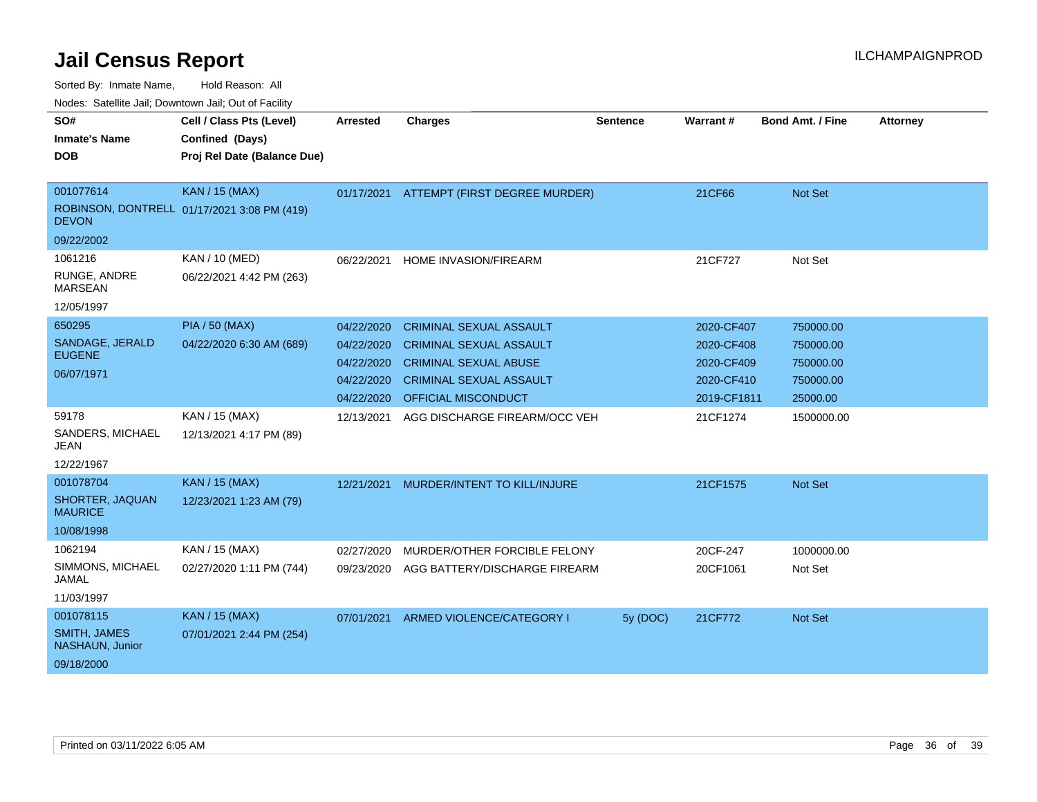# Jail Census Report

ILCHAMPAIGNPROD

Sorted By: Inmate Name, Hold Reason: All

Nodes: Satellite Jail; Downtown Jail; Out of Facility

| SO# / Inmate's Name / DOB | Cell / Class Pts (Level) / Confined (Days) / Proj Rel Date (Balance Due) | Arrested | Charges | Sentence | Warrant # | Bond Amt. / Fine | Attorney |
|---|---|---|---|---|---|---|---|
| 001077614 ROBINSON, DONTRELL DEVON 09/22/2002 | KAN / 15 (MAX) 01/17/2021 3:08 PM (419) | 01/17/2021 | ATTEMPT (FIRST DEGREE MURDER) | | 21CF66 | Not Set | |
| 1061216 RUNGE, ANDRE MARSEAN 12/05/1997 | KAN / 10 (MED) 06/22/2021 4:42 PM (263) | 06/22/2021 | HOME INVASION/FIREARM | | 21CF727 | Not Set | |
| 650295 SANDAGE, JERALD EUGENE 06/07/1971 | PIA / 50 (MAX) 04/22/2020 6:30 AM (689) | 04/22/2020 | CRIMINAL SEXUAL ASSAULT | | 2020-CF407 | 750000.00 | |
| | | 04/22/2020 | CRIMINAL SEXUAL ASSAULT | | 2020-CF408 | 750000.00 | |
| | | 04/22/2020 | CRIMINAL SEXUAL ABUSE | | 2020-CF409 | 750000.00 | |
| | | 04/22/2020 | CRIMINAL SEXUAL ASSAULT | | 2020-CF410 | 750000.00 | |
| | | 04/22/2020 | OFFICIAL MISCONDUCT | | 2019-CF1811 | 25000.00 | |
| 59178 SANDERS, MICHAEL JEAN 12/22/1967 | KAN / 15 (MAX) 12/13/2021 4:17 PM (89) | 12/13/2021 | AGG DISCHARGE FIREARM/OCC VEH | | 21CF1274 | 1500000.00 | |
| 001078704 SHORTER, JAQUAN MAURICE 10/08/1998 | KAN / 15 (MAX) 12/23/2021 1:23 AM (79) | 12/21/2021 | MURDER/INTENT TO KILL/INJURE | | 21CF1575 | Not Set | |
| 1062194 SIMMONS, MICHAEL JAMAL 11/03/1997 | KAN / 15 (MAX) 02/27/2020 1:11 PM (744) | 02/27/2020 | MURDER/OTHER FORCIBLE FELONY | | 20CF-247 | 1000000.00 | |
| | | 09/23/2020 | AGG BATTERY/DISCHARGE FIREARM | | 20CF1061 | Not Set | |
| 001078115 SMITH, JAMES NASHAUN, Junior 09/18/2000 | KAN / 15 (MAX) 07/01/2021 2:44 PM (254) | 07/01/2021 | ARMED VIOLENCE/CATEGORY I | 5y (DOC) | 21CF772 | Not Set | |

Printed on 03/11/2022 6:05 AM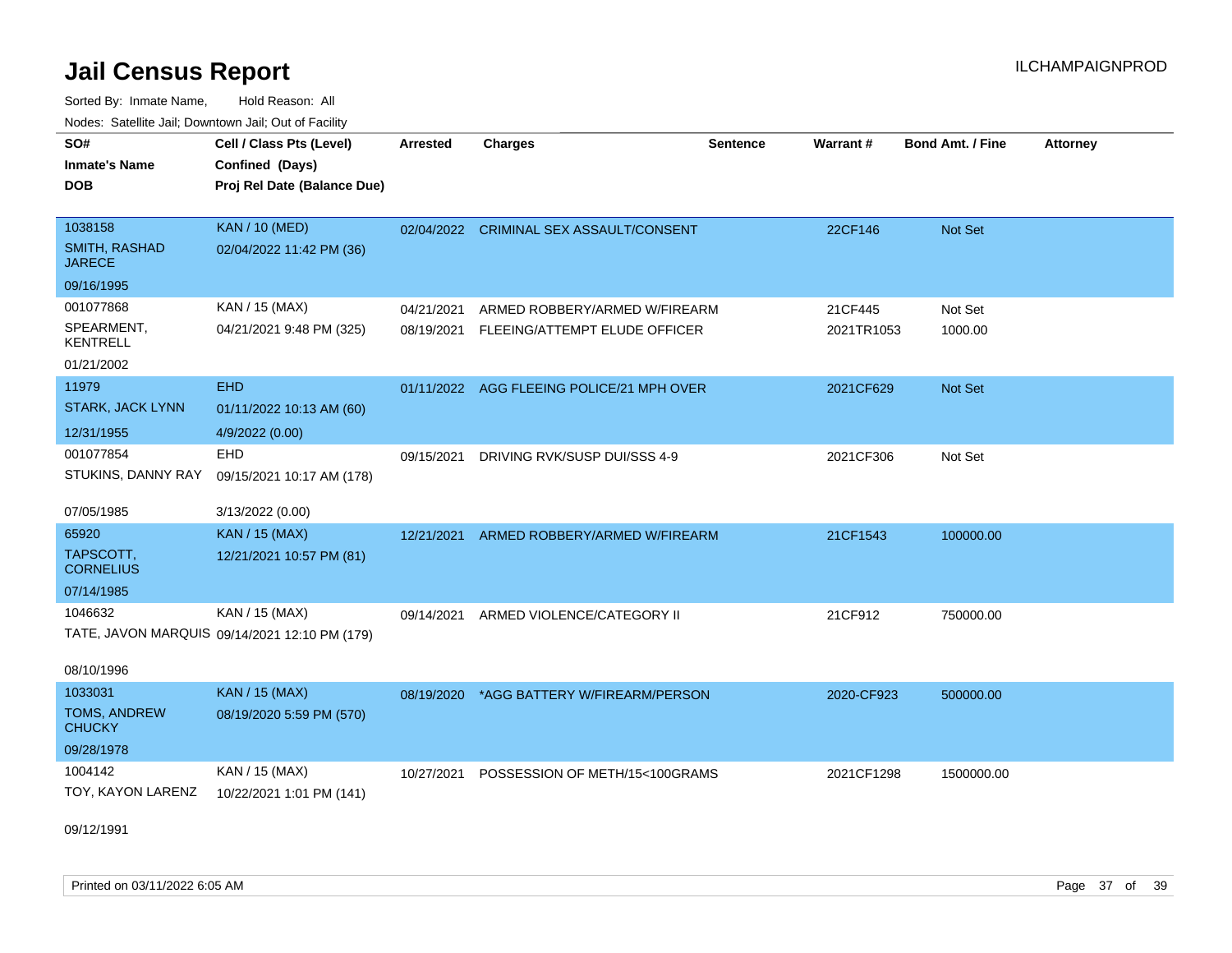# Jail Census Report

ILCHAMPAIGNPROD

Sorted By: Inmate Name, Hold Reason: All

Nodes: Satellite Jail; Downtown Jail; Out of Facility

| SO# / Inmate's Name / DOB | Cell / Class Pts (Level) / Confined (Days) / Proj Rel Date (Balance Due) | Arrested | Charges | Sentence | Warrant # | Bond Amt. / Fine | Attorney |
|---|---|---|---|---|---|---|---|
| 1038158<br>SMITH, RASHAD JARECE<br>09/16/1995 | KAN / 10 (MED)<br>02/04/2022 11:42 PM (36) | 02/04/2022 | CRIMINAL SEX ASSAULT/CONSENT | | 22CF146 | Not Set | |
| 001077868<br>SPEARMENT, KENTRELL<br>01/21/2002 | KAN / 15 (MAX)<br>04/21/2021 9:48 PM (325) | 04/21/2021<br>08/19/2021 | ARMED ROBBERY/ARMED W/FIREARM<br>FLEEING/ATTEMPT ELUDE OFFICER | | 21CF445<br>2021TR1053 | Not Set<br>1000.00 | |
| 11979<br>STARK, JACK LYNN<br>12/31/1955 | EHD<br>01/11/2022 10:13 AM (60)<br>4/9/2022 (0.00) | 01/11/2022 | AGG FLEEING POLICE/21 MPH OVER | | 2021CF629 | Not Set | |
| 001077854<br>STUKINS, DANNY RAY<br>07/05/1985 | EHD<br>09/15/2021 10:17 AM (178)<br>3/13/2022 (0.00) | 09/15/2021 | DRIVING RVK/SUSP DUI/SSS 4-9 | | 2021CF306 | Not Set | |
| 65920<br>TAPSCOTT, CORNELIUS<br>07/14/1985 | KAN / 15 (MAX)<br>12/21/2021 10:57 PM (81) | 12/21/2021 | ARMED ROBBERY/ARMED W/FIREARM | | 21CF1543 | 100000.00 | |
| 1046632<br>TATE, JAVON MARQUIS<br>08/10/1996 | KAN / 15 (MAX)<br>09/14/2021 12:10 PM (179) | 09/14/2021 | ARMED VIOLENCE/CATEGORY II | | 21CF912 | 750000.00 | |
| 1033031<br>TOMS, ANDREW CHUCKY<br>09/28/1978 | KAN / 15 (MAX)<br>08/19/2020 5:59 PM (570) | 08/19/2020 | *AGG BATTERY W/FIREARM/PERSON | | 2020-CF923 | 500000.00 | |
| 1004142<br>TOY, KAYON LARENZ<br>09/12/1991 | KAN / 15 (MAX)<br>10/22/2021 1:01 PM (141) | 10/27/2021 | POSSESSION OF METH/15<100GRAMS | | 2021CF1298 | 1500000.00 | |

Printed on 03/11/2022 6:05 AM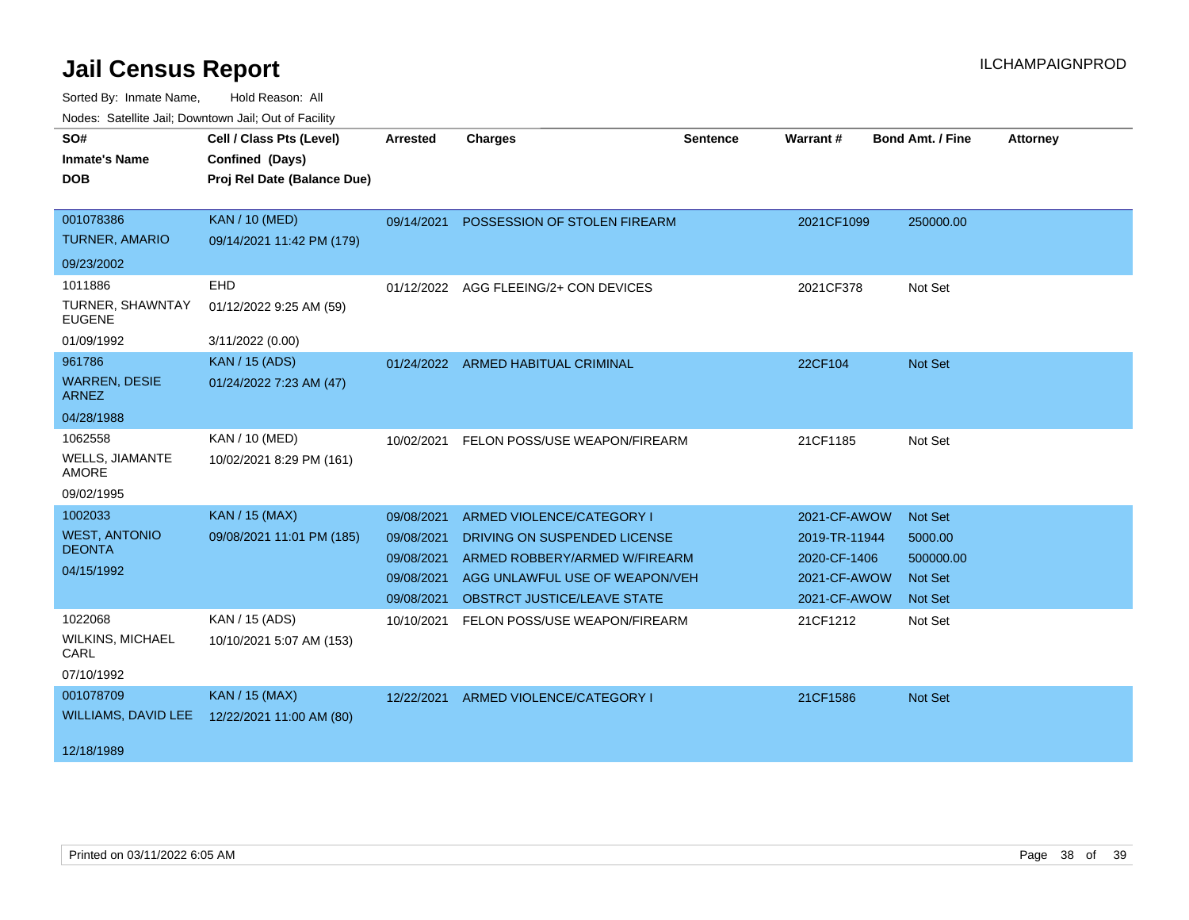# Jail Census Report

ILCHAMPAIGNPROD

Sorted By: Inmate Name, Hold Reason: All

Nodes: Satellite Jail; Downtown Jail; Out of Facility

| SO# / Inmate's Name / DOB | Cell / Class Pts (Level) / Confined (Days) / Proj Rel Date (Balance Due) | Arrested | Charges | Sentence | Warrant # | Bond Amt. / Fine | Attorney |
|---|---|---|---|---|---|---|---|
| 001078386<br>TURNER, AMARIO<br>09/23/2002 | KAN / 10 (MED)<br>09/14/2021 11:42 PM (179) | 09/14/2021 | POSSESSION OF STOLEN FIREARM | | 2021CF1099 | 250000.00 | |
| 1011886<br>TURNER, SHAWNTAY EUGENE<br>01/09/1992 | EHD<br>01/12/2022 9:25 AM (59)<br>3/11/2022 (0.00) | 01/12/2022 | AGG FLEEING/2+ CON DEVICES | | 2021CF378 | Not Set | |
| 961786<br>WARREN, DESIE ARNEZ<br>04/28/1988 | KAN / 15 (ADS)<br>01/24/2022 7:23 AM (47) | 01/24/2022 | ARMED HABITUAL CRIMINAL | | 22CF104 | Not Set | |
| 1062558<br>WELLS, JIAMANTE AMORE<br>09/02/1995 | KAN / 10 (MED)<br>10/02/2021 8:29 PM (161) | 10/02/2021 | FELON POSS/USE WEAPON/FIREARM | | 21CF1185 | Not Set | |
| 1002033<br>WEST, ANTONIO DEONTA<br>04/15/1992 | KAN / 15 (MAX)<br>09/08/2021 11:01 PM (185) | 09/08/2021 | ARMED VIOLENCE/CATEGORY I | | 2021-CF-AWOW | Not Set | |
| | | 09/08/2021 | DRIVING ON SUSPENDED LICENSE | | 2019-TR-11944 | 5000.00 | |
| | | 09/08/2021 | ARMED ROBBERY/ARMED W/FIREARM | | 2020-CF-1406 | 500000.00 | |
| | | 09/08/2021 | AGG UNLAWFUL USE OF WEAPON/VEH | | 2021-CF-AWOW | Not Set | |
| | | 09/08/2021 | OBSTRCT JUSTICE/LEAVE STATE | | 2021-CF-AWOW | Not Set | |
| 1022068<br>WILKINS, MICHAEL CARL<br>07/10/1992 | KAN / 15 (ADS)<br>10/10/2021 5:07 AM (153) | 10/10/2021 | FELON POSS/USE WEAPON/FIREARM | | 21CF1212 | Not Set | |
| 001078709<br>WILLIAMS, DAVID LEE<br>12/18/1989 | KAN / 15 (MAX)<br>12/22/2021 11:00 AM (80) | 12/22/2021 | ARMED VIOLENCE/CATEGORY I | | 21CF1586 | Not Set | |

Printed on 03/11/2022 6:05 AM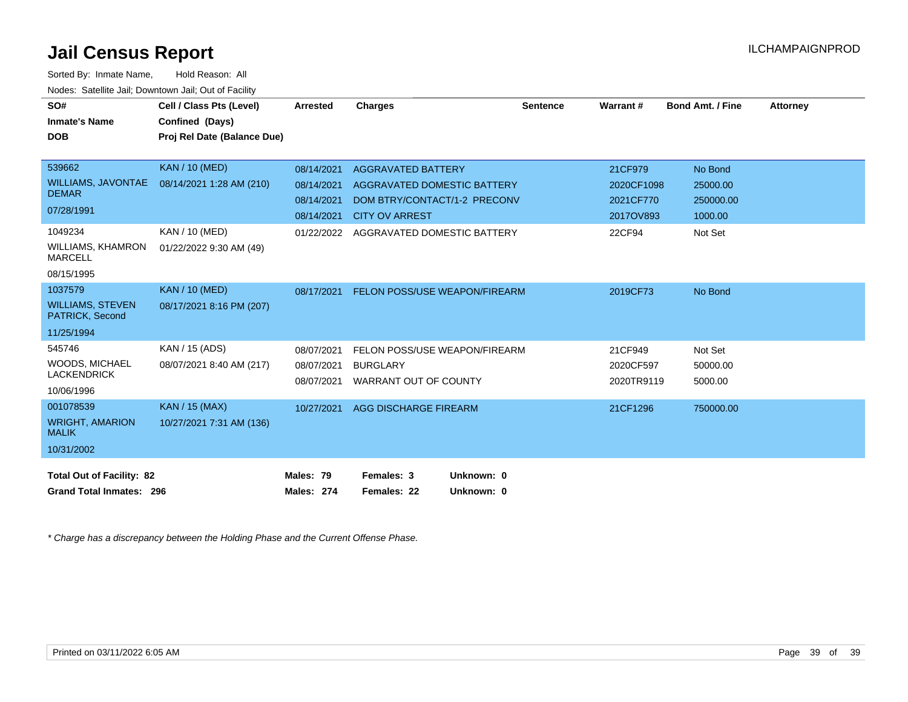# Jail Census Report

ILCHAMPAIGNPROD

Sorted By: Inmate Name, Hold Reason: All

Nodes: Satellite Jail; Downtown Jail; Out of Facility

| SO# / Inmate's Name / DOB | Cell / Class Pts (Level) / Confined (Days) / Proj Rel Date (Balance Due) | Arrested | Charges | Sentence | Warrant # | Bond Amt. / Fine | Attorney |
|---|---|---|---|---|---|---|---|
| 539662<br>WILLIAMS, JAVONTAE DEMAR<br>07/28/1991 | KAN / 10 (MED)<br>08/14/2021 1:28 AM (210) | 08/14/2021<br>08/14/2021<br>08/14/2021<br>08/14/2021 | AGGRAVATED BATTERY<br>AGGRAVATED DOMESTIC BATTERY<br>DOM BTRY/CONTACT/1-2 PRECONV<br>CITY OV ARREST | | 21CF979<br>2020CF1098<br>2021CF770<br>2017OV893 | No Bond<br>25000.00<br>250000.00<br>1000.00 | |
| 1049234<br>WILLIAMS, KHAMRON MARCELL<br>08/15/1995 | KAN / 10 (MED)<br>01/22/2022 9:30 AM (49) | 01/22/2022 | AGGRAVATED DOMESTIC BATTERY | | 22CF94 | Not Set | |
| 1037579<br>WILLIAMS, STEVEN PATRICK, Second<br>11/25/1994 | KAN / 10 (MED)<br>08/17/2021 8:16 PM (207) | 08/17/2021 | FELON POSS/USE WEAPON/FIREARM | | 2019CF73 | No Bond | |
| 545746<br>WOODS, MICHAEL LACKENDRICK<br>10/06/1996 | KAN / 15 (ADS)<br>08/07/2021 8:40 AM (217) | 08/07/2021<br>08/07/2021<br>08/07/2021 | FELON POSS/USE WEAPON/FIREARM<br>BURGLARY<br>WARRANT OUT OF COUNTY | | 21CF949<br>2020CF597<br>2020TR9119 | Not Set<br>50000.00<br>5000.00 | |
| 001078539<br>WRIGHT, AMARION MALIK<br>10/31/2002 | KAN / 15 (MAX)<br>10/27/2021 7:31 AM (136) | 10/27/2021 | AGG DISCHARGE FIREARM | | 21CF1296 | 750000.00 | |

**Total Out of Facility: 82** **Males: 79** **Females: 3** **Unknown: 0**

**Grand Total Inmates: 296** **Males: 274** **Females: 22** **Unknown: 0**

*\* Charge has a discrepancy between the Holding Phase and the Current Offense Phase.*

Printed on 03/11/2022 6:05 AM